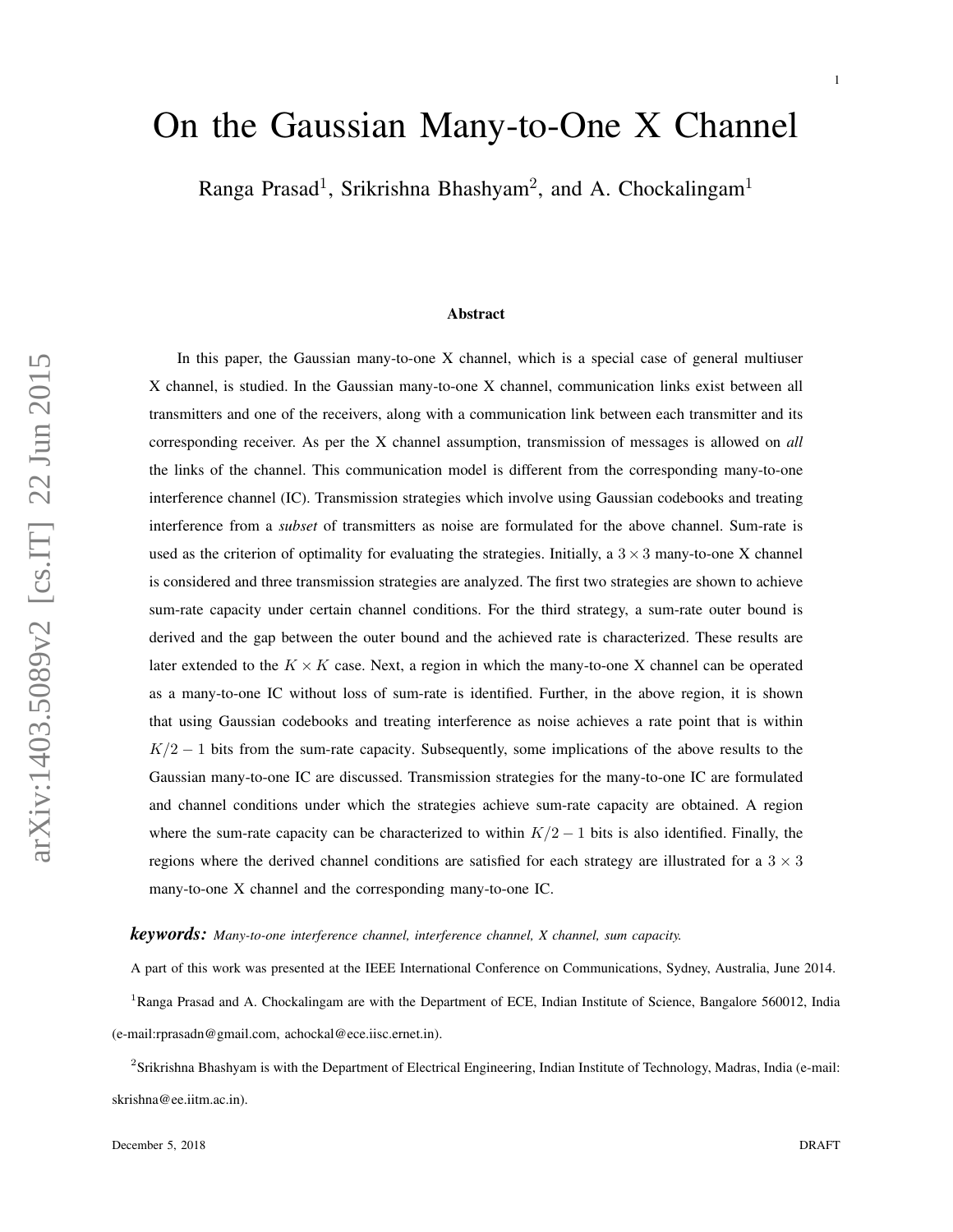# On the Gaussian Many-to-One X Channel

Ranga Prasad[1], Srikrishna Bhashyam[2], and A. Chockalingam[1]

### Abstract

In this paper, the Gaussian many-to-one X channel, which is a special case of general multiuser X channel, is studied. In the Gaussian many-to-one X channel, communication links exist between all transmitters and one of the receivers, along with a communication link between each transmitter and its corresponding receiver. As per the X channel assumption, transmission of messages is allowed on *all* the links of the channel. This communication model is different from the corresponding many-to-one interference channel (IC). Transmission strategies which involve using Gaussian codebooks and treating interference from a *subset* of transmitters as noise are formulated for the above channel. Sum-rate is used as the criterion of optimality for evaluating the strategies. Initially, a $3 \times 3$ many-to-one X channel is considered and three transmission strategies are analyzed. The first two strategies are shown to achieve sum-rate capacity under certain channel conditions. For the third strategy, a sum-rate outer bound is derived and the gap between the outer bound and the achieved rate is characterized. These results are later extended to the $K \times K$ case. Next, a region in which the many-to-one X channel can be operated as a many-to-one IC without loss of sum-rate is identified. Further, in the above region, it is shown that using Gaussian codebooks and treating interference as noise achieves a rate point that is within $K/2 - 1$ bits from the sum-rate capacity. Subsequently, some implications of the above results to the Gaussian many-to-one IC are discussed. Transmission strategies for the many-to-one IC are formulated and channel conditions under which the strategies achieve sum-rate capacity are obtained. A region where the sum-rate capacity can be characterized to within $K/2 - 1$ bits is also identified. Finally, the regions where the derived channel conditions are satisfied for each strategy are illustrated for a $3 \times 3$ many-to-one X channel and the corresponding many-to-one IC.

***keywords:*** *Many-to-one interference channel, interference channel, X channel, sum capacity.*

A part of this work was presented at the IEEE International Conference on Communications, Sydney, Australia, June 2014.

[1]Ranga Prasad and A. Chockalingam are with the Department of ECE, Indian Institute of Science, Bangalore 560012, India (e-mail:rprasadn@gmail.com, achockal@ece.iisc.ernet.in).

[2]Srikrishna Bhashyam is with the Department of Electrical Engineering, Indian Institute of Technology, Madras, India (e-mail: skrishna@ee.iitm.ac.in).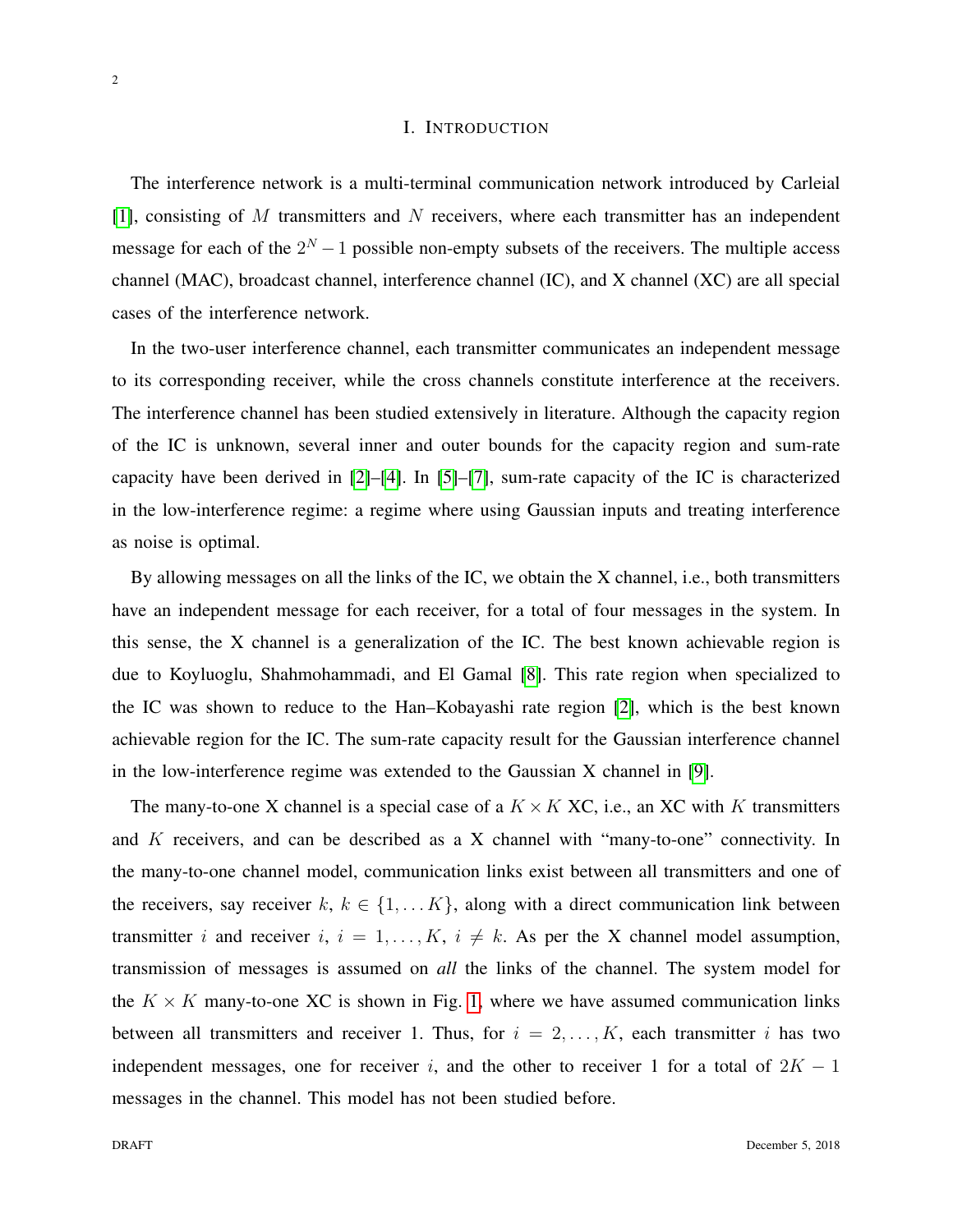# I. Introduction

The interference network is a multi-terminal communication network introduced by Carleial [1], consisting of $M$ transmitters and $N$ receivers, where each transmitter has an independent message for each of the $2^N - 1$ possible non-empty subsets of the receivers. The multiple access channel (MAC), broadcast channel, interference channel (IC), and X channel (XC) are all special cases of the interference network.

In the two-user interference channel, each transmitter communicates an independent message to its corresponding receiver, while the cross channels constitute interference at the receivers. The interference channel has been studied extensively in literature. Although the capacity region of the IC is unknown, several inner and outer bounds for the capacity region and sum-rate capacity have been derived in [2]–[4]. In [5]–[7], sum-rate capacity of the IC is characterized in the low-interference regime: a regime where using Gaussian inputs and treating interference as noise is optimal.

By allowing messages on all the links of the IC, we obtain the X channel, i.e., both transmitters have an independent message for each receiver, for a total of four messages in the system. In this sense, the X channel is a generalization of the IC. The best known achievable region is due to Koyluoglu, Shahmohammadi, and El Gamal [8]. This rate region when specialized to the IC was shown to reduce to the Han–Kobayashi rate region [2], which is the best known achievable region for the IC. The sum-rate capacity result for the Gaussian interference channel in the low-interference regime was extended to the Gaussian X channel in [9].

The many-to-one X channel is a special case of a $K \times K$ XC, i.e., an XC with $K$ transmitters and $K$ receivers, and can be described as a X channel with "many-to-one" connectivity. In the many-to-one channel model, communication links exist between all transmitters and one of the receivers, say receiver $k$, $k \in \{1, \dots K\}$, along with a direct communication link between transmitter $i$ and receiver $i$, $i = 1, \dots, K$, $i \neq k$. As per the X channel model assumption, transmission of messages is assumed on *all* the links of the channel. The system model for the $K \times K$ many-to-one XC is shown in Fig. 1, where we have assumed communication links between all transmitters and receiver 1. Thus, for $i = 2, \dots, K$, each transmitter $i$ has two independent messages, one for receiver $i$, and the other to receiver 1 for a total of $2K - 1$ messages in the channel. This model has not been studied before.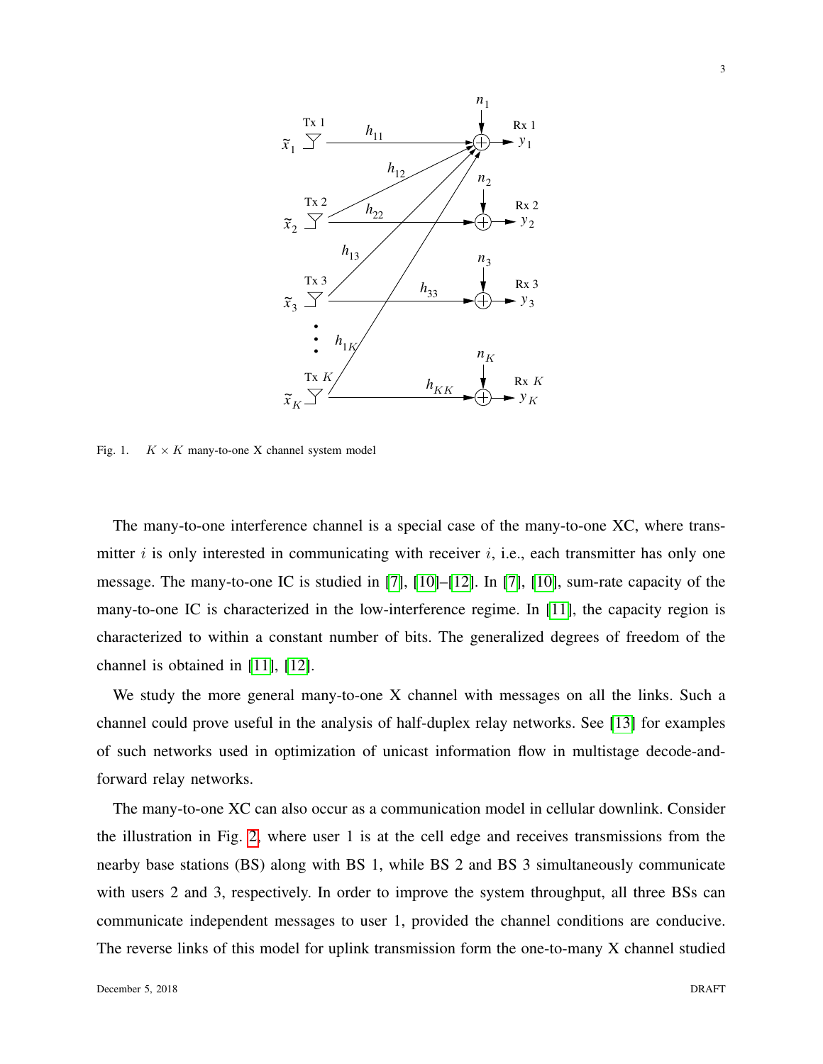Fig. 1. $K \times K$ many-to-one X channel system model

The many-to-one interference channel is a special case of the many-to-one XC, where transmitter $i$ is only interested in communicating with receiver $i$, i.e., each transmitter has only one message. The many-to-one IC is studied in [7], [10]–[12]. In [7], [10], sum-rate capacity of the many-to-one IC is characterized in the low-interference regime. In [11], the capacity region is characterized to within a constant number of bits. The generalized degrees of freedom of the channel is obtained in [11], [12].

We study the more general many-to-one X channel with messages on all the links. Such a channel could prove useful in the analysis of half-duplex relay networks. See [13] for examples of such networks used in optimization of unicast information flow in multistage decode-and-forward relay networks.

The many-to-one XC can also occur as a communication model in cellular downlink. Consider the illustration in Fig. 2, where user 1 is at the cell edge and receives transmissions from the nearby base stations (BS) along with BS 1, while BS 2 and BS 3 simultaneously communicate with users 2 and 3, respectively. In order to improve the system throughput, all three BSs can communicate independent messages to user 1, provided the channel conditions are conducive. The reverse links of this model for uplink transmission form the one-to-many X channel studied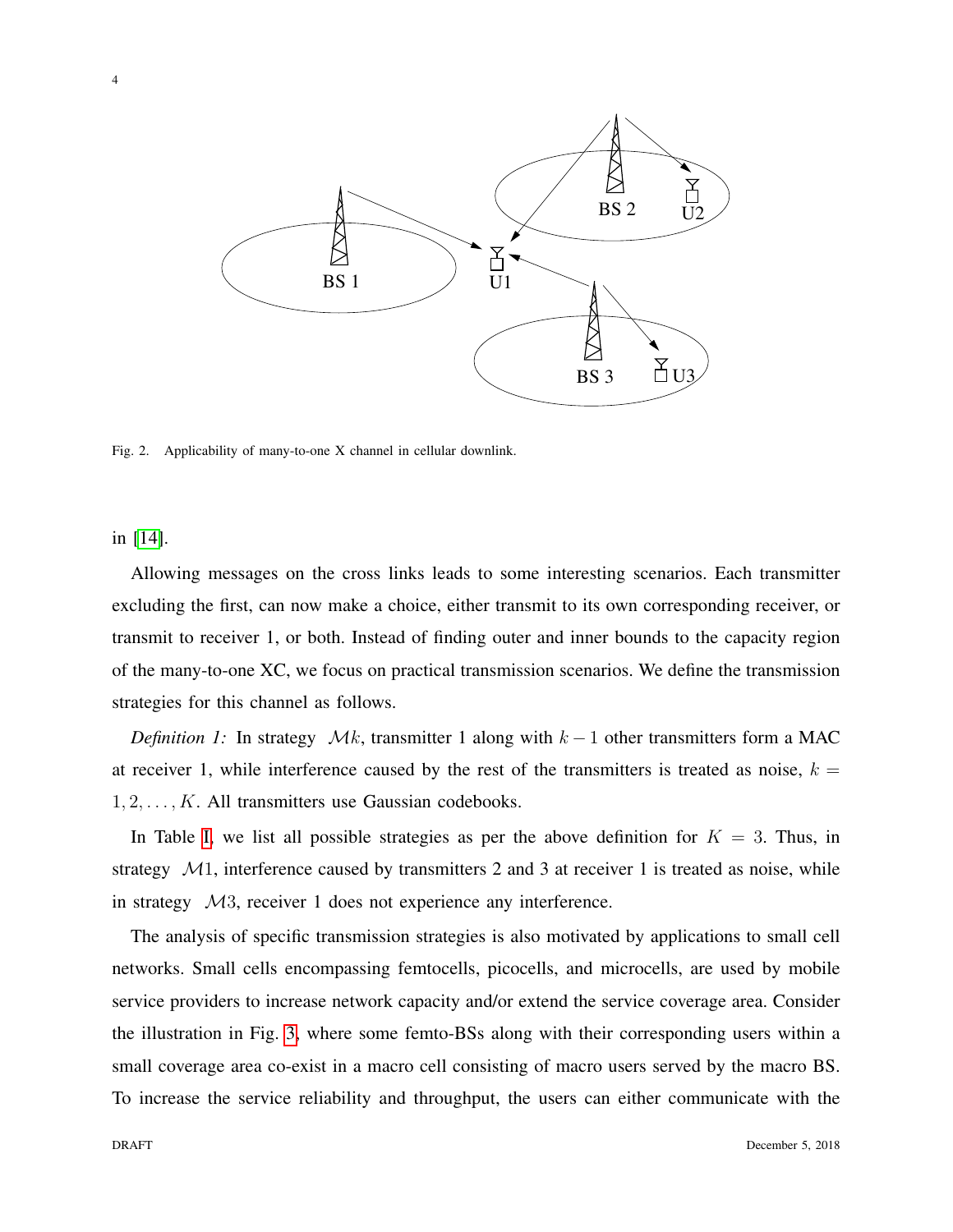Fig. 2. Applicability of many-to-one X channel in cellular downlink.

in [14].

Allowing messages on the cross links leads to some interesting scenarios. Each transmitter excluding the first, can now make a choice, either transmit to its own corresponding receiver, or transmit to receiver 1, or both. Instead of finding outer and inner bounds to the capacity region of the many-to-one XC, we focus on practical transmission scenarios. We define the transmission strategies for this channel as follows.

*Definition 1:* In strategy $\mathcal{M}k$, transmitter 1 along with $k-1$ other transmitters form a MAC at receiver 1, while interference caused by the rest of the transmitters is treated as noise, $k = 1, 2, \ldots, K$. All transmitters use Gaussian codebooks.

In Table I, we list all possible strategies as per the above definition for $K = 3$. Thus, in strategy $\mathcal{M}1$, interference caused by transmitters 2 and 3 at receiver 1 is treated as noise, while in strategy $\mathcal{M}3$, receiver 1 does not experience any interference.

The analysis of specific transmission strategies is also motivated by applications to small cell networks. Small cells encompassing femtocells, picocells, and microcells, are used by mobile service providers to increase network capacity and/or extend the service coverage area. Consider the illustration in Fig. 3, where some femto-BSs along with their corresponding users within a small coverage area co-exist in a macro cell consisting of macro users served by the macro BS. To increase the service reliability and throughput, the users can either communicate with the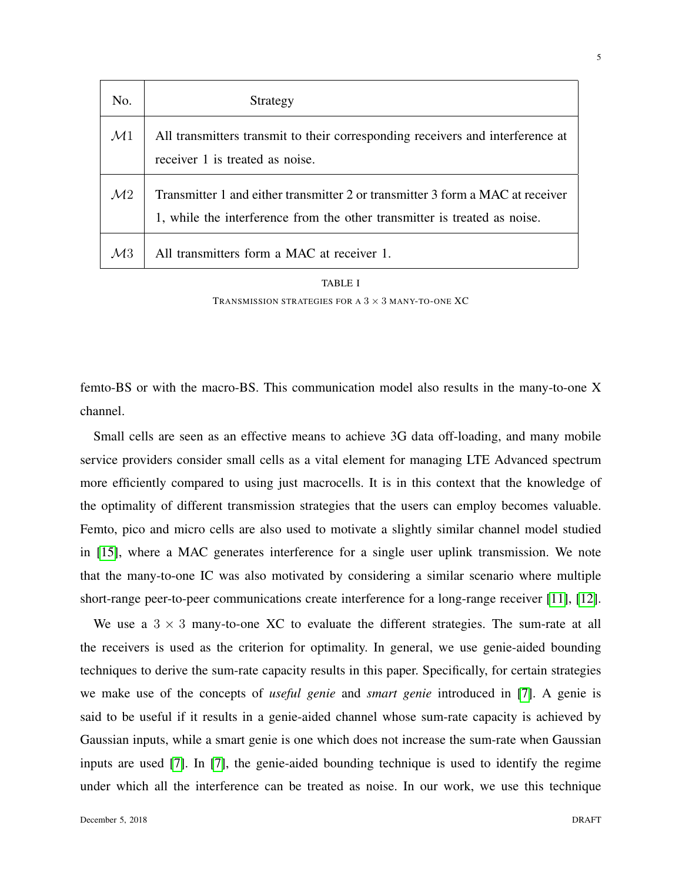| No. | Strategy |
| --- | --- |
| $\mathcal{M}1$ | All transmitters transmit to their corresponding receivers and interference at receiver 1 is treated as noise. |
| $\mathcal{M}2$ | Transmitter 1 and either transmitter 2 or transmitter 3 form a MAC at receiver 1, while the interference from the other transmitter is treated as noise. |
| $\mathcal{M}3$ | All transmitters form a MAC at receiver 1. |

TABLE I

TRANSMISSION STRATEGIES FOR A $3 \times 3$ MANY-TO-ONE XC

femto-BS or with the macro-BS. This communication model also results in the many-to-one X channel.

Small cells are seen as an effective means to achieve 3G data off-loading, and many mobile service providers consider small cells as a vital element for managing LTE Advanced spectrum more efficiently compared to using just macrocells. It is in this context that the knowledge of the optimality of different transmission strategies that the users can employ becomes valuable. Femto, pico and micro cells are also used to motivate a slightly similar channel model studied in [15], where a MAC generates interference for a single user uplink transmission. We note that the many-to-one IC was also motivated by considering a similar scenario where multiple short-range peer-to-peer communications create interference for a long-range receiver [11], [12].

We use a $3 \times 3$ many-to-one XC to evaluate the different strategies. The sum-rate at all the receivers is used as the criterion for optimality. In general, we use genie-aided bounding techniques to derive the sum-rate capacity results in this paper. Specifically, for certain strategies we make use of the concepts of *useful genie* and *smart genie* introduced in [7]. A genie is said to be useful if it results in a genie-aided channel whose sum-rate capacity is achieved by Gaussian inputs, while a smart genie is one which does not increase the sum-rate when Gaussian inputs are used [7]. In [7], the genie-aided bounding technique is used to identify the regime under which all the interference can be treated as noise. In our work, we use this technique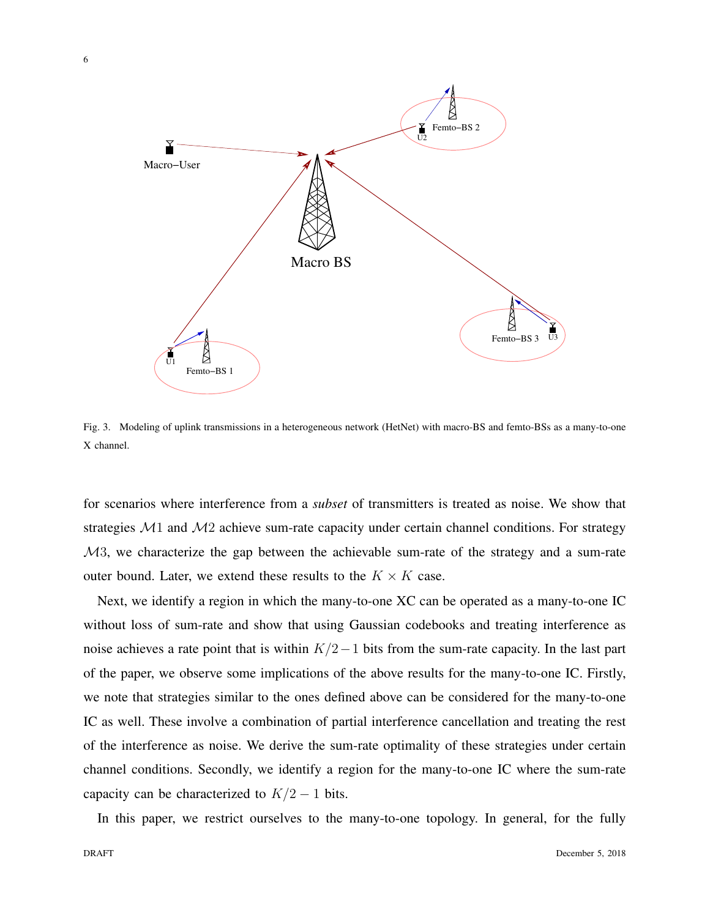Fig. 3. Modeling of uplink transmissions in a heterogeneous network (HetNet) with macro-BS and femto-BSs as a many-to-one X channel.

for scenarios where interference from a *subset* of transmitters is treated as noise. We show that strategies $\mathcal{M}1$ and $\mathcal{M}2$ achieve sum-rate capacity under certain channel conditions. For strategy $\mathcal{M}3$, we characterize the gap between the achievable sum-rate of the strategy and a sum-rate outer bound. Later, we extend these results to the $K \times K$ case.

Next, we identify a region in which the many-to-one XC can be operated as a many-to-one IC without loss of sum-rate and show that using Gaussian codebooks and treating interference as noise achieves a rate point that is within $K/2-1$ bits from the sum-rate capacity. In the last part of the paper, we observe some implications of the above results for the many-to-one IC. Firstly, we note that strategies similar to the ones defined above can be considered for the many-to-one IC as well. These involve a combination of partial interference cancellation and treating the rest of the interference as noise. We derive the sum-rate optimality of these strategies under certain channel conditions. Secondly, we identify a region for the many-to-one IC where the sum-rate capacity can be characterized to $K/2-1$ bits.

In this paper, we restrict ourselves to the many-to-one topology. In general, for the fully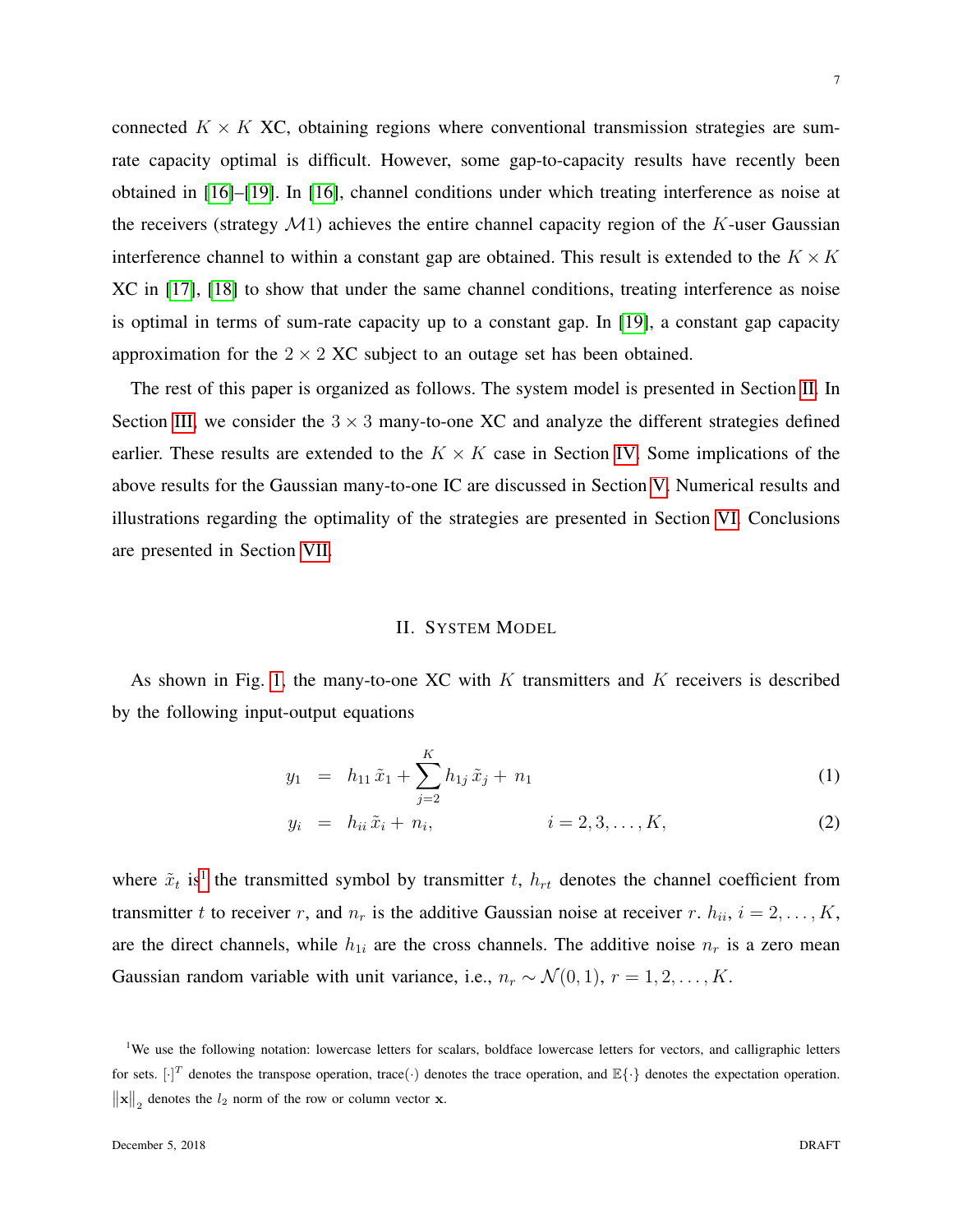connected $K \times K$ XC, obtaining regions where conventional transmission strategies are sum-rate capacity optimal is difficult. However, some gap-to-capacity results have recently been obtained in [16]–[19]. In [16], channel conditions under which treating interference as noise at the receivers (strategy $\mathcal{M}1$) achieves the entire channel capacity region of the $K$-user Gaussian interference channel to within a constant gap are obtained. This result is extended to the $K \times K$ XC in [17], [18] to show that under the same channel conditions, treating interference as noise is optimal in terms of sum-rate capacity up to a constant gap. In [19], a constant gap capacity approximation for the $2 \times 2$ XC subject to an outage set has been obtained.

The rest of this paper is organized as follows. The system model is presented in Section II. In Section III, we consider the $3 \times 3$ many-to-one XC and analyze the different strategies defined earlier. These results are extended to the $K \times K$ case in Section IV. Some implications of the above results for the Gaussian many-to-one IC are discussed in Section V. Numerical results and illustrations regarding the optimality of the strategies are presented in Section VI. Conclusions are presented in Section VII.

## II. System Model

As shown in Fig. 1, the many-to-one XC with $K$ transmitters and $K$ receivers is described by the following input-output equations

$$y_1 = h_{11}\,\tilde{x}_1 + \sum_{j=2}^{K} h_{1j}\,\tilde{x}_j + n_1 \tag{1}$$

$$y_i = h_{ii}\,\tilde{x}_i + n_i, \qquad\qquad i = 2, 3, \ldots, K, \tag{2}$$

where $\tilde{x}_t$ is[1] the transmitted symbol by transmitter $t$, $h_{rt}$ denotes the channel coefficient from transmitter $t$ to receiver $r$, and $n_r$ is the additive Gaussian noise at receiver $r$. $h_{ii}$, $i = 2, \ldots, K$, are the direct channels, while $h_{1i}$ are the cross channels. The additive noise $n_r$ is a zero mean Gaussian random variable with unit variance, i.e., $n_r \sim \mathcal{N}(0, 1)$, $r = 1, 2, \ldots, K$.

[1] We use the following notation: lowercase letters for scalars, boldface lowercase letters for vectors, and calligraphic letters for sets. $[\cdot]^T$ denotes the transpose operation, trace$(\cdot)$ denotes the trace operation, and $\mathbb{E}\{\cdot\}$ denotes the expectation operation. $\|\mathbf{x}\|_2$ denotes the $l_2$ norm of the row or column vector $\mathbf{x}$.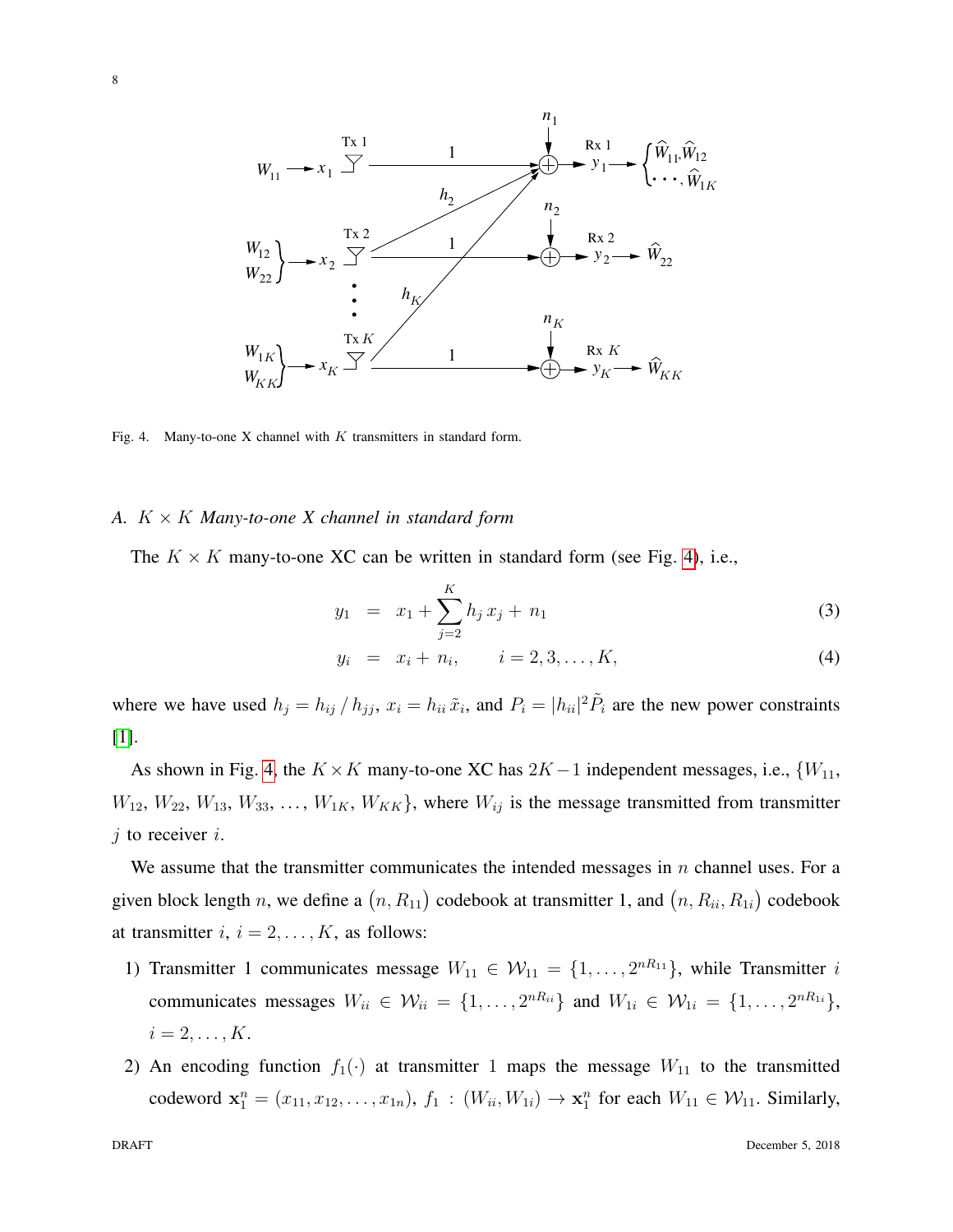Fig. 4. Many-to-one X channel with $K$ transmitters in standard form.

### A. $K \times K$ Many-to-one X channel in standard form

The $K \times K$ many-to-one XC can be written in standard form (see Fig. 4), i.e.,

$$y_1 = x_1 + \sum_{j=2}^{K} h_j \, x_j + n_1 \tag{3}$$

$$y_i = x_i + n_i, \qquad i = 2, 3, \ldots, K, \tag{4}$$

where we have used $h_j = h_{ij} \, / \, h_{jj}$, $x_i = h_{ii} \, \tilde{x}_i$, and $P_i = |h_{ii}|^2 \tilde{P}_i$ are the new power constraints [1].

As shown in Fig. 4, the $K \times K$ many-to-one XC has $2K - 1$ independent messages, i.e., $\{W_{11}$, $W_{12}$, $W_{22}$, $W_{13}$, $W_{33}$, $\ldots$, $W_{1K}$, $W_{KK}\}$, where $W_{ij}$ is the message transmitted from transmitter $j$ to receiver $i$.

We assume that the transmitter communicates the intended messages in $n$ channel uses. For a given block length $n$, we define a $\left(n, R_{11}\right)$ codebook at transmitter 1, and $\left(n, R_{ii}, R_{1i}\right)$ codebook at transmitter $i$, $i = 2, \ldots, K$, as follows:

1) Transmitter 1 communicates message $W_{11} \in \mathcal{W}_{11} = \{1, \ldots, 2^{nR_{11}}\}$, while Transmitter $i$ communicates messages $W_{ii} \in \mathcal{W}_{ii} = \{1, \ldots, 2^{nR_{ii}}\}$ and $W_{1i} \in \mathcal{W}_{1i} = \{1, \ldots, 2^{nR_{1i}}\}$, $i = 2, \ldots, K$.
2) An encoding function $f_1(\cdot)$ at transmitter 1 maps the message $W_{11}$ to the transmitted codeword $\mathbf{x}_1^n = (x_{11}, x_{12}, \ldots, x_{1n})$, $f_1 \, : \, (W_{ii}, W_{1i}) \rightarrow \mathbf{x}_1^n$ for each $W_{11} \in \mathcal{W}_{11}$. Similarly,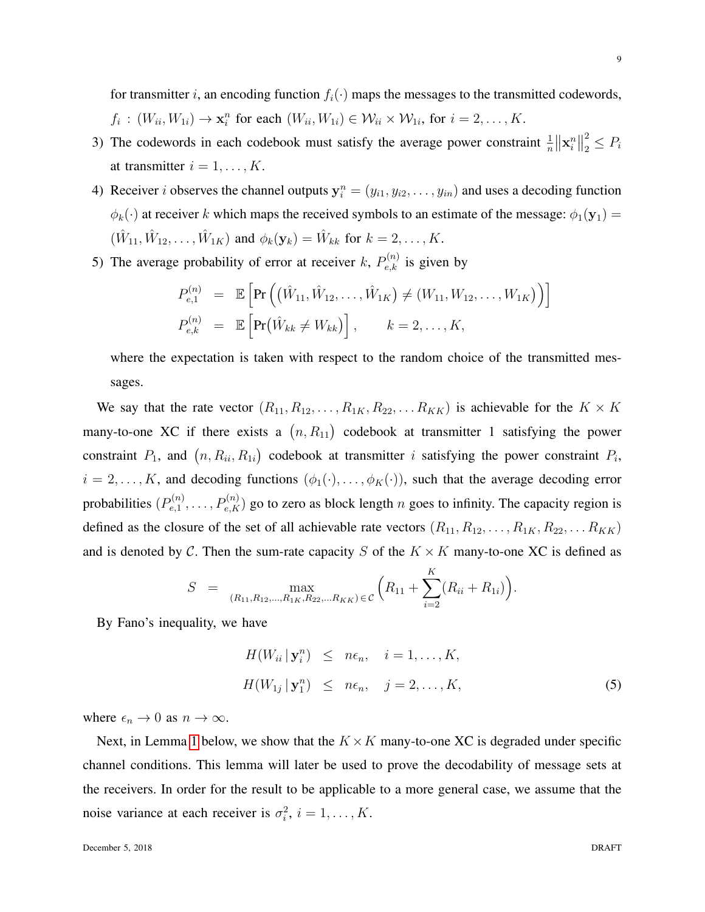for transmitter $i$, an encoding function $f_i(\cdot)$ maps the messages to the transmitted codewords, $f_i\,:\,(W_{ii}, W_{1i}) \to \mathbf{x}_i^n$ for each $(W_{ii}, W_{1i}) \in \mathcal{W}_{ii} \times \mathcal{W}_{1i}$, for $i = 2, \ldots, K$.

3) The codewords in each codebook must satisfy the average power constraint $\frac{1}{n}\left\|\mathbf{x}_i^n\right\|_2^2 \leq P_i$ at transmitter $i = 1, \ldots, K$.

4) Receiver $i$ observes the channel outputs $\mathbf{y}_i^n = (y_{i1}, y_{i2}, \ldots, y_{in})$ and uses a decoding function $\phi_k(\cdot)$ at receiver $k$ which maps the received symbols to an estimate of the message: $\phi_1(\mathbf{y}_1) = (\hat{W}_{11}, \hat{W}_{12}, \ldots, \hat{W}_{1K})$ and $\phi_k(\mathbf{y}_k) = \hat{W}_{kk}$ for $k = 2, \ldots, K$.

5) The average probability of error at receiver $k$, $P_{e,k}^{(n)}$ is given by

$$
\begin{aligned}
P_{e,1}^{(n)} &= \mathbb{E}\left[\Pr\Big(\big(\hat{W}_{11}, \hat{W}_{12}, \ldots, \hat{W}_{1K}\big) \neq \big(W_{11}, W_{12}, \ldots, W_{1K}\big)\Big)\right] \\
P_{e,k}^{(n)} &= \mathbb{E}\left[\Pr\big(\hat{W}_{kk} \neq W_{kk}\big)\right], \qquad k = 2, \ldots, K,
\end{aligned}
$$

where the expectation is taken with respect to the random choice of the transmitted messages.

We say that the rate vector $(R_{11}, R_{12}, \ldots, R_{1K}, R_{22}, \ldots R_{KK})$ is achievable for the $K \times K$ many-to-one XC if there exists a $\big(n, R_{11}\big)$ codebook at transmitter 1 satisfying the power constraint $P_1$, and $\big(n, R_{ii}, R_{1i}\big)$ codebook at transmitter $i$ satisfying the power constraint $P_i$, $i = 2, \ldots, K$, and decoding functions $(\phi_1(\cdot), \ldots, \phi_K(\cdot))$, such that the average decoding error probabilities $(P_{e,1}^{(n)}, \ldots, P_{e,K}^{(n)})$ go to zero as block length $n$ goes to infinity. The capacity region is defined as the closure of the set of all achievable rate vectors $(R_{11}, R_{12}, \ldots, R_{1K}, R_{22}, \ldots R_{KK})$ and is denoted by $\mathcal{C}$. Then the sum-rate capacity $S$ of the $K \times K$ many-to-one XC is defined as

$$
S \;=\; \max_{(R_{11}, R_{12}, \ldots, R_{1K}, R_{22}, \ldots R_{KK}) \in \mathcal{C}} \Big(R_{11} + \sum_{i=2}^{K} (R_{ii} + R_{1i})\Big).
$$

By Fano's inequality, we have

$$
\begin{aligned}
H(W_{ii}\,|\,\mathbf{y}_i^n) &\leq n\epsilon_n, \quad i = 1, \ldots, K, \\
H(W_{1j}\,|\,\mathbf{y}_1^n) &\leq n\epsilon_n, \quad j = 2, \ldots, K,
\end{aligned} \tag{5}
$$

where $\epsilon_n \to 0$ as $n \to \infty$.

Next, in Lemma 1 below, we show that the $K \times K$ many-to-one XC is degraded under specific channel conditions. This lemma will later be used to prove the decodability of message sets at the receivers. In order for the result to be applicable to a more general case, we assume that the noise variance at each receiver is $\sigma_i^2$, $i = 1, \ldots, K$.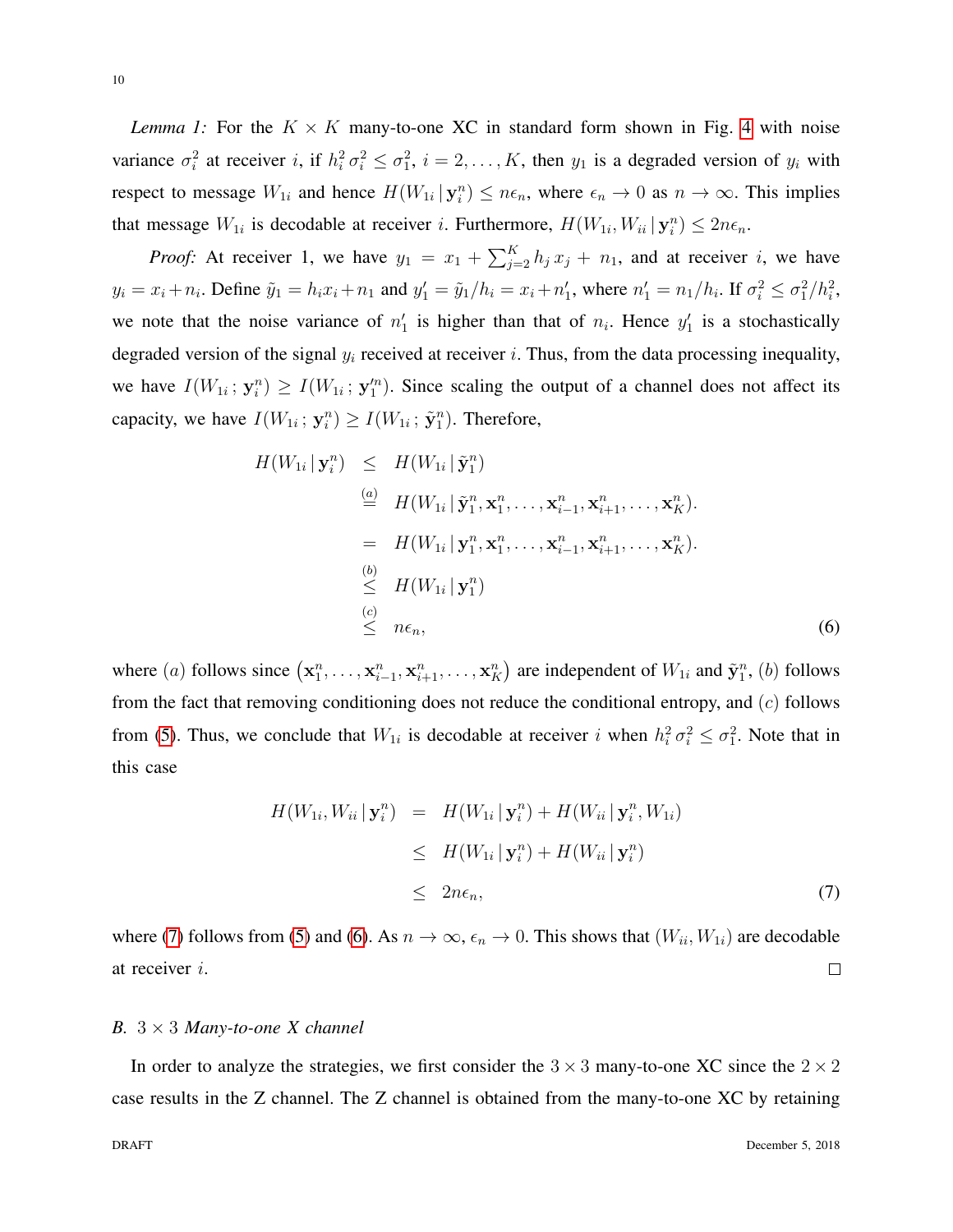*Lemma 1:* For the $K \times K$ many-to-one XC in standard form shown in Fig. 4 with noise variance $\sigma_i^2$ at receiver $i$, if $h_i^2\, \sigma_i^2 \leq \sigma_1^2$, $i = 2, \ldots, K$, then $y_1$ is a degraded version of $y_i$ with respect to message $W_{1i}$ and hence $H(W_{1i}\,|\,\mathbf{y}_i^n) \leq n\epsilon_n$, where $\epsilon_n \to 0$ as $n \to \infty$. This implies that message $W_{1i}$ is decodable at receiver $i$. Furthermore, $H(W_{1i}, W_{ii}\,|\,\mathbf{y}_i^n) \leq 2n\epsilon_n$.

*Proof:* At receiver 1, we have $y_1 = x_1 + \sum_{j=2}^{K} h_j\, x_j + n_1$, and at receiver $i$, we have $y_i = x_i + n_i$. Define $\tilde{y}_1 = h_i x_i + n_1$ and $y_1' = \tilde{y}_1 / h_i = x_i + n_1'$, where $n_1' = n_1/h_i$. If $\sigma_i^2 \leq \sigma_1^2/h_i^2$, we note that the noise variance of $n_1'$ is higher than that of $n_i$. Hence $y_1'$ is a stochastically degraded version of the signal $y_i$ received at receiver $i$. Thus, from the data processing inequality, we have $I(W_{1i}\,;\,\mathbf{y}_i^n) \geq I(W_{1i}\,;\,\mathbf{y}_1'^n)$. Since scaling the output of a channel does not affect its capacity, we have $I(W_{1i}\,;\,\mathbf{y}_i^n) \geq I(W_{1i}\,;\,\tilde{\mathbf{y}}_1^n)$. Therefore,

$$
\begin{aligned}
H(W_{1i}\,|\,\mathbf{y}_i^n) &\leq H(W_{1i}\,|\,\tilde{\mathbf{y}}_1^n) \\
&\stackrel{(a)}{=} H(W_{1i}\,|\,\tilde{\mathbf{y}}_1^n, \mathbf{x}_1^n, \ldots, \mathbf{x}_{i-1}^n, \mathbf{x}_{i+1}^n, \ldots, \mathbf{x}_K^n). \\
&= H(W_{1i}\,|\,\mathbf{y}_1^n, \mathbf{x}_1^n, \ldots, \mathbf{x}_{i-1}^n, \mathbf{x}_{i+1}^n, \ldots, \mathbf{x}_K^n). \\
&\stackrel{(b)}{\leq} H(W_{1i}\,|\,\mathbf{y}_1^n) \\
&\stackrel{(c)}{\leq} n\epsilon_n, \qquad (6)
\end{aligned}
$$

where $(a)$ follows since $\left(\mathbf{x}_1^n, \ldots, \mathbf{x}_{i-1}^n, \mathbf{x}_{i+1}^n, \ldots, \mathbf{x}_K^n\right)$ are independent of $W_{1i}$ and $\tilde{\mathbf{y}}_1^n$, $(b)$ follows from the fact that removing conditioning does not reduce the conditional entropy, and $(c)$ follows from (5). Thus, we conclude that $W_{1i}$ is decodable at receiver $i$ when $h_i^2\, \sigma_i^2 \leq \sigma_1^2$. Note that in this case

$$
\begin{aligned}
H(W_{1i}, W_{ii}\,|\,\mathbf{y}_i^n) &= H(W_{1i}\,|\,\mathbf{y}_i^n) + H(W_{ii}\,|\,\mathbf{y}_i^n, W_{1i}) \\
&\leq H(W_{1i}\,|\,\mathbf{y}_i^n) + H(W_{ii}\,|\,\mathbf{y}_i^n) \\
&\leq 2n\epsilon_n, \qquad (7)
\end{aligned}
$$

where (7) follows from (5) and (6). As $n \to \infty$, $\epsilon_n \to 0$. This shows that $(W_{ii}, W_{1i})$ are decodable at receiver $i$. $\square$

### B. $3 \times 3$ Many-to-one X channel

In order to analyze the strategies, we first consider the $3 \times 3$ many-to-one XC since the $2 \times 2$ case results in the Z channel. The Z channel is obtained from the many-to-one XC by retaining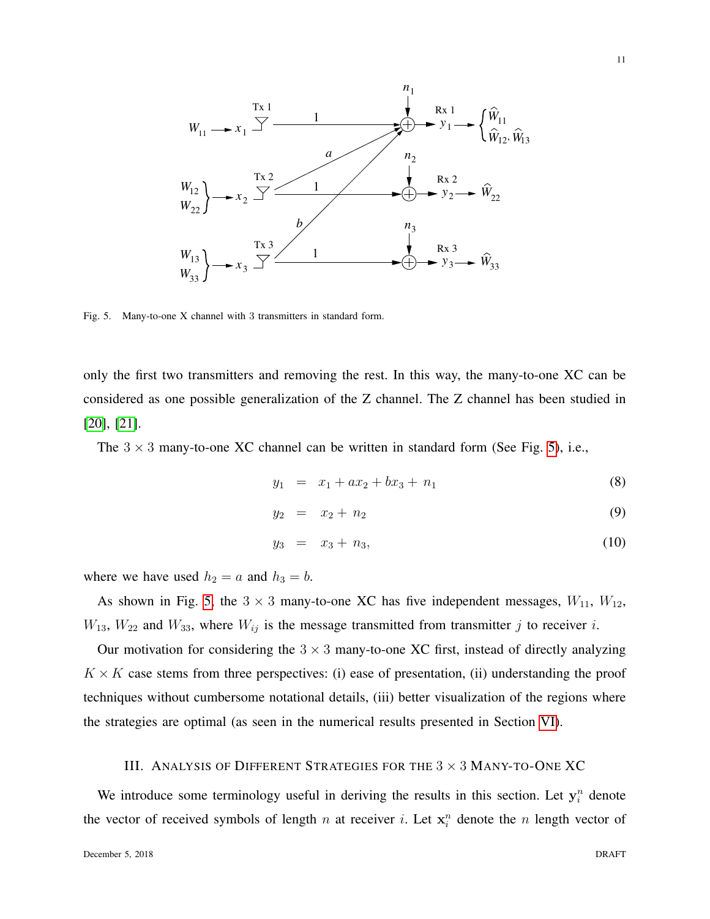Fig. 5. Many-to-one X channel with 3 transmitters in standard form.

only the first two transmitters and removing the rest. In this way, the many-to-one XC can be considered as one possible generalization of the Z channel. The Z channel has been studied in [20], [21].

The $3 \times 3$ many-to-one XC channel can be written in standard form (See Fig. 5), i.e.,

$$y_1 = x_1 + ax_2 + bx_3 + n_1 \tag{8}$$

$$y_2 = x_2 + n_2 \tag{9}$$

$$y_3 = x_3 + n_3, \tag{10}$$

where we have used $h_2 = a$ and $h_3 = b$.

As shown in Fig. 5, the $3 \times 3$ many-to-one XC has five independent messages, $W_{11}$, $W_{12}$, $W_{13}$, $W_{22}$ and $W_{33}$, where $W_{ij}$ is the message transmitted from transmitter $j$ to receiver $i$.

Our motivation for considering the $3 \times 3$ many-to-one XC first, instead of directly analyzing $K \times K$ case stems from three perspectives: (i) ease of presentation, (ii) understanding the proof techniques without cumbersome notational details, (iii) better visualization of the regions where the strategies are optimal (as seen in the numerical results presented in Section VI).

## III. Analysis of Different Strategies for the $3 \times 3$ Many-to-One XC

We introduce some terminology useful in deriving the results in this section. Let $\mathbf{y}_i^n$ denote the vector of received symbols of length $n$ at receiver $i$. Let $\mathbf{x}_i^n$ denote the $n$ length vector of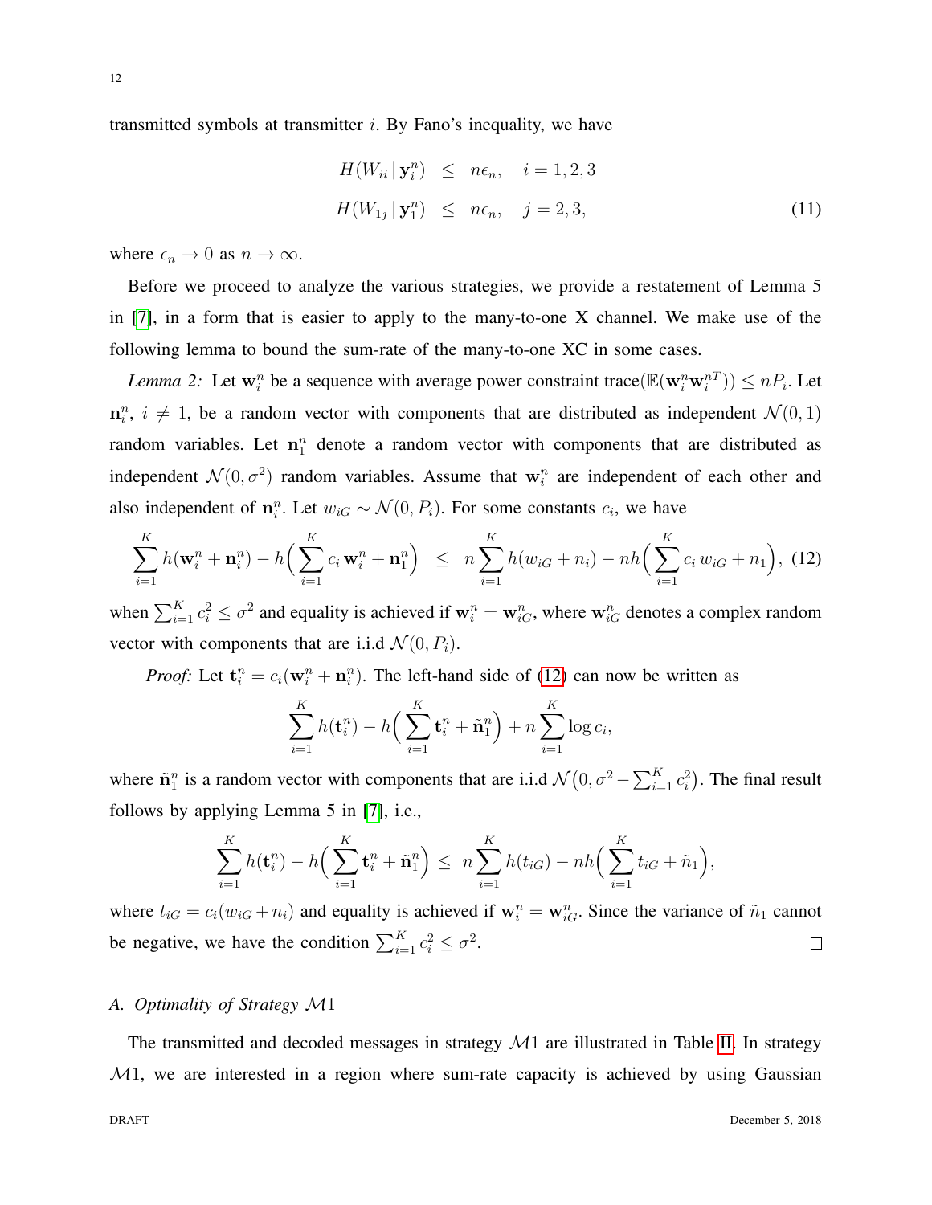transmitted symbols at transmitter $i$. By Fano's inequality, we have

$$
\begin{aligned}
H(W_{ii} \,|\, \mathbf{y}_i^n) &\leq n\epsilon_n, \quad i = 1, 2, 3 \\
H(W_{1j} \,|\, \mathbf{y}_1^n) &\leq n\epsilon_n, \quad j = 2, 3,
\end{aligned} \tag{11}
$$

where $\epsilon_n \to 0$ as $n \to \infty$.

Before we proceed to analyze the various strategies, we provide a restatement of Lemma 5 in [7], in a form that is easier to apply to the many-to-one X channel. We make use of the following lemma to bound the sum-rate of the many-to-one XC in some cases.

*Lemma 2:* Let $\mathbf{w}_i^n$ be a sequence with average power constraint $\text{trace}(\mathbb{E}(\mathbf{w}_i^n \mathbf{w}_i^{nT})) \leq nP_i$. Let $\mathbf{n}_i^n$, $i \neq 1$, be a random vector with components that are distributed as independent $\mathcal{N}(0, 1)$ random variables. Let $\mathbf{n}_1^n$ denote a random vector with components that are distributed as independent $\mathcal{N}(0, \sigma^2)$ random variables. Assume that $\mathbf{w}_i^n$ are independent of each other and also independent of $\mathbf{n}_i^n$. Let $w_{iG} \sim \mathcal{N}(0, P_i)$. For some constants $c_i$, we have

$$
\sum_{i=1}^{K} h(\mathbf{w}_i^n + \mathbf{n}_i^n) - h\Big(\sum_{i=1}^{K} c_i \, \mathbf{w}_i^n + \mathbf{n}_1^n\Big) \;\leq\; n \sum_{i=1}^{K} h(w_{iG} + n_i) - nh\Big(\sum_{i=1}^{K} c_i \, w_{iG} + n_1\Big), \tag{12}
$$

when $\sum_{i=1}^{K} c_i^2 \leq \sigma^2$ and equality is achieved if $\mathbf{w}_i^n = \mathbf{w}_{iG}^n$, where $\mathbf{w}_{iG}^n$ denotes a complex random vector with components that are i.i.d $\mathcal{N}(0, P_i)$.

*Proof:* Let $\mathbf{t}_i^n = c_i(\mathbf{w}_i^n + \mathbf{n}_i^n)$. The left-hand side of (12) can now be written as

$$
\sum_{i=1}^{K} h(\mathbf{t}_i^n) - h\Big(\sum_{i=1}^{K} \mathbf{t}_i^n + \tilde{\mathbf{n}}_1^n\Big) + n \sum_{i=1}^{K} \log c_i,
$$

where $\tilde{\mathbf{n}}_1^n$ is a random vector with components that are i.i.d $\mathcal{N}\big(0, \sigma^2 - \sum_{i=1}^{K} c_i^2\big)$. The final result follows by applying Lemma 5 in [7], i.e.,

$$
\sum_{i=1}^{K} h(\mathbf{t}_i^n) - h\Big(\sum_{i=1}^{K} \mathbf{t}_i^n + \tilde{\mathbf{n}}_1^n\Big) \leq n \sum_{i=1}^{K} h(t_{iG}) - nh\Big(\sum_{i=1}^{K} t_{iG} + \tilde{n}_1\Big),
$$

where $t_{iG} = c_i(w_{iG} + n_i)$ and equality is achieved if $\mathbf{w}_i^n = \mathbf{w}_{iG}^n$. Since the variance of $\tilde{n}_1$ cannot be negative, we have the condition $\sum_{i=1}^{K} c_i^2 \leq \sigma^2$. □

### A. Optimality of Strategy $\mathcal{M}1$

The transmitted and decoded messages in strategy $\mathcal{M}1$ are illustrated in Table II. In strategy $\mathcal{M}1$, we are interested in a region where sum-rate capacity is achieved by using Gaussian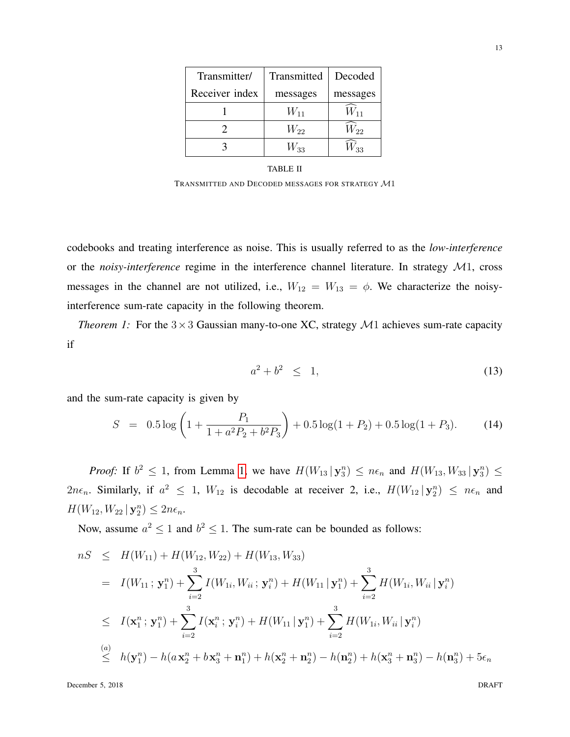| Transmitter/ Receiver index | Transmitted messages | Decoded messages |
|---|---|---|
| 1 | $W_{11}$ | $\widehat{W}_{11}$ |
| 2 | $W_{22}$ | $\widehat{W}_{22}$ |
| 3 | $W_{33}$ | $\widehat{W}_{33}$ |

TABLE II

TRANSMITTED AND DECODED MESSAGES FOR STRATEGY $\mathcal{M}1$

codebooks and treating interference as noise. This is usually referred to as the *low-interference* or the *noisy-interference* regime in the interference channel literature. In strategy $\mathcal{M}1$, cross messages in the channel are not utilized, i.e., $W_{12} = W_{13} = \phi$. We characterize the noisy-interference sum-rate capacity in the following theorem.

*Theorem 1:* For the $3 \times 3$ Gaussian many-to-one XC, strategy $\mathcal{M}1$ achieves sum-rate capacity if

$$a^2 + b^2 \;\; \leq \;\; 1, \tag{13}$$

and the sum-rate capacity is given by

$$S \;\; = \;\; 0.5 \log\left(1 + \frac{P_1}{1 + a^2 P_2 + b^2 P_3}\right) + 0.5 \log(1 + P_2) + 0.5 \log(1 + P_3). \tag{14}$$

***Proof:*** If $b^2 \leq 1$, from Lemma 1, we have $H(W_{13} \,|\, \mathbf{y}_3^n) \leq n\epsilon_n$ and $H(W_{13}, W_{33} \,|\, \mathbf{y}_3^n) \leq 2n\epsilon_n$. Similarly, if $a^2 \leq 1$, $W_{12}$ is decodable at receiver 2, i.e., $H(W_{12} \,|\, \mathbf{y}_2^n) \leq n\epsilon_n$ and $H(W_{12}, W_{22} \,|\, \mathbf{y}_2^n) \leq 2n\epsilon_n$.

Now, assume $a^2 \leq 1$ and $b^2 \leq 1$. The sum-rate can be bounded as follows:

$$\begin{aligned}
nS \;\; &\leq \;\; H(W_{11}) + H(W_{12}, W_{22}) + H(W_{13}, W_{33}) \\
&= \;\; I(W_{11}\,;\, \mathbf{y}_1^n) + \sum_{i=2}^{3} I(W_{1i}, W_{ii}\,;\, \mathbf{y}_i^n) + H(W_{11} \,|\, \mathbf{y}_1^n) + \sum_{i=2}^{3} H(W_{1i}, W_{ii} \,|\, \mathbf{y}_i^n) \\
&\leq \;\; I(\mathbf{x}_1^n\,;\, \mathbf{y}_1^n) + \sum_{i=2}^{3} I(\mathbf{x}_i^n\,;\, \mathbf{y}_i^n) + H(W_{11} \,|\, \mathbf{y}_1^n) + \sum_{i=2}^{3} H(W_{1i}, W_{ii} \,|\, \mathbf{y}_i^n) \\
&\stackrel{(a)}{\leq} \;\; h(\mathbf{y}_1^n) - h(a\,\mathbf{x}_2^n + b\,\mathbf{x}_3^n + \mathbf{n}_1^n) + h(\mathbf{x}_2^n + \mathbf{n}_2^n) - h(\mathbf{n}_2^n) + h(\mathbf{x}_3^n + \mathbf{n}_3^n) - h(\mathbf{n}_3^n) + 5\epsilon_n
\end{aligned}$$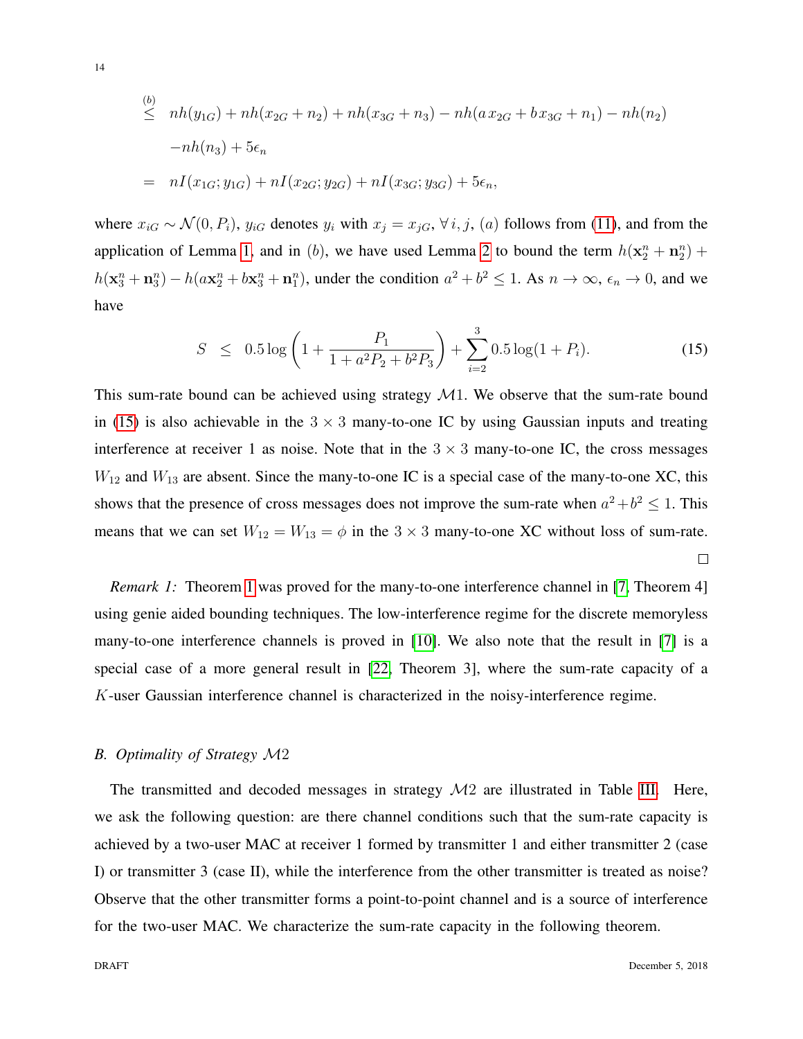$$
\begin{aligned}
&\overset{(b)}{\leq} \quad nh(y_{1G}) + nh(x_{2G} + n_2) + nh(x_{3G} + n_3) - nh(ax_{2G} + bx_{3G} + n_1) - nh(n_2) \\
&\quad\; -nh(n_3) + 5\epsilon_n \\
&= \quad nI(x_{1G}; y_{1G}) + nI(x_{2G}; y_{2G}) + nI(x_{3G}; y_{3G}) + 5\epsilon_n,
\end{aligned}
$$

where $x_{iG} \sim \mathcal{N}(0, P_i)$, $y_{iG}$ denotes $y_i$ with $x_j = x_{jG}$, $\forall\, i, j$, $(a)$ follows from (11), and from the application of Lemma 1, and in $(b)$, we have used Lemma 2 to bound the term $h(\mathbf{x}_2^n + \mathbf{n}_2^n) + h(\mathbf{x}_3^n + \mathbf{n}_3^n) - h(a\mathbf{x}_2^n + b\mathbf{x}_3^n + \mathbf{n}_1^n)$, under the condition $a^2 + b^2 \leq 1$. As $n \to \infty$, $\epsilon_n \to 0$, and we have

$$
S \;\leq\; 0.5 \log\left(1 + \frac{P_1}{1 + a^2 P_2 + b^2 P_3}\right) + \sum_{i=2}^{3} 0.5 \log(1 + P_i). \tag{15}
$$

This sum-rate bound can be achieved using strategy $\mathcal{M}1$. We observe that the sum-rate bound in (15) is also achievable in the $3 \times 3$ many-to-one IC by using Gaussian inputs and treating interference at receiver 1 as noise. Note that in the $3 \times 3$ many-to-one IC, the cross messages $W_{12}$ and $W_{13}$ are absent. Since the many-to-one IC is a special case of the many-to-one XC, this shows that the presence of cross messages does not improve the sum-rate when $a^2 + b^2 \leq 1$. This means that we can set $W_{12} = W_{13} = \phi$ in the $3 \times 3$ many-to-one XC without loss of sum-rate. □

*Remark 1:* Theorem 1 was proved for the many-to-one interference channel in [7, Theorem 4] using genie aided bounding techniques. The low-interference regime for the discrete memoryless many-to-one interference channels is proved in [10]. We also note that the result in [7] is a special case of a more general result in [22, Theorem 3], where the sum-rate capacity of a $K$-user Gaussian interference channel is characterized in the noisy-interference regime.

### B. Optimality of Strategy $\mathcal{M}2$

The transmitted and decoded messages in strategy $\mathcal{M}2$ are illustrated in Table III. Here, we ask the following question: are there channel conditions such that the sum-rate capacity is achieved by a two-user MAC at receiver 1 formed by transmitter 1 and either transmitter 2 (case I) or transmitter 3 (case II), while the interference from the other transmitter is treated as noise? Observe that the other transmitter forms a point-to-point channel and is a source of interference for the two-user MAC. We characterize the sum-rate capacity in the following theorem.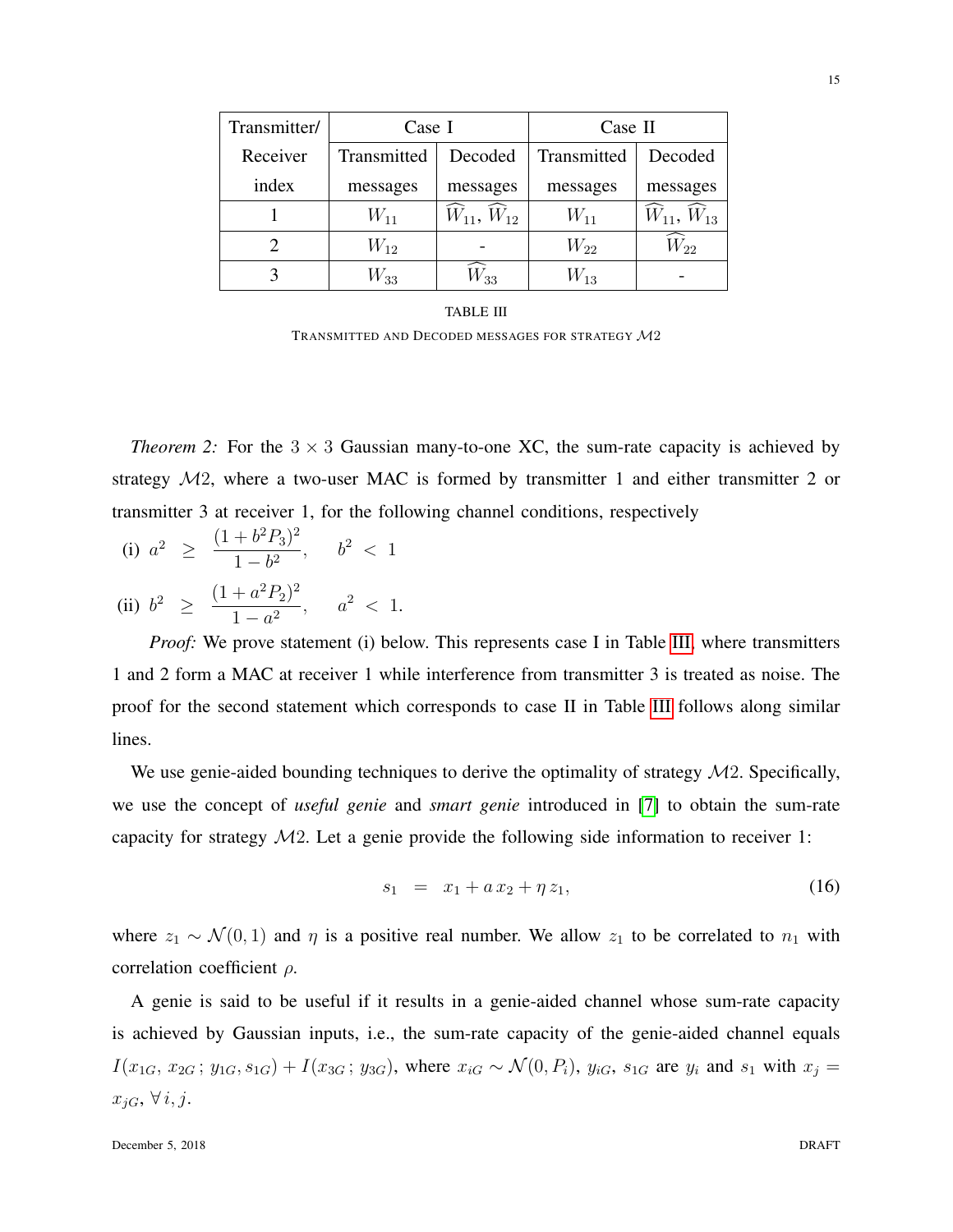| Transmitter/ Receiver index | Case I | | Case II | |
|---|---|---|---|---|
| | Transmitted messages | Decoded messages | Transmitted messages | Decoded messages |
| 1 | $W_{11}$ | $\widehat{W}_{11}$, $\widehat{W}_{12}$ | $W_{11}$ | $\widehat{W}_{11}$, $\widehat{W}_{13}$ |
| 2 | $W_{12}$ | - | $W_{22}$ | $\widehat{W}_{22}$ |
| 3 | $W_{33}$ | $\widehat{W}_{33}$ | $W_{13}$ | - |

TABLE III

TRANSMITTED AND DECODED MESSAGES FOR STRATEGY $\mathcal{M}2$

*Theorem 2:* For the $3 \times 3$ Gaussian many-to-one XC, the sum-rate capacity is achieved by strategy $\mathcal{M}2$, where a two-user MAC is formed by transmitter 1 and either transmitter 2 or transmitter 3 at receiver 1, for the following channel conditions, respectively

(i) $a^2 \;\geq\; \dfrac{(1+b^2P_3)^2}{1-b^2}, \qquad b^2 \;<\; 1$

(ii) $b^2 \;\geq\; \dfrac{(1+a^2P_2)^2}{1-a^2}, \qquad a^2 \;<\; 1.$

*Proof:* We prove statement (i) below. This represents case I in Table III, where transmitters 1 and 2 form a MAC at receiver 1 while interference from transmitter 3 is treated as noise. The proof for the second statement which corresponds to case II in Table III follows along similar lines.

We use genie-aided bounding techniques to derive the optimality of strategy $\mathcal{M}2$. Specifically, we use the concept of *useful genie* and *smart genie* introduced in [7] to obtain the sum-rate capacity for strategy $\mathcal{M}2$. Let a genie provide the following side information to receiver 1:

$$s_1 \;=\; x_1 + a\,x_2 + \eta\,z_1, \tag{16}$$

where $z_1 \sim \mathcal{N}(0,1)$ and $\eta$ is a positive real number. We allow $z_1$ to be correlated to $n_1$ with correlation coefficient $\rho$.

A genie is said to be useful if it results in a genie-aided channel whose sum-rate capacity is achieved by Gaussian inputs, i.e., the sum-rate capacity of the genie-aided channel equals $I(x_{1G},\, x_{2G}\,;\, y_{1G}, s_{1G}) + I(x_{3G}\,;\, y_{3G})$, where $x_{iG} \sim \mathcal{N}(0, P_i)$, $y_{iG}$, $s_{1G}$ are $y_i$ and $s_1$ with $x_j = x_{jG}$, $\forall\, i, j$.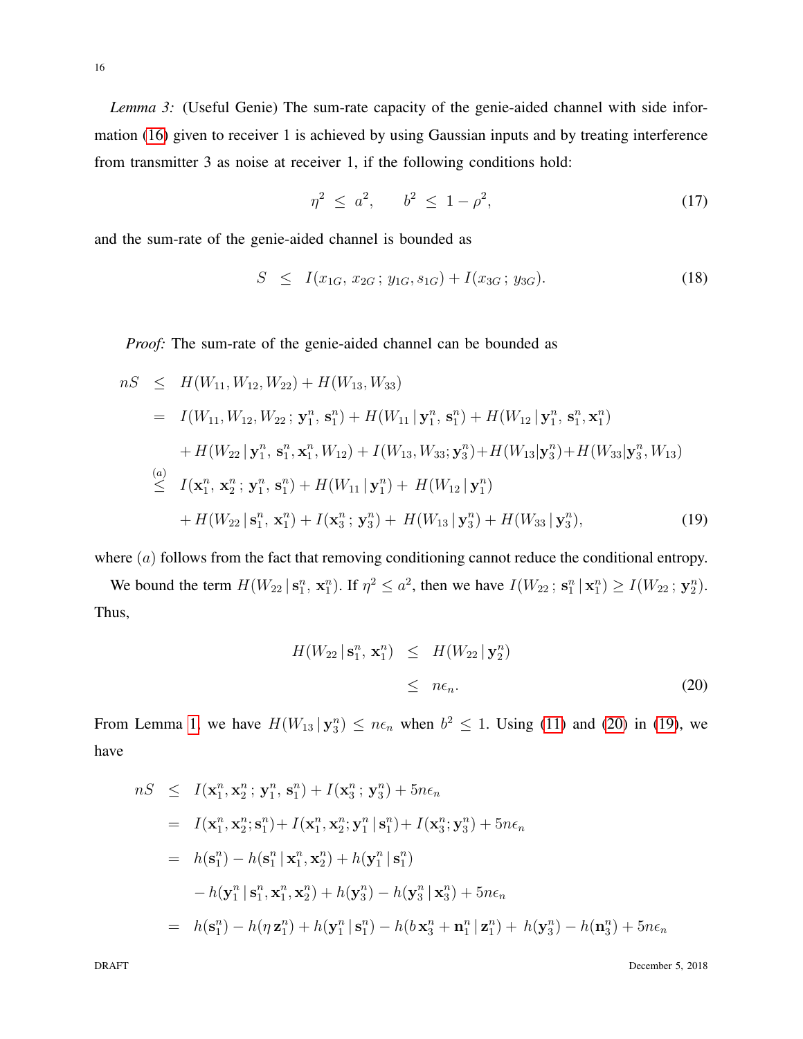*Lemma 3:* (Useful Genie) The sum-rate capacity of the genie-aided channel with side information (16) given to receiver 1 is achieved by using Gaussian inputs and by treating interference from transmitter 3 as noise at receiver 1, if the following conditions hold:

$$\eta^2 \;\leq\; a^2, \qquad b^2 \;\leq\; 1-\rho^2, \tag{17}$$

and the sum-rate of the genie-aided channel is bounded as

$$S \;\;\leq\;\; I(x_{1G},\, x_{2G}\,;\, y_{1G}, s_{1G}) + I(x_{3G}\,;\, y_{3G}). \tag{18}$$

*Proof:* The sum-rate of the genie-aided channel can be bounded as

$$\begin{aligned}
nS \;&\leq\; H(W_{11}, W_{12}, W_{22}) + H(W_{13}, W_{33}) \\
&=\; I(W_{11}, W_{12}, W_{22}\,;\, \mathbf{y}_1^n,\, \mathbf{s}_1^n) + H(W_{11}\,|\,\mathbf{y}_1^n,\, \mathbf{s}_1^n) + H(W_{12}\,|\,\mathbf{y}_1^n,\, \mathbf{s}_1^n, \mathbf{x}_1^n) \\
&\quad + H(W_{22}\,|\,\mathbf{y}_1^n,\, \mathbf{s}_1^n, \mathbf{x}_1^n, W_{12}) + I(W_{13}, W_{33}; \mathbf{y}_3^n) + H(W_{13}|\mathbf{y}_3^n) + H(W_{33}|\mathbf{y}_3^n, W_{13}) \\
&\overset{(a)}{\leq}\; I(\mathbf{x}_1^n,\, \mathbf{x}_2^n\,;\, \mathbf{y}_1^n,\, \mathbf{s}_1^n) + H(W_{11}\,|\,\mathbf{y}_1^n) + H(W_{12}\,|\,\mathbf{y}_1^n) \\
&\quad + H(W_{22}\,|\,\mathbf{s}_1^n,\, \mathbf{x}_1^n) + I(\mathbf{x}_3^n\,;\, \mathbf{y}_3^n) + H(W_{13}\,|\,\mathbf{y}_3^n) + H(W_{33}\,|\,\mathbf{y}_3^n),
\end{aligned} \tag{19}$$

where $(a)$ follows from the fact that removing conditioning cannot reduce the conditional entropy.

We bound the term $H(W_{22}\,|\,\mathbf{s}_1^n,\, \mathbf{x}_1^n)$. If $\eta^2 \leq a^2$, then we have $I(W_{22}\,;\, \mathbf{s}_1^n\,|\,\mathbf{x}_1^n) \geq I(W_{22}\,;\, \mathbf{y}_2^n)$. Thus,

$$\begin{aligned}
H(W_{22}\,|\,\mathbf{s}_1^n,\, \mathbf{x}_1^n) \;&\leq\; H(W_{22}\,|\,\mathbf{y}_2^n) \\
&\leq\; n\epsilon_n.
\end{aligned} \tag{20}$$

From Lemma 1, we have $H(W_{13}\,|\,\mathbf{y}_3^n) \leq n\epsilon_n$ when $b^2 \leq 1$. Using (11) and (20) in (19), we have

$$\begin{aligned}
nS \;&\leq\; I(\mathbf{x}_1^n, \mathbf{x}_2^n\,;\, \mathbf{y}_1^n,\, \mathbf{s}_1^n) + I(\mathbf{x}_3^n\,;\, \mathbf{y}_3^n) + 5n\epsilon_n \\
&=\; I(\mathbf{x}_1^n, \mathbf{x}_2^n; \mathbf{s}_1^n) + I(\mathbf{x}_1^n, \mathbf{x}_2^n; \mathbf{y}_1^n\,|\,\mathbf{s}_1^n) + I(\mathbf{x}_3^n; \mathbf{y}_3^n) + 5n\epsilon_n \\
&=\; h(\mathbf{s}_1^n) - h(\mathbf{s}_1^n\,|\,\mathbf{x}_1^n, \mathbf{x}_2^n) + h(\mathbf{y}_1^n\,|\,\mathbf{s}_1^n) \\
&\quad - h(\mathbf{y}_1^n\,|\,\mathbf{s}_1^n, \mathbf{x}_1^n, \mathbf{x}_2^n) + h(\mathbf{y}_3^n) - h(\mathbf{y}_3^n\,|\,\mathbf{x}_3^n) + 5n\epsilon_n \\
&=\; h(\mathbf{s}_1^n) - h(\eta\,\mathbf{z}_1^n) + h(\mathbf{y}_1^n\,|\,\mathbf{s}_1^n) - h(b\,\mathbf{x}_3^n + \mathbf{n}_1^n\,|\,\mathbf{z}_1^n) + h(\mathbf{y}_3^n) - h(\mathbf{n}_3^n) + 5n\epsilon_n
\end{aligned}$$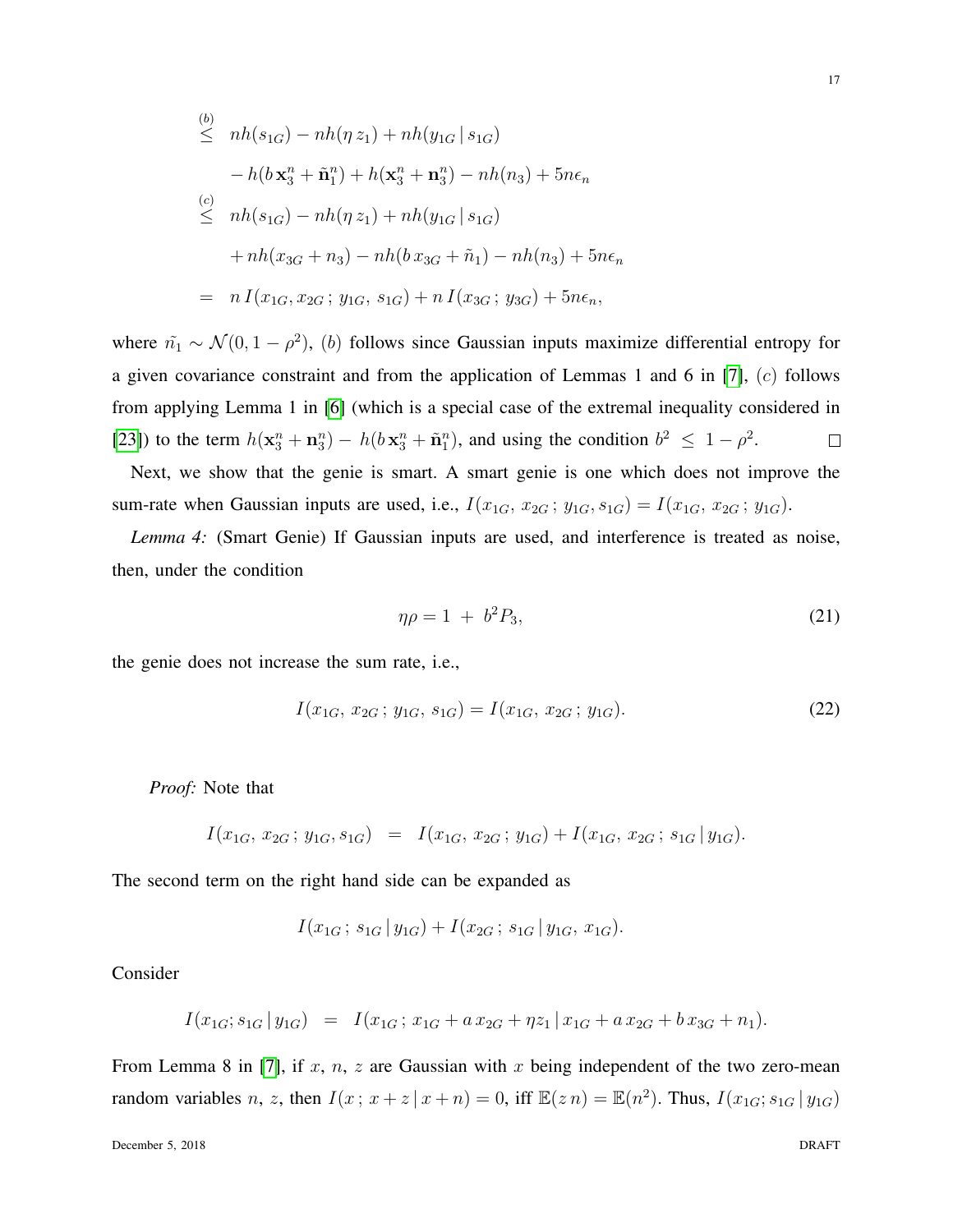$$
\begin{aligned}
&\overset{(b)}{\leq} \;\; nh(s_{1G}) - nh(\eta\, z_1) + nh(y_{1G}\,|\,s_{1G}) \\
&\qquad - h(b\,\mathbf{x}_3^n + \tilde{\mathbf{n}}_1^n) + h(\mathbf{x}_3^n + \mathbf{n}_3^n) - nh(n_3) + 5n\epsilon_n \\
&\overset{(c)}{\leq} \;\; nh(s_{1G}) - nh(\eta\, z_1) + nh(y_{1G}\,|\,s_{1G}) \\
&\qquad + nh(x_{3G} + n_3) - nh(b\,x_{3G} + \tilde{n}_1) - nh(n_3) + 5n\epsilon_n \\
&= \;\; n\, I(x_{1G}, x_{2G}\,;\, y_{1G},\, s_{1G}) + n\, I(x_{3G}\,;\, y_{3G}) + 5n\epsilon_n,
\end{aligned}
$$

where $\tilde{n_1} \sim \mathcal{N}(0, 1-\rho^2)$, $(b)$ follows since Gaussian inputs maximize differential entropy for a given covariance constraint and from the application of Lemmas 1 and 6 in [7], $(c)$ follows from applying Lemma 1 in [6] (which is a special case of the extremal inequality considered in [23]) to the term $h(\mathbf{x}_3^n + \mathbf{n}_3^n) - h(b\,\mathbf{x}_3^n + \tilde{\mathbf{n}}_1^n)$, and using the condition $b^2 \leq 1 - \rho^2$. $\square$

Next, we show that the genie is smart. A smart genie is one which does not improve the sum-rate when Gaussian inputs are used, i.e., $I(x_{1G},\, x_{2G}\,;\, y_{1G}, s_{1G}) = I(x_{1G},\, x_{2G}\,;\, y_{1G})$.

*Lemma 4:* (Smart Genie) If Gaussian inputs are used, and interference is treated as noise, then, under the condition

$$
\eta\rho = 1 \;+\; b^2 P_3, \tag{21}
$$

the genie does not increase the sum rate, i.e.,

$$
I(x_{1G},\, x_{2G}\,;\, y_{1G},\, s_{1G}) = I(x_{1G},\, x_{2G}\,;\, y_{1G}). \tag{22}
$$

*Proof:* Note that

$$
I(x_{1G},\, x_{2G}\,;\, y_{1G}, s_{1G}) \;\; = \;\; I(x_{1G},\, x_{2G}\,;\, y_{1G}) + I(x_{1G},\, x_{2G}\,;\, s_{1G}\,|\, y_{1G}).
$$

The second term on the right hand side can be expanded as

$$
I(x_{1G}\,;\, s_{1G}\,|\, y_{1G}) + I(x_{2G}\,;\, s_{1G}\,|\, y_{1G},\, x_{1G}).
$$

Consider

$$
I(x_{1G}; s_{1G}\,|\, y_{1G}) \;\; = \;\; I(x_{1G}\,;\, x_{1G} + a\, x_{2G} + \eta z_1\,|\, x_{1G} + a\, x_{2G} + b\, x_{3G} + n_1).
$$

From Lemma 8 in [7], if $x$, $n$, $z$ are Gaussian with $x$ being independent of the two zero-mean random variables $n$, $z$, then $I(x\,;\, x + z\,|\, x + n) = 0$, iff $\mathbb{E}(z\, n) = \mathbb{E}(n^2)$. Thus, $I(x_{1G}; s_{1G}\,|\, y_{1G})$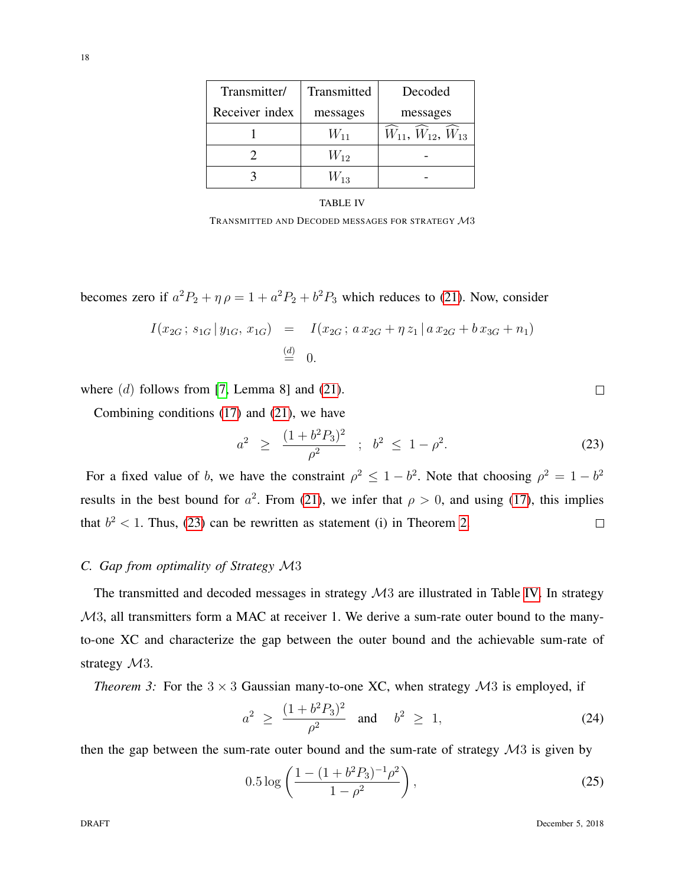| Transmitter/ Receiver index | Transmitted messages | Decoded messages |
|---|---|---|
| 1 | $W_{11}$ | $\widehat{W}_{11}$, $\widehat{W}_{12}$, $\widehat{W}_{13}$ |
| 2 | $W_{12}$ | - |
| 3 | $W_{13}$ | - |

TABLE IV

TRANSMITTED AND DECODED MESSAGES FOR STRATEGY $\mathcal{M}3$

becomes zero if $a^2P_2 + \eta\,\rho = 1 + a^2P_2 + b^2P_3$ which reduces to (21). Now, consider

$$
\begin{aligned}
I(x_{2G}\,;\, s_{1G}\,|\, y_{1G},\, x_{1G}) &= I(x_{2G}\,;\, a\, x_{2G} + \eta\, z_1\,|\, a\, x_{2G} + b\, x_{3G} + n_1) \\
&\overset{(d)}{=} 0.
\end{aligned}
$$

where $(d)$ follows from [7, Lemma 8] and (21). □

Combining conditions (17) and (21), we have

$$
a^2 \;\geq\; \frac{(1 + b^2P_3)^2}{\rho^2} \quad ; \quad b^2 \;\leq\; 1 - \rho^2. \tag{23}
$$

For a fixed value of $b$, we have the constraint $\rho^2 \leq 1 - b^2$. Note that choosing $\rho^2 = 1 - b^2$ results in the best bound for $a^2$. From (21), we infer that $\rho > 0$, and using (17), this implies that $b^2 < 1$. Thus, (23) can be rewritten as statement (i) in Theorem 2. □

### C. Gap from optimality of Strategy $\mathcal{M}3$

The transmitted and decoded messages in strategy $\mathcal{M}3$ are illustrated in Table IV. In strategy $\mathcal{M}3$, all transmitters form a MAC at receiver 1. We derive a sum-rate outer bound to the many-to-one XC and characterize the gap between the outer bound and the achievable sum-rate of strategy $\mathcal{M}3$.

*Theorem 3:* For the $3 \times 3$ Gaussian many-to-one XC, when strategy $\mathcal{M}3$ is employed, if

$$
a^2 \;\geq\; \frac{(1 + b^2P_3)^2}{\rho^2} \quad \text{and} \quad b^2 \;\geq\; 1, \tag{24}
$$

then the gap between the sum-rate outer bound and the sum-rate of strategy $\mathcal{M}3$ is given by

$$
0.5 \log \left( \frac{1 - (1 + b^2P_3)^{-1}\rho^2}{1 - \rho^2} \right), \tag{25}
$$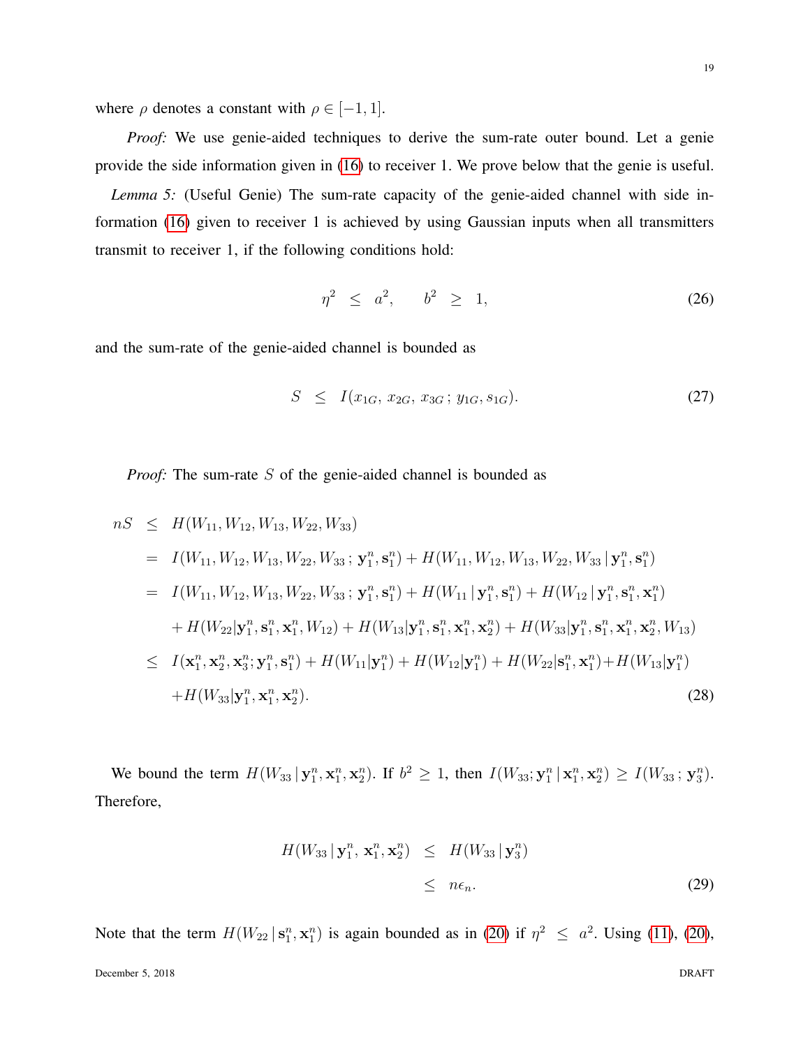where $\rho$ denotes a constant with $\rho \in [-1, 1]$.

*Proof:* We use genie-aided techniques to derive the sum-rate outer bound. Let a genie provide the side information given in (16) to receiver 1. We prove below that the genie is useful.

*Lemma 5:* (Useful Genie) The sum-rate capacity of the genie-aided channel with side information (16) given to receiver 1 is achieved by using Gaussian inputs when all transmitters transmit to receiver 1, if the following conditions hold:

$$\eta^2 \;\leq\; a^2, \qquad b^2 \;\geq\; 1, \tag{26}$$

and the sum-rate of the genie-aided channel is bounded as

$$S \;\leq\; I(x_{1G},\, x_{2G},\, x_{3G}\,;\, y_{1G}, s_{1G}). \tag{27}$$

*Proof:* The sum-rate $S$ of the genie-aided channel is bounded as

$$\begin{aligned}
nS \;&\leq\; H(W_{11}, W_{12}, W_{13}, W_{22}, W_{33}) \\
&=\; I(W_{11}, W_{12}, W_{13}, W_{22}, W_{33}\,;\, \mathbf{y}_1^n, \mathbf{s}_1^n) + H(W_{11}, W_{12}, W_{13}, W_{22}, W_{33}\,|\, \mathbf{y}_1^n, \mathbf{s}_1^n) \\
&=\; I(W_{11}, W_{12}, W_{13}, W_{22}, W_{33}\,;\, \mathbf{y}_1^n, \mathbf{s}_1^n) + H(W_{11}\,|\, \mathbf{y}_1^n, \mathbf{s}_1^n) + H(W_{12}\,|\, \mathbf{y}_1^n, \mathbf{s}_1^n, \mathbf{x}_1^n) \\
&\quad + H(W_{22}|\mathbf{y}_1^n, \mathbf{s}_1^n, \mathbf{x}_1^n, W_{12}) + H(W_{13}|\mathbf{y}_1^n, \mathbf{s}_1^n, \mathbf{x}_1^n, \mathbf{x}_2^n) + H(W_{33}|\mathbf{y}_1^n, \mathbf{s}_1^n, \mathbf{x}_1^n, \mathbf{x}_2^n, W_{13}) \\
&\leq\; I(\mathbf{x}_1^n, \mathbf{x}_2^n, \mathbf{x}_3^n; \mathbf{y}_1^n, \mathbf{s}_1^n) + H(W_{11}|\mathbf{y}_1^n) + H(W_{12}|\mathbf{y}_1^n) + H(W_{22}|\mathbf{s}_1^n, \mathbf{x}_1^n) + H(W_{13}|\mathbf{y}_1^n) \\
&\quad + H(W_{33}|\mathbf{y}_1^n, \mathbf{x}_1^n, \mathbf{x}_2^n).
\end{aligned} \tag{28}$$

We bound the term $H(W_{33}\,|\, \mathbf{y}_1^n, \mathbf{x}_1^n, \mathbf{x}_2^n)$. If $b^2 \geq 1$, then $I(W_{33}; \mathbf{y}_1^n\,|\, \mathbf{x}_1^n, \mathbf{x}_2^n) \geq I(W_{33}\,;\, \mathbf{y}_3^n)$. Therefore,

$$\begin{aligned}
H(W_{33}\,|\, \mathbf{y}_1^n,\, \mathbf{x}_1^n, \mathbf{x}_2^n) \;&\leq\; H(W_{33}\,|\, \mathbf{y}_3^n) \\
&\leq\; n\epsilon_n.
\end{aligned} \tag{29}$$

Note that the term $H(W_{22}\,|\, \mathbf{s}_1^n, \mathbf{x}_1^n)$ is again bounded as in (20) if $\eta^2 \;\leq\; a^2$. Using (11), (20),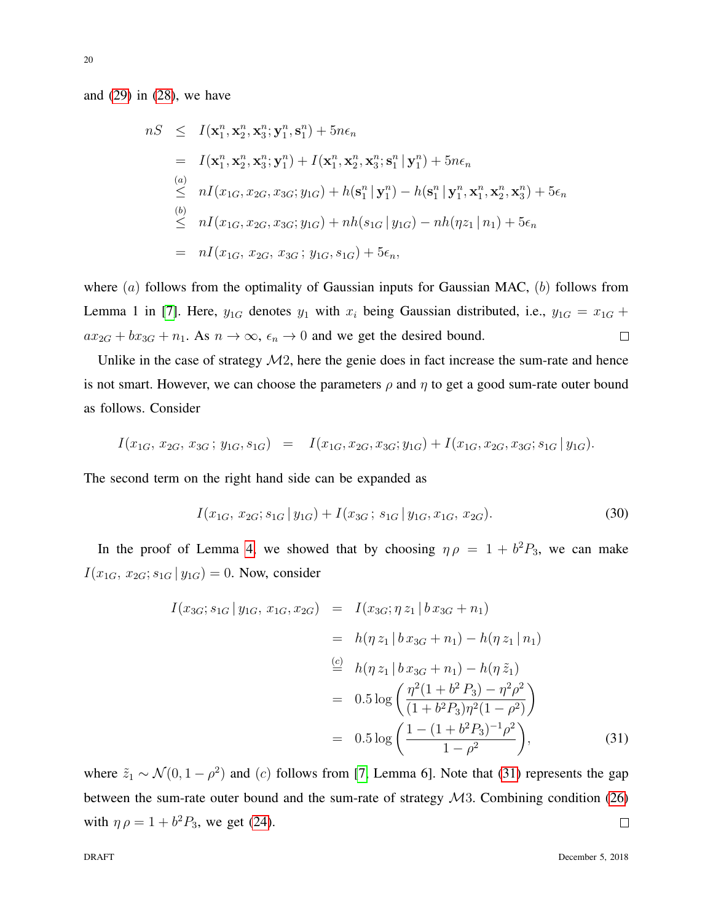and (29) in (28), we have

$$
\begin{aligned}
nS &\leq I(\mathbf{x}_1^n, \mathbf{x}_2^n, \mathbf{x}_3^n; \mathbf{y}_1^n, \mathbf{s}_1^n) + 5n\epsilon_n \\
&= I(\mathbf{x}_1^n, \mathbf{x}_2^n, \mathbf{x}_3^n; \mathbf{y}_1^n) + I(\mathbf{x}_1^n, \mathbf{x}_2^n, \mathbf{x}_3^n; \mathbf{s}_1^n \,|\, \mathbf{y}_1^n) + 5n\epsilon_n \\
&\overset{(a)}{\leq} nI(x_{1G}, x_{2G}, x_{3G}; y_{1G}) + h(\mathbf{s}_1^n \,|\, \mathbf{y}_1^n) - h(\mathbf{s}_1^n \,|\, \mathbf{y}_1^n, \mathbf{x}_1^n, \mathbf{x}_2^n, \mathbf{x}_3^n) + 5\epsilon_n \\
&\overset{(b)}{\leq} nI(x_{1G}, x_{2G}, x_{3G}; y_{1G}) + nh(s_{1G} \,|\, y_{1G}) - nh(\eta z_1 \,|\, n_1) + 5\epsilon_n \\
&= nI(x_{1G},\, x_{2G},\, x_{3G}\,;\, y_{1G}, s_{1G}) + 5\epsilon_n,
\end{aligned}
$$

where $(a)$ follows from the optimality of Gaussian inputs for Gaussian MAC, $(b)$ follows from Lemma 1 in [7]. Here, $y_{1G}$ denotes $y_1$ with $x_i$ being Gaussian distributed, i.e., $y_{1G} = x_{1G} + ax_{2G} + bx_{3G} + n_1$. As $n \to \infty$, $\epsilon_n \to 0$ and we get the desired bound. □

Unlike in the case of strategy $\mathcal{M}2$, here the genie does in fact increase the sum-rate and hence is not smart. However, we can choose the parameters $\rho$ and $\eta$ to get a good sum-rate outer bound as follows. Consider

$$
I(x_{1G},\, x_{2G},\, x_{3G}\,;\, y_{1G}, s_{1G}) \;=\; I(x_{1G}, x_{2G}, x_{3G}; y_{1G}) + I(x_{1G}, x_{2G}, x_{3G}; s_{1G} \,|\, y_{1G}).
$$

The second term on the right hand side can be expanded as

$$
I(x_{1G},\, x_{2G}; s_{1G} \,|\, y_{1G}) + I(x_{3G}\,;\, s_{1G} \,|\, y_{1G}, x_{1G},\, x_{2G}). \tag{30}
$$

In the proof of Lemma 4, we showed that by choosing $\eta\,\rho = 1 + b^2 P_3$, we can make $I(x_{1G},\, x_{2G}; s_{1G} \,|\, y_{1G}) = 0$. Now, consider

$$
\begin{aligned}
I(x_{3G}; s_{1G} \,|\, y_{1G},\, x_{1G}, x_{2G}) &= I(x_{3G}; \eta\, z_1 \,|\, b\, x_{3G} + n_1) \\
&= h(\eta\, z_1 \,|\, b\, x_{3G} + n_1) - h(\eta\, z_1 \,|\, n_1) \\
&\overset{(c)}{=} h(\eta\, z_1 \,|\, b\, x_{3G} + n_1) - h(\eta\, \tilde{z}_1) \\
&= 0.5 \log\left(\frac{\eta^2(1 + b^2\, P_3) - \eta^2\rho^2}{(1 + b^2 P_3)\eta^2(1 - \rho^2)}\right) \\
&= 0.5 \log\left(\frac{1 - (1 + b^2 P_3)^{-1}\rho^2}{1 - \rho^2}\right),
\end{aligned} \tag{31}
$$

where $\tilde{z}_1 \sim \mathcal{N}(0, 1 - \rho^2)$ and $(c)$ follows from [7, Lemma 6]. Note that (31) represents the gap between the sum-rate outer bound and the sum-rate of strategy $\mathcal{M}3$. Combining condition (26) with $\eta\,\rho = 1 + b^2 P_3$, we get (24). □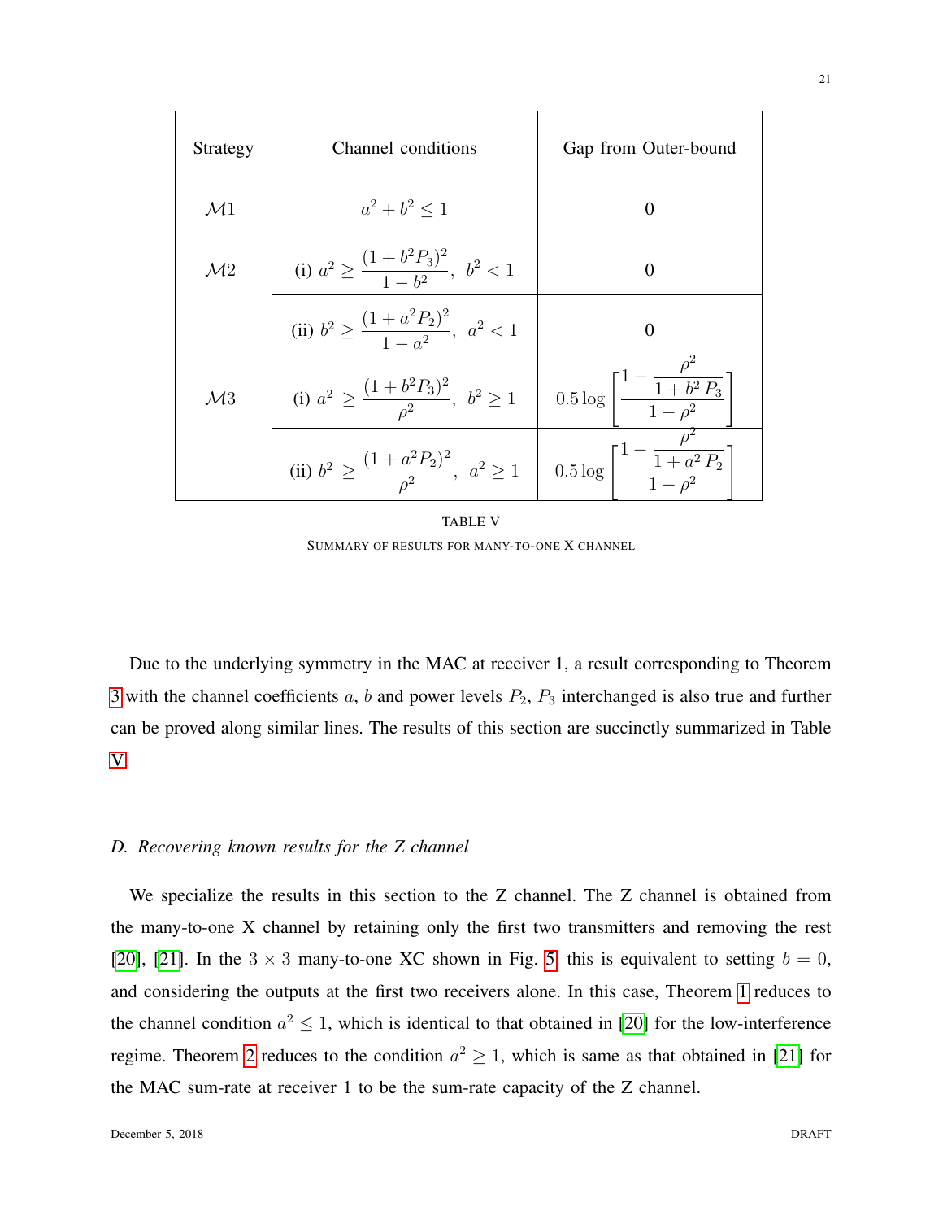| Strategy | Channel conditions | Gap from Outer-bound |
|---|---|---|
| $\mathcal{M}1$ | $a^2 + b^2 \leq 1$ | 0 |
| $\mathcal{M}2$ | (i) $a^2 \geq \dfrac{(1+b^2P_3)^2}{1-b^2}$, $b^2 < 1$ | 0 |
| | (ii) $b^2 \geq \dfrac{(1+a^2P_2)^2}{1-a^2}$, $a^2 < 1$ | 0 |
| $\mathcal{M}3$ | (i) $a^2 \geq \dfrac{(1+b^2P_3)^2}{\rho^2}$, $b^2 \geq 1$ | $0.5 \log \left[\dfrac{1 - \dfrac{\rho^2}{1+b^2 P_3}}{1-\rho^2}\right]$ |
| | (ii) $b^2 \geq \dfrac{(1+a^2P_2)^2}{\rho^2}$, $a^2 \geq 1$ | $0.5 \log \left[\dfrac{1 - \dfrac{\rho^2}{1+a^2 P_2}}{1-\rho^2}\right]$ |

TABLE V

SUMMARY OF RESULTS FOR MANY-TO-ONE X CHANNEL

Due to the underlying symmetry in the MAC at receiver 1, a result corresponding to Theorem 3 with the channel coefficients $a$, $b$ and power levels $P_2$, $P_3$ interchanged is also true and further can be proved along similar lines. The results of this section are succinctly summarized in Table V.

### D. Recovering known results for the Z channel

We specialize the results in this section to the Z channel. The Z channel is obtained from the many-to-one X channel by retaining only the first two transmitters and removing the rest [20], [21]. In the $3 \times 3$ many-to-one XC shown in Fig. 5, this is equivalent to setting $b = 0$, and considering the outputs at the first two receivers alone. In this case, Theorem 1 reduces to the channel condition $a^2 \leq 1$, which is identical to that obtained in [20] for the low-interference regime. Theorem 2 reduces to the condition $a^2 \geq 1$, which is same as that obtained in [21] for the MAC sum-rate at receiver 1 to be the sum-rate capacity of the Z channel.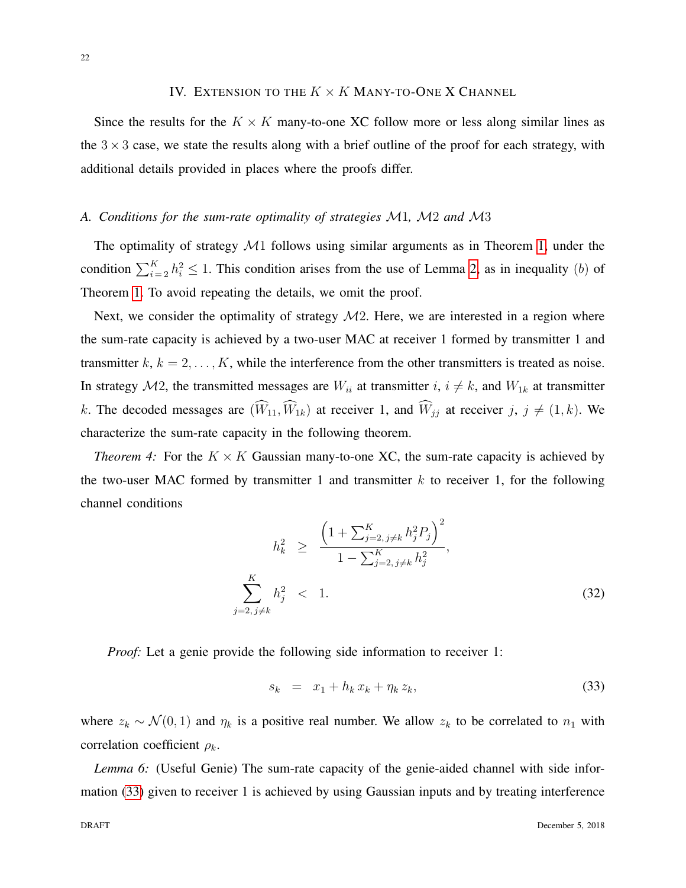## IV. Extension to the $K \times K$ Many-to-One X Channel

Since the results for the $K \times K$ many-to-one XC follow more or less along similar lines as the $3 \times 3$ case, we state the results along with a brief outline of the proof for each strategy, with additional details provided in places where the proofs differ.

### A. Conditions for the sum-rate optimality of strategies $\mathcal{M}1$, $\mathcal{M}2$ and $\mathcal{M}3$

The optimality of strategy $\mathcal{M}1$ follows using similar arguments as in Theorem 1, under the condition $\sum_{i=2}^{K} h_i^2 \leq 1$. This condition arises from the use of Lemma 2, as in inequality $(b)$ of Theorem 1. To avoid repeating the details, we omit the proof.

Next, we consider the optimality of strategy $\mathcal{M}2$. Here, we are interested in a region where the sum-rate capacity is achieved by a two-user MAC at receiver 1 formed by transmitter 1 and transmitter $k$, $k = 2, \ldots, K$, while the interference from the other transmitters is treated as noise. In strategy $\mathcal{M}2$, the transmitted messages are $W_{ii}$ at transmitter $i$, $i \neq k$, and $W_{1k}$ at transmitter $k$. The decoded messages are $(\widehat{W}_{11}, \widehat{W}_{1k})$ at receiver 1, and $\widehat{W}_{jj}$ at receiver $j$, $j \neq (1, k)$. We characterize the sum-rate capacity in the following theorem.

*Theorem 4:* For the $K \times K$ Gaussian many-to-one XC, the sum-rate capacity is achieved by the two-user MAC formed by transmitter 1 and transmitter $k$ to receiver 1, for the following channel conditions

$$
\begin{aligned}
h_k^2 &\geq \frac{\left(1 + \sum_{j=2,\, j\neq k}^{K} h_j^2 P_j\right)^2}{1 - \sum_{j=2,\, j\neq k}^{K} h_j^2}, \\
\sum_{j=2,\, j\neq k}^{K} h_j^2 &< 1.
\end{aligned} \tag{32}
$$

*Proof:* Let a genie provide the following side information to receiver 1:

$$
s_k = x_1 + h_k x_k + \eta_k z_k, \tag{33}
$$

where $z_k \sim \mathcal{N}(0, 1)$ and $\eta_k$ is a positive real number. We allow $z_k$ to be correlated to $n_1$ with correlation coefficient $\rho_k$.

*Lemma 6:* (Useful Genie) The sum-rate capacity of the genie-aided channel with side information (33) given to receiver 1 is achieved by using Gaussian inputs and by treating interference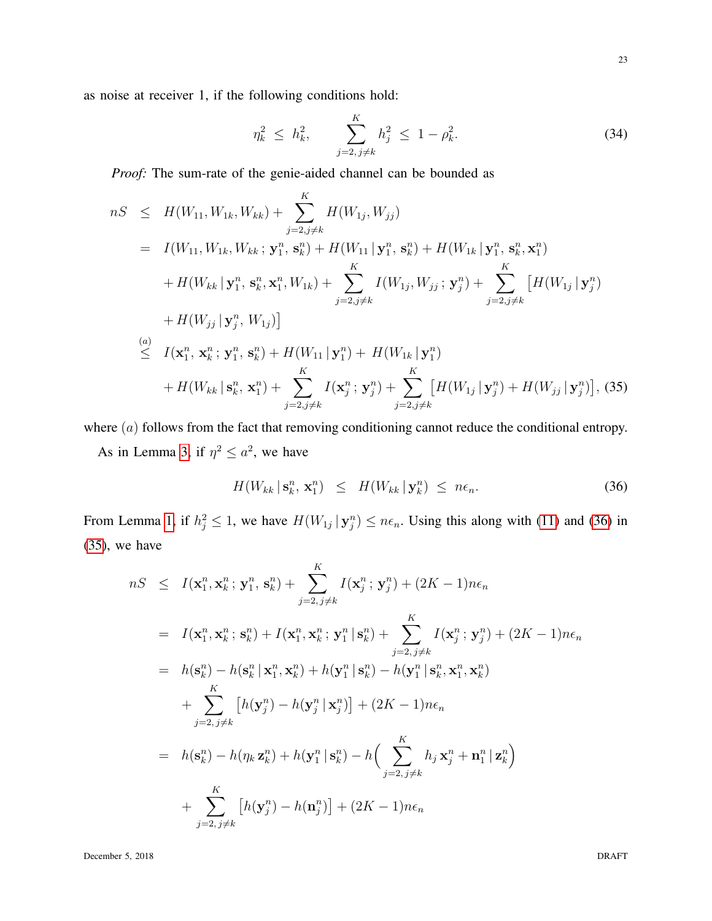as noise at receiver 1, if the following conditions hold:

$$\eta_k^2 \;\leq\; h_k^2, \qquad \sum_{j=2,\, j\neq k}^{K} h_j^2 \;\leq\; 1-\rho_k^2. \tag{34}$$

*Proof:* The sum-rate of the genie-aided channel can be bounded as

$$\begin{aligned}
nS \;&\leq\; H(W_{11}, W_{1k}, W_{kk}) + \sum_{j=2, j\neq k}^{K} H(W_{1j}, W_{jj}) \\
&=\; I(W_{11}, W_{1k}, W_{kk}\,;\, \mathbf{y}_1^n,\, \mathbf{s}_k^n) + H(W_{11}\,|\,\mathbf{y}_1^n,\, \mathbf{s}_k^n) + H(W_{1k}\,|\,\mathbf{y}_1^n,\, \mathbf{s}_k^n, \mathbf{x}_1^n) \\
&\quad + H(W_{kk}\,|\,\mathbf{y}_1^n,\, \mathbf{s}_k^n, \mathbf{x}_1^n, W_{1k}) + \sum_{j=2, j\neq k}^{K} I(W_{1j}, W_{jj}\,;\, \mathbf{y}_j^n) + \sum_{j=2, j\neq k}^{K} \big[H(W_{1j}\,|\,\mathbf{y}_j^n) \\
&\quad + H(W_{jj}\,|\,\mathbf{y}_j^n,\, W_{1j})\big] \\
&\overset{(a)}{\leq}\; I(\mathbf{x}_1^n,\, \mathbf{x}_k^n\,;\, \mathbf{y}_1^n,\, \mathbf{s}_k^n) + H(W_{11}\,|\,\mathbf{y}_1^n) + H(W_{1k}\,|\,\mathbf{y}_1^n) \\
&\quad + H(W_{kk}\,|\,\mathbf{s}_k^n,\, \mathbf{x}_1^n) + \sum_{j=2, j\neq k}^{K} I(\mathbf{x}_j^n\,;\, \mathbf{y}_j^n) + \sum_{j=2, j\neq k}^{K} \big[H(W_{1j}\,|\,\mathbf{y}_j^n) + H(W_{jj}\,|\,\mathbf{y}_j^n)\big], 
\end{aligned} \tag{35}$$

where $(a)$ follows from the fact that removing conditioning cannot reduce the conditional entropy.

As in Lemma 3, if $\eta^2 \leq a^2$, we have

$$H(W_{kk}\,|\,\mathbf{s}_k^n,\, \mathbf{x}_1^n) \;\;\leq\;\; H(W_{kk}\,|\,\mathbf{y}_k^n) \;\leq\; n\epsilon_n. \tag{36}$$

From Lemma 1, if $h_j^2 \leq 1$, we have $H(W_{1j}\,|\,\mathbf{y}_j^n) \leq n\epsilon_n$. Using this along with (11) and (36) in (35), we have

$$\begin{aligned}
nS \;&\leq\; I(\mathbf{x}_1^n, \mathbf{x}_k^n\,;\, \mathbf{y}_1^n,\, \mathbf{s}_k^n) + \sum_{j=2,\, j\neq k}^{K} I(\mathbf{x}_j^n\,;\, \mathbf{y}_j^n) + (2K-1)n\epsilon_n \\
&=\; I(\mathbf{x}_1^n, \mathbf{x}_k^n\,;\, \mathbf{s}_k^n) + I(\mathbf{x}_1^n, \mathbf{x}_k^n\,;\, \mathbf{y}_1^n\,|\,\mathbf{s}_k^n) + \sum_{j=2,\, j\neq k}^{K} I(\mathbf{x}_j^n\,;\, \mathbf{y}_j^n) + (2K-1)n\epsilon_n \\
&=\; h(\mathbf{s}_k^n) - h(\mathbf{s}_k^n\,|\,\mathbf{x}_1^n, \mathbf{x}_k^n) + h(\mathbf{y}_1^n\,|\,\mathbf{s}_k^n) - h(\mathbf{y}_1^n\,|\,\mathbf{s}_k^n, \mathbf{x}_1^n, \mathbf{x}_k^n) \\
&\quad + \sum_{j=2,\, j\neq k}^{K} \big[h(\mathbf{y}_j^n) - h(\mathbf{y}_j^n\,|\,\mathbf{x}_j^n)\big] + (2K-1)n\epsilon_n \\
&=\; h(\mathbf{s}_k^n) - h(\eta_k\, \mathbf{z}_k^n) + h(\mathbf{y}_1^n\,|\,\mathbf{s}_k^n) - h\Big(\sum_{j=2,\, j\neq k}^{K} h_j\, \mathbf{x}_j^n + \mathbf{n}_1^n\,|\,\mathbf{z}_k^n\Big) \\
&\quad + \sum_{j=2,\, j\neq k}^{K} \big[h(\mathbf{y}_j^n) - h(\mathbf{n}_j^n)\big] + (2K-1)n\epsilon_n
\end{aligned}$$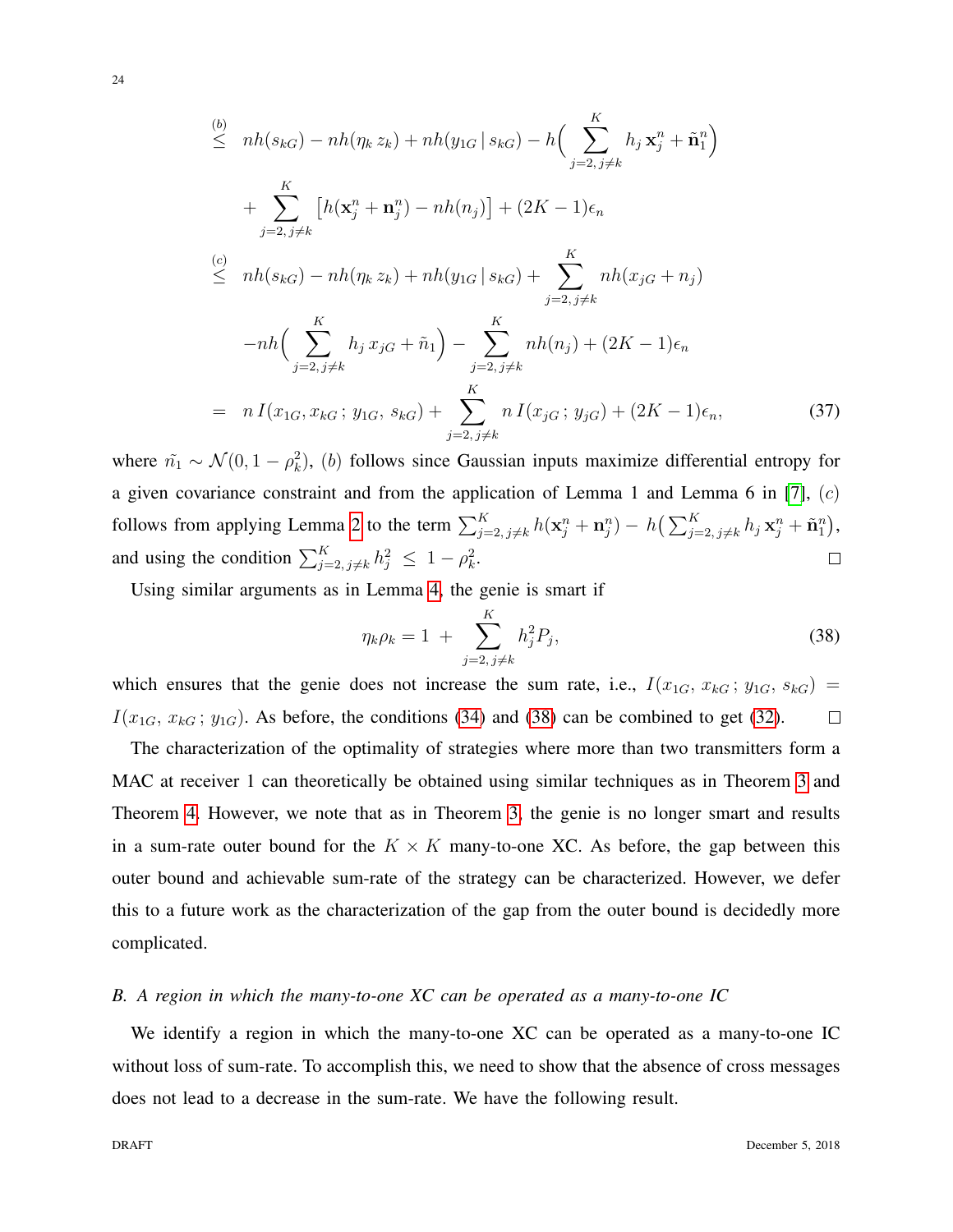$$
\begin{aligned}
&\overset{(b)}{\leq} \; nh(s_{kG}) - nh(\eta_k\, z_k) + nh(y_{1G}\,|\, s_{kG}) - h\Big( \sum_{j=2,\, j\neq k}^{K} h_j\, \mathbf{x}_j^n + \tilde{\mathbf{n}}_1^n \Big) \\
&\quad + \sum_{j=2,\, j\neq k}^{K} \big[ h(\mathbf{x}_j^n + \mathbf{n}_j^n) - nh(n_j) \big] + (2K-1)\epsilon_n \\
&\overset{(c)}{\leq} \; nh(s_{kG}) - nh(\eta_k\, z_k) + nh(y_{1G}\,|\, s_{kG}) + \sum_{j=2,\, j\neq k}^{K} nh(x_{jG} + n_j) \\
&\quad - nh\Big( \sum_{j=2,\, j\neq k}^{K} h_j\, x_{jG} + \tilde{n}_1 \Big) - \sum_{j=2,\, j\neq k}^{K} nh(n_j) + (2K-1)\epsilon_n \\
&= \; n\, I(x_{1G}, x_{kG}\, ;\, y_{1G},\, s_{kG}) + \sum_{j=2,\, j\neq k}^{K} n\, I(x_{jG}\, ;\, y_{jG}) + (2K-1)\epsilon_n,
\end{aligned} \tag{37}
$$

where $\tilde{n}_1 \sim \mathcal{N}(0, 1-\rho_k^2)$, $(b)$ follows since Gaussian inputs maximize differential entropy for a given covariance constraint and from the application of Lemma 1 and Lemma 6 in [7], $(c)$ follows from applying Lemma 2 to the term $\sum_{j=2,\, j\neq k}^{K} h(\mathbf{x}_j^n + \mathbf{n}_j^n) - h\big( \sum_{j=2,\, j\neq k}^{K} h_j\, \mathbf{x}_j^n + \tilde{\mathbf{n}}_1^n \big)$, and using the condition $\sum_{j=2,\, j\neq k}^{K} h_j^2 \;\leq\; 1 - \rho_k^2$. □

Using similar arguments as in Lemma 4, the genie is smart if

$$
\eta_k \rho_k = 1 \;+\; \sum_{j=2,\, j\neq k}^{K} h_j^2 P_j, \tag{38}
$$

which ensures that the genie does not increase the sum rate, i.e., $I(x_{1G},\, x_{kG}\, ;\, y_{1G},\, s_{kG}) = I(x_{1G},\, x_{kG}\, ;\, y_{1G})$. As before, the conditions (34) and (38) can be combined to get (32). □

The characterization of the optimality of strategies where more than two transmitters form a MAC at receiver 1 can theoretically be obtained using similar techniques as in Theorem 3 and Theorem 4. However, we note that as in Theorem 3, the genie is no longer smart and results in a sum-rate outer bound for the $K \times K$ many-to-one XC. As before, the gap between this outer bound and achievable sum-rate of the strategy can be characterized. However, we defer this to a future work as the characterization of the gap from the outer bound is decidedly more complicated.

### *B. A region in which the many-to-one XC can be operated as a many-to-one IC*

We identify a region in which the many-to-one XC can be operated as a many-to-one IC without loss of sum-rate. To accomplish this, we need to show that the absence of cross messages does not lead to a decrease in the sum-rate. We have the following result.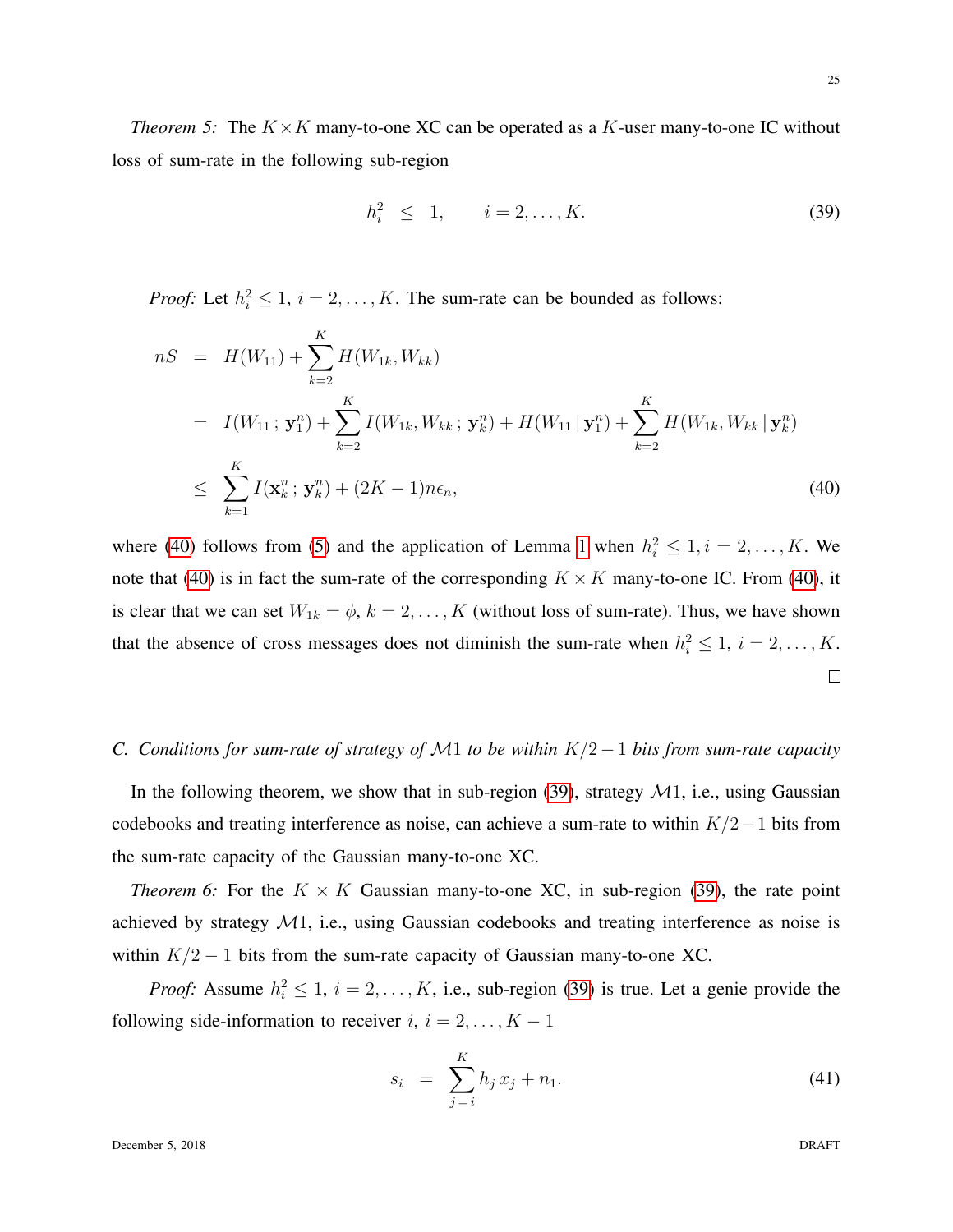*Theorem 5:* The $K \times K$ many-to-one XC can be operated as a $K$-user many-to-one IC without loss of sum-rate in the following sub-region

$$h_i^2 \;\leq\; 1, \qquad i = 2, \ldots, K. \tag{39}$$

*Proof:* Let $h_i^2 \leq 1$, $i = 2, \ldots, K$. The sum-rate can be bounded as follows:

$$\begin{aligned}
nS &= H(W_{11}) + \sum_{k=2}^{K} H(W_{1k}, W_{kk}) \\
&= I(W_{11}\,;\,\mathbf{y}_1^n) + \sum_{k=2}^{K} I(W_{1k}, W_{kk}\,;\,\mathbf{y}_k^n) + H(W_{11}\,|\,\mathbf{y}_1^n) + \sum_{k=2}^{K} H(W_{1k}, W_{kk}\,|\,\mathbf{y}_k^n) \\
&\leq \sum_{k=1}^{K} I(\mathbf{x}_k^n\,;\,\mathbf{y}_k^n) + (2K-1)n\epsilon_n, \qquad (40)
\end{aligned}$$

where (40) follows from (5) and the application of Lemma 1 when $h_i^2 \leq 1, i = 2, \ldots, K$. We note that (40) is in fact the sum-rate of the corresponding $K \times K$ many-to-one IC. From (40), it is clear that we can set $W_{1k} = \phi$, $k = 2, \ldots, K$ (without loss of sum-rate). Thus, we have shown that the absence of cross messages does not diminish the sum-rate when $h_i^2 \leq 1$, $i = 2, \ldots, K$. □

### C. *Conditions for sum-rate of strategy of $\mathcal{M}1$ to be within $K/2-1$ bits from sum-rate capacity*

In the following theorem, we show that in sub-region (39), strategy $\mathcal{M}1$, i.e., using Gaussian codebooks and treating interference as noise, can achieve a sum-rate to within $K/2-1$ bits from the sum-rate capacity of the Gaussian many-to-one XC.

*Theorem 6:* For the $K \times K$ Gaussian many-to-one XC, in sub-region (39), the rate point achieved by strategy $\mathcal{M}1$, i.e., using Gaussian codebooks and treating interference as noise is within $K/2-1$ bits from the sum-rate capacity of Gaussian many-to-one XC.

*Proof:* Assume $h_i^2 \leq 1$, $i = 2, \ldots, K$, i.e., sub-region (39) is true. Let a genie provide the following side-information to receiver $i$, $i = 2, \ldots, K-1$

$$s_i \;=\; \sum_{j=i}^{K} h_j\, x_j + n_1. \tag{41}$$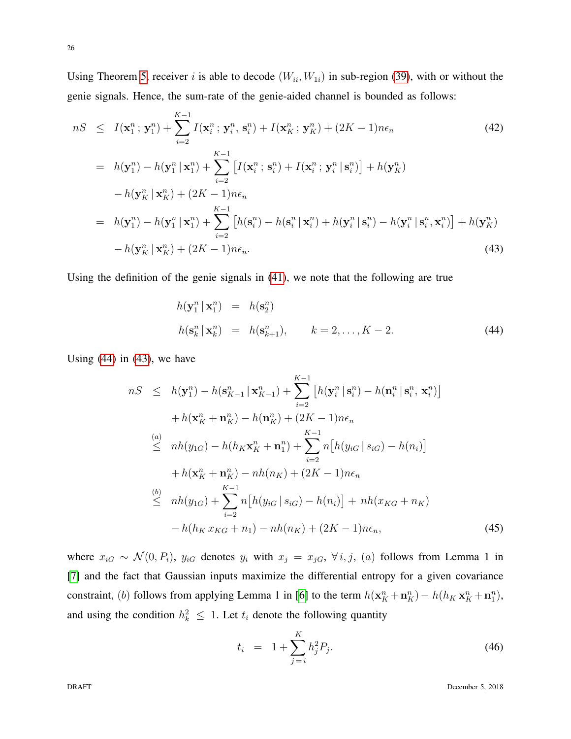Using Theorem 5, receiver $i$ is able to decode $(W_{ii}, W_{1i})$ in sub-region (39), with or without the genie signals. Hence, the sum-rate of the genie-aided channel is bounded as follows:

$$
\begin{aligned}
nS &\leq I(\mathbf{x}_1^n\,;\,\mathbf{y}_1^n) + \sum_{i=2}^{K-1} I(\mathbf{x}_i^n\,;\,\mathbf{y}_i^n,\,\mathbf{s}_i^n) + I(\mathbf{x}_K^n\,;\,\mathbf{y}_K^n) + (2K-1)n\epsilon_n && (42)\\
&= h(\mathbf{y}_1^n) - h(\mathbf{y}_1^n\,|\,\mathbf{x}_1^n) + \sum_{i=2}^{K-1}\left[I(\mathbf{x}_i^n\,;\,\mathbf{s}_i^n) + I(\mathbf{x}_i^n\,;\,\mathbf{y}_i^n\,|\,\mathbf{s}_i^n)\right] + h(\mathbf{y}_K^n)\\
&\quad - h(\mathbf{y}_K^n\,|\,\mathbf{x}_K^n) + (2K-1)n\epsilon_n\\
&= h(\mathbf{y}_1^n) - h(\mathbf{y}_1^n\,|\,\mathbf{x}_1^n) + \sum_{i=2}^{K-1}\left[h(\mathbf{s}_i^n) - h(\mathbf{s}_i^n\,|\,\mathbf{x}_i^n) + h(\mathbf{y}_i^n\,|\,\mathbf{s}_i^n) - h(\mathbf{y}_i^n\,|\,\mathbf{s}_i^n,\mathbf{x}_i^n)\right] + h(\mathbf{y}_K^n)\\
&\quad - h(\mathbf{y}_K^n\,|\,\mathbf{x}_K^n) + (2K-1)n\epsilon_n. && (43)
\end{aligned}
$$

Using the definition of the genie signals in (41), we note that the following are true

$$
\begin{aligned}
h(\mathbf{y}_1^n\,|\,\mathbf{x}_1^n) &= h(\mathbf{s}_2^n)\\
h(\mathbf{s}_k^n\,|\,\mathbf{x}_k^n) &= h(\mathbf{s}_{k+1}^n), \qquad k = 2, \ldots, K-2. && (44)
\end{aligned}
$$

Using (44) in (43), we have

$$
\begin{aligned}
nS &\leq h(\mathbf{y}_1^n) - h(\mathbf{s}_{K-1}^n\,|\,\mathbf{x}_{K-1}^n) + \sum_{i=2}^{K-1}\left[h(\mathbf{y}_i^n\,|\,\mathbf{s}_i^n) - h(\mathbf{n}_i^n\,|\,\mathbf{s}_i^n,\,\mathbf{x}_i^n)\right]\\
&\quad + h(\mathbf{x}_K^n + \mathbf{n}_K^n) - h(\mathbf{n}_K^n) + (2K-1)n\epsilon_n\\
&\overset{(a)}{\leq} nh(y_{1G}) - h(h_K\mathbf{x}_K^n + \mathbf{n}_1^n) + \sum_{i=2}^{K-1} n\big[h(y_{iG}\,|\,s_{iG}) - h(n_i)\big]\\
&\quad + h(\mathbf{x}_K^n + \mathbf{n}_K^n) - nh(n_K) + (2K-1)n\epsilon_n\\
&\overset{(b)}{\leq} nh(y_{1G}) + \sum_{i=2}^{K-1} n\big[h(y_{iG}\,|\,s_{iG}) - h(n_i)\big] + nh(x_{KG} + n_K)\\
&\quad - h(h_K\,x_{KG} + n_1) - nh(n_K) + (2K-1)n\epsilon_n, && (45)
\end{aligned}
$$

where $x_{iG} \sim \mathcal{N}(0, P_i)$, $y_{iG}$ denotes $y_i$ with $x_j = x_{jG},\ \forall\, i, j$, $(a)$ follows from Lemma 1 in [7] and the fact that Gaussian inputs maximize the differential entropy for a given covariance constraint, $(b)$ follows from applying Lemma 1 in [6] to the term $h(\mathbf{x}_K^n + \mathbf{n}_K^n) - h(h_K\,\mathbf{x}_K^n + \mathbf{n}_1^n)$, and using the condition $h_k^2 \leq 1$. Let $t_i$ denote the following quantity

$$
t_i = 1 + \sum_{j=i}^{K} h_j^2 P_j. \qquad (46)
$$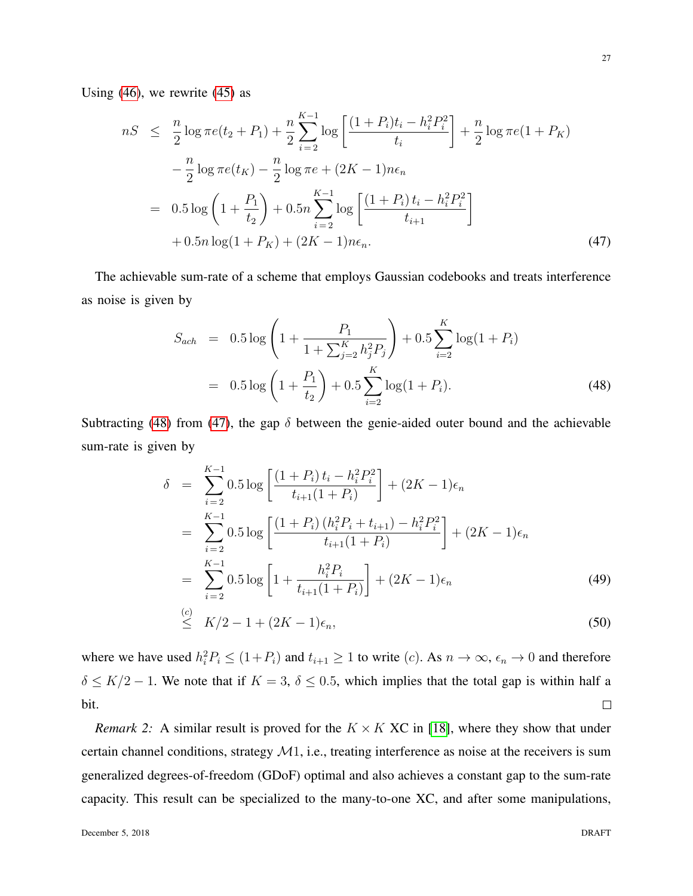Using (46), we rewrite (45) as

$$
\begin{aligned}
nS &\leq \frac{n}{2}\log \pi e(t_2+P_1) + \frac{n}{2}\sum_{i=2}^{K-1} \log\left[\frac{(1+P_i)t_i - h_i^2P_i^2}{t_i}\right] + \frac{n}{2}\log \pi e(1+P_K) \\
&\quad - \frac{n}{2}\log \pi e(t_K) - \frac{n}{2}\log \pi e + (2K-1)n\epsilon_n \\
&= 0.5\log\left(1+\frac{P_1}{t_2}\right) + 0.5n\sum_{i=2}^{K-1}\log\left[\frac{(1+P_i)\,t_i - h_i^2P_i^2}{t_{i+1}}\right] \\
&\quad + 0.5n\log(1+P_K) + (2K-1)n\epsilon_n. \qquad (47)
\end{aligned}
$$

The achievable sum-rate of a scheme that employs Gaussian codebooks and treats interference as noise is given by

$$
\begin{aligned}
S_{ach} &= 0.5\log\left(1+\frac{P_1}{1+\sum_{j=2}^{K} h_j^2P_j}\right) + 0.5\sum_{i=2}^{K}\log(1+P_i) \\
&= 0.5\log\left(1+\frac{P_1}{t_2}\right) + 0.5\sum_{i=2}^{K}\log(1+P_i). \qquad (48)
\end{aligned}
$$

Subtracting (48) from (47), the gap $\delta$ between the genie-aided outer bound and the achievable sum-rate is given by

$$
\begin{aligned}
\delta &= \sum_{i=2}^{K-1} 0.5\log\left[\frac{(1+P_i)\,t_i - h_i^2P_i^2}{t_{i+1}(1+P_i)}\right] + (2K-1)\epsilon_n \\
&= \sum_{i=2}^{K-1} 0.5\log\left[\frac{(1+P_i)\,(h_i^2P_i + t_{i+1}) - h_i^2P_i^2}{t_{i+1}(1+P_i)}\right] + (2K-1)\epsilon_n \\
&= \sum_{i=2}^{K-1} 0.5\log\left[1+\frac{h_i^2P_i}{t_{i+1}(1+P_i)}\right] + (2K-1)\epsilon_n \qquad (49) \\
&\overset{(c)}{\leq} K/2 - 1 + (2K-1)\epsilon_n, \qquad (50)
\end{aligned}
$$

where we have used $h_i^2P_i \leq (1+P_i)$ and $t_{i+1} \geq 1$ to write $(c)$. As $n \to \infty$, $\epsilon_n \to 0$ and therefore $\delta \leq K/2 - 1$. We note that if $K = 3$, $\delta \leq 0.5$, which implies that the total gap is within half a bit. □

*Remark 2:* A similar result is proved for the $K \times K$ XC in [18], where they show that under certain channel conditions, strategy $\mathcal{M}1$, i.e., treating interference as noise at the receivers is sum generalized degrees-of-freedom (GDoF) optimal and also achieves a constant gap to the sum-rate capacity. This result can be specialized to the many-to-one XC, and after some manipulations,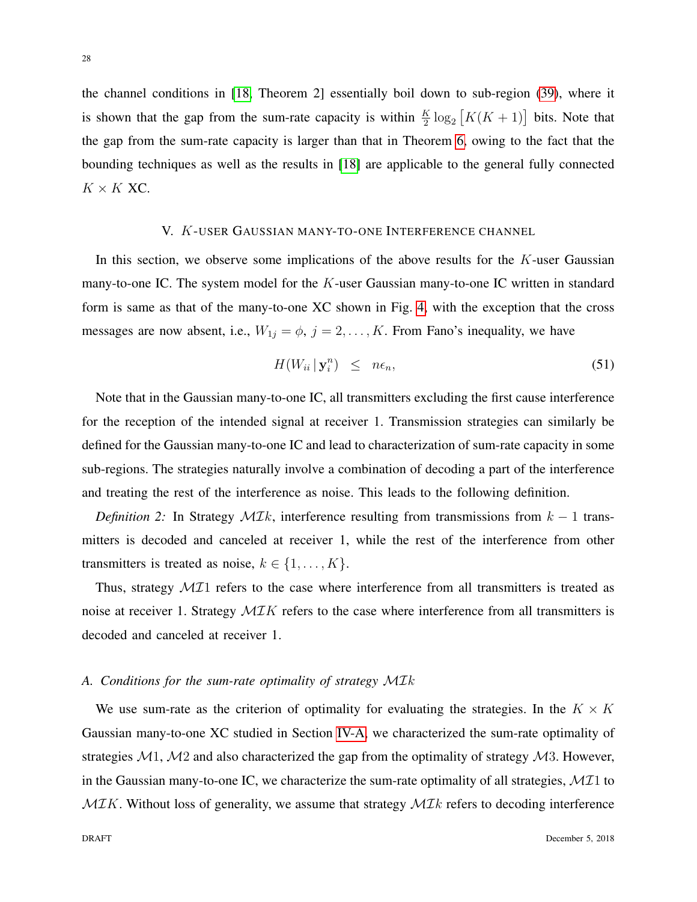the channel conditions in [18, Theorem 2] essentially boil down to sub-region (39), where it is shown that the gap from the sum-rate capacity is within $\frac{K}{2}\log_2\left[K(K+1)\right]$ bits. Note that the gap from the sum-rate capacity is larger than that in Theorem 6, owing to the fact that the bounding techniques as well as the results in [18] are applicable to the general fully connected $K \times K$ XC.

## V. $K$-user Gaussian many-to-one Interference channel

In this section, we observe some implications of the above results for the $K$-user Gaussian many-to-one IC. The system model for the $K$-user Gaussian many-to-one IC written in standard form is same as that of the many-to-one XC shown in Fig. 4, with the exception that the cross messages are now absent, i.e., $W_{1j} = \phi$, $j = 2, \ldots, K$. From Fano's inequality, we have

$$H(W_{ii}\,|\,\mathbf{y}_i^n) \;\; \leq \;\; n\epsilon_n, \tag{51}$$

Note that in the Gaussian many-to-one IC, all transmitters excluding the first cause interference for the reception of the intended signal at receiver 1. Transmission strategies can similarly be defined for the Gaussian many-to-one IC and lead to characterization of sum-rate capacity in some sub-regions. The strategies naturally involve a combination of decoding a part of the interference and treating the rest of the interference as noise. This leads to the following definition.

*Definition 2:* In Strategy $\mathcal{MI}k$, interference resulting from transmissions from $k-1$ transmitters is decoded and canceled at receiver 1, while the rest of the interference from other transmitters is treated as noise, $k \in \{1, \ldots, K\}$.

Thus, strategy $\mathcal{MI}1$ refers to the case where interference from all transmitters is treated as noise at receiver 1. Strategy $\mathcal{MI}K$ refers to the case where interference from all transmitters is decoded and canceled at receiver 1.

### A. Conditions for the sum-rate optimality of strategy $\mathcal{MI}k$

We use sum-rate as the criterion of optimality for evaluating the strategies. In the $K \times K$ Gaussian many-to-one XC studied in Section IV-A, we characterized the sum-rate optimality of strategies $\mathcal{M}1$, $\mathcal{M}2$ and also characterized the gap from the optimality of strategy $\mathcal{M}3$. However, in the Gaussian many-to-one IC, we characterize the sum-rate optimality of all strategies, $\mathcal{MI}1$ to $\mathcal{MI}K$. Without loss of generality, we assume that strategy $\mathcal{MI}k$ refers to decoding interference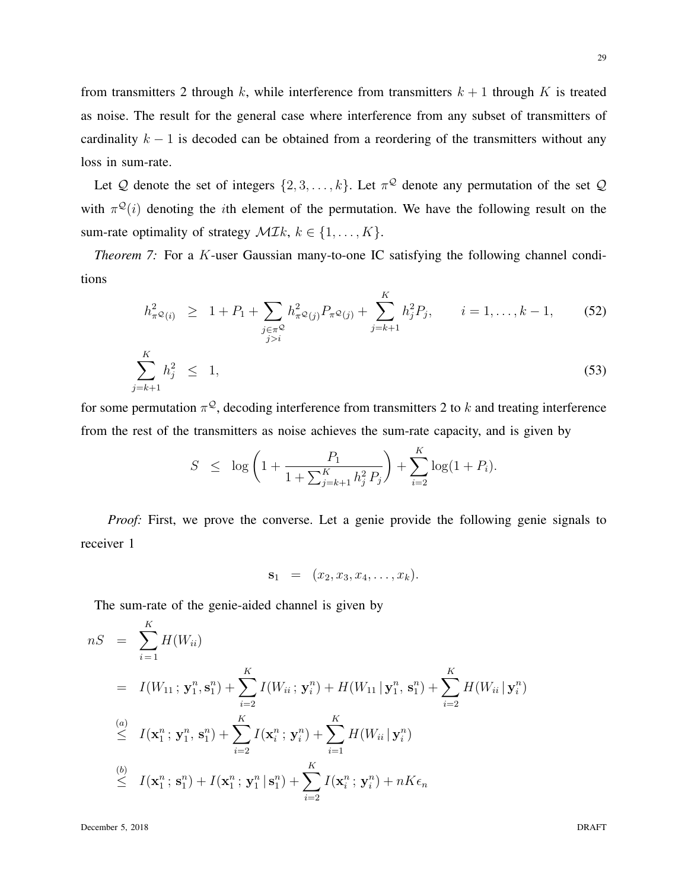from transmitters 2 through $k$, while interference from transmitters $k+1$ through $K$ is treated as noise. The result for the general case where interference from any subset of transmitters of cardinality $k-1$ is decoded can be obtained from a reordering of the transmitters without any loss in sum-rate.

Let $\mathcal{Q}$ denote the set of integers $\{2, 3, \ldots, k\}$. Let $\pi^{\mathcal{Q}}$ denote any permutation of the set $\mathcal{Q}$ with $\pi^{\mathcal{Q}}(i)$ denoting the $i$th element of the permutation. We have the following result on the sum-rate optimality of strategy $\mathcal{MI}k$, $k \in \{1, \ldots, K\}$.

*Theorem 7:* For a $K$-user Gaussian many-to-one IC satisfying the following channel conditions

$$h^2_{\pi^{\mathcal{Q}}(i)} \;\; \geq \;\; 1 + P_1 + \sum_{\substack{j \in \pi^{\mathcal{Q}} \\ j > i}} h^2_{\pi^{\mathcal{Q}}(j)} P_{\pi^{\mathcal{Q}}(j)} + \sum_{j=k+1}^{K} h_j^2 P_j, \qquad i = 1, \ldots, k-1, \tag{52}$$

$$\sum_{j=k+1}^{K} h_j^2 \;\; \leq \;\; 1, \tag{53}$$

for some permutation $\pi^{\mathcal{Q}}$, decoding interference from transmitters 2 to $k$ and treating interference from the rest of the transmitters as noise achieves the sum-rate capacity, and is given by

$$S \;\; \leq \;\; \log\left(1 + \frac{P_1}{1 + \sum_{j=k+1}^{K} h_j^2 P_j}\right) + \sum_{i=2}^{K} \log(1 + P_i).$$

*Proof:* First, we prove the converse. Let a genie provide the following genie signals to receiver 1

$$\mathbf{s}_1 \;\; = \;\; (x_2, x_3, x_4, \ldots, x_k).$$

The sum-rate of the genie-aided channel is given by

$$\begin{aligned}
nS \;\; &= \;\; \sum_{i=1}^{K} H(W_{ii}) \\
&= \;\; I(W_{11} \,;\, \mathbf{y}_1^n, \mathbf{s}_1^n) + \sum_{i=2}^{K} I(W_{ii} \,;\, \mathbf{y}_i^n) + H(W_{11} \,|\, \mathbf{y}_1^n, \, \mathbf{s}_1^n) + \sum_{i=2}^{K} H(W_{ii} \,|\, \mathbf{y}_i^n) \\
&\overset{(a)}{\leq} \;\; I(\mathbf{x}_1^n \,;\, \mathbf{y}_1^n, \, \mathbf{s}_1^n) + \sum_{i=2}^{K} I(\mathbf{x}_i^n \,;\, \mathbf{y}_i^n) + \sum_{i=1}^{K} H(W_{ii} \,|\, \mathbf{y}_i^n) \\
&\overset{(b)}{\leq} \;\; I(\mathbf{x}_1^n \,;\, \mathbf{s}_1^n) + I(\mathbf{x}_1^n \,;\, \mathbf{y}_1^n \,|\, \mathbf{s}_1^n) + \sum_{i=2}^{K} I(\mathbf{x}_i^n \,;\, \mathbf{y}_i^n) + nK\epsilon_n
\end{aligned}$$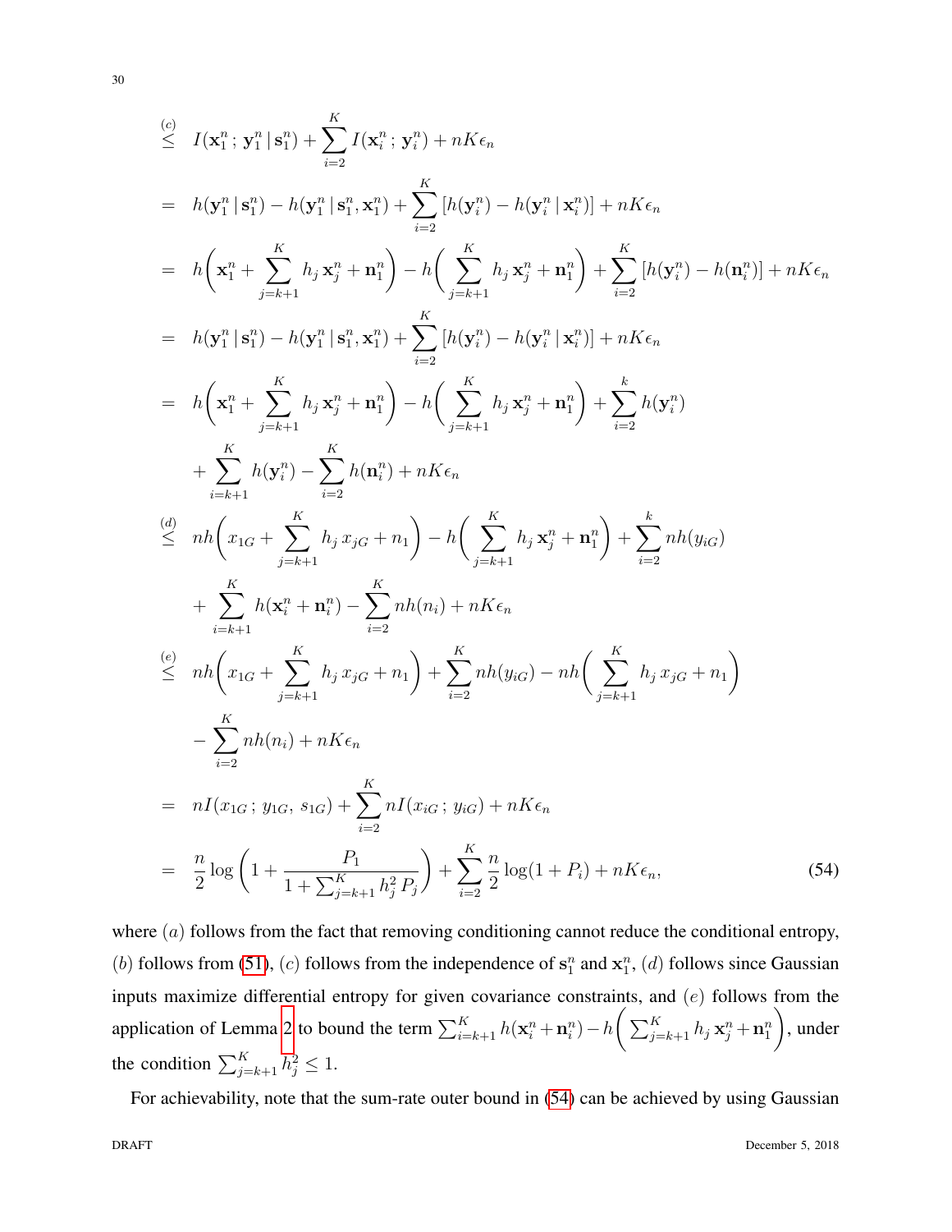$$
\begin{aligned}
&\overset{(c)}{\leq} \; I(\mathbf{x}_1^n\,;\,\mathbf{y}_1^n\,|\,\mathbf{s}_1^n) + \sum_{i=2}^{K} I(\mathbf{x}_i^n\,;\,\mathbf{y}_i^n) + nK\epsilon_n \\
&= \; h(\mathbf{y}_1^n\,|\,\mathbf{s}_1^n) - h(\mathbf{y}_1^n\,|\,\mathbf{s}_1^n, \mathbf{x}_1^n) + \sum_{i=2}^{K} \left[h(\mathbf{y}_i^n) - h(\mathbf{y}_i^n\,|\,\mathbf{x}_i^n)\right] + nK\epsilon_n \\
&= \; h\bigg(\mathbf{x}_1^n + \sum_{j=k+1}^{K} h_j\,\mathbf{x}_j^n + \mathbf{n}_1^n\bigg) - h\bigg(\sum_{j=k+1}^{K} h_j\,\mathbf{x}_j^n + \mathbf{n}_1^n\bigg) + \sum_{i=2}^{K}\left[h(\mathbf{y}_i^n) - h(\mathbf{n}_i^n)\right] + nK\epsilon_n \\
&= \; h(\mathbf{y}_1^n\,|\,\mathbf{s}_1^n) - h(\mathbf{y}_1^n\,|\,\mathbf{s}_1^n, \mathbf{x}_1^n) + \sum_{i=2}^{K} \left[h(\mathbf{y}_i^n) - h(\mathbf{y}_i^n\,|\,\mathbf{x}_i^n)\right] + nK\epsilon_n \\
&= \; h\bigg(\mathbf{x}_1^n + \sum_{j=k+1}^{K} h_j\,\mathbf{x}_j^n + \mathbf{n}_1^n\bigg) - h\bigg(\sum_{j=k+1}^{K} h_j\,\mathbf{x}_j^n + \mathbf{n}_1^n\bigg) + \sum_{i=2}^{k} h(\mathbf{y}_i^n) \\
&\quad + \sum_{i=k+1}^{K} h(\mathbf{y}_i^n) - \sum_{i=2}^{K} h(\mathbf{n}_i^n) + nK\epsilon_n \\
&\overset{(d)}{\leq} \; nh\bigg(x_{1G} + \sum_{j=k+1}^{K} h_j\,x_{jG} + n_1\bigg) - h\bigg(\sum_{j=k+1}^{K} h_j\,\mathbf{x}_j^n + \mathbf{n}_1^n\bigg) + \sum_{i=2}^{k} nh(y_{iG}) \\
&\quad + \sum_{i=k+1}^{K} h(\mathbf{x}_i^n + \mathbf{n}_i^n) - \sum_{i=2}^{K} nh(n_i) + nK\epsilon_n \\
&\overset{(e)}{\leq} \; nh\bigg(x_{1G} + \sum_{j=k+1}^{K} h_j\,x_{jG} + n_1\bigg) + \sum_{i=2}^{K} nh(y_{iG}) - nh\bigg(\sum_{j=k+1}^{K} h_j\,x_{jG} + n_1\bigg) \\
&\quad - \sum_{i=2}^{K} nh(n_i) + nK\epsilon_n \\
&= \; nI(x_{1G}\,;\,y_{1G},\,s_{1G}) + \sum_{i=2}^{K} nI(x_{iG}\,;\,y_{iG}) + nK\epsilon_n \\
&= \; \frac{n}{2}\log\left(1 + \frac{P_1}{1 + \sum_{j=k+1}^{K} h_j^2\,P_j}\right) + \sum_{i=2}^{K}\frac{n}{2}\log(1 + P_i) + nK\epsilon_n,
\end{aligned}
\tag{54}
$$

where $(a)$ follows from the fact that removing conditioning cannot reduce the conditional entropy, $(b)$ follows from (51), $(c)$ follows from the independence of $\mathbf{s}_1^n$ and $\mathbf{x}_1^n$, $(d)$ follows since Gaussian inputs maximize differential entropy for given covariance constraints, and $(e)$ follows from the application of Lemma 2 to bound the term $\sum_{i=k+1}^{K} h(\mathbf{x}_i^n + \mathbf{n}_i^n) - h\bigg(\sum_{j=k+1}^{K} h_j\,\mathbf{x}_j^n + \mathbf{n}_1^n\bigg)$, under the condition $\sum_{j=k+1}^{K} h_j^2 \leq 1$.

For achievability, note that the sum-rate outer bound in (54) can be achieved by using Gaussian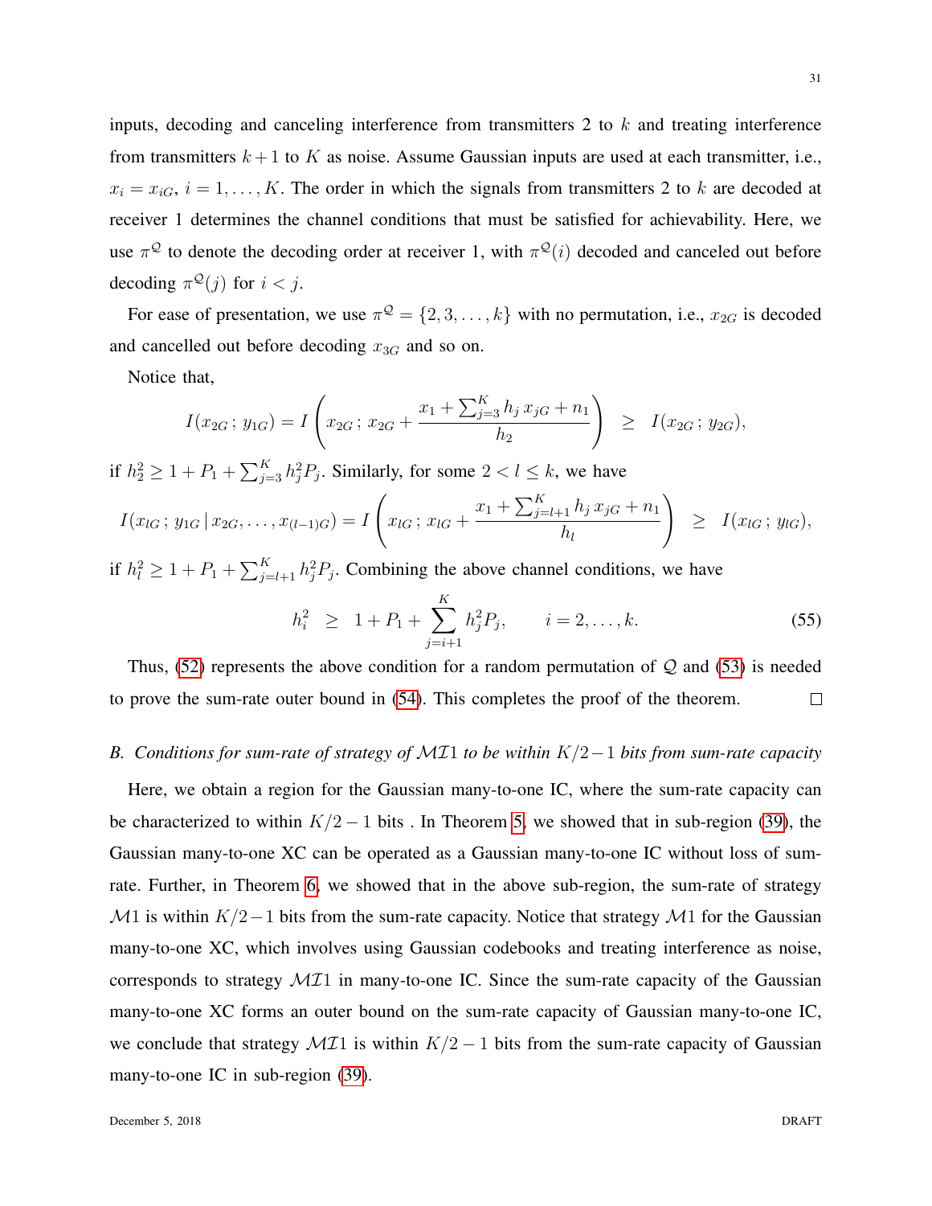inputs, decoding and canceling interference from transmitters 2 to $k$ and treating interference from transmitters $k+1$ to $K$ as noise. Assume Gaussian inputs are used at each transmitter, i.e., $x_i = x_{iG}$, $i = 1, \ldots, K$. The order in which the signals from transmitters 2 to $k$ are decoded at receiver 1 determines the channel conditions that must be satisfied for achievability. Here, we use $\pi^{\mathcal{Q}}$ to denote the decoding order at receiver 1, with $\pi^{\mathcal{Q}}(i)$ decoded and canceled out before decoding $\pi^{\mathcal{Q}}(j)$ for $i < j$.

For ease of presentation, we use $\pi^{\mathcal{Q}} = \{2, 3, \ldots, k\}$ with no permutation, i.e., $x_{2G}$ is decoded and cancelled out before decoding $x_{3G}$ and so on.

Notice that,

$$I(x_{2G}\,;\, y_{1G}) = I\left(x_{2G}\,;\, x_{2G} + \frac{x_1 + \sum_{j=3}^{K} h_j\, x_{jG} + n_1}{h_2}\right) \;\; \geq \;\; I(x_{2G}\,;\, y_{2G}),$$

if $h_2^2 \geq 1 + P_1 + \sum_{j=3}^{K} h_j^2 P_j$. Similarly, for some $2 < l \leq k$, we have

$$I(x_{lG}\,;\, y_{1G}\,|\, x_{2G}, \ldots, x_{(l-1)G}) = I\left(x_{lG}\,;\, x_{lG} + \frac{x_1 + \sum_{j=l+1}^{K} h_j\, x_{jG} + n_1}{h_l}\right) \;\; \geq \;\; I(x_{lG}\,;\, y_{lG}),$$

if $h_l^2 \geq 1 + P_1 + \sum_{j=l+1}^{K} h_j^2 P_j$. Combining the above channel conditions, we have

$$h_i^2 \;\; \geq \;\; 1 + P_1 + \sum_{j=i+1}^{K} h_j^2 P_j, \qquad i = 2, \ldots, k. \tag{55}$$

Thus, (52) represents the above condition for a random permutation of $\mathcal{Q}$ and (53) is needed to prove the sum-rate outer bound in (54). This completes the proof of the theorem. □

### *B. Conditions for sum-rate of strategy of $\mathcal{MI}1$ to be within $K/2-1$ bits from sum-rate capacity*

Here, we obtain a region for the Gaussian many-to-one IC, where the sum-rate capacity can be characterized to within $K/2-1$ bits . In Theorem 5, we showed that in sub-region (39), the Gaussian many-to-one XC can be operated as a Gaussian many-to-one IC without loss of sum-rate. Further, in Theorem 6, we showed that in the above sub-region, the sum-rate of strategy $\mathcal{M}1$ is within $K/2-1$ bits from the sum-rate capacity. Notice that strategy $\mathcal{M}1$ for the Gaussian many-to-one XC, which involves using Gaussian codebooks and treating interference as noise, corresponds to strategy $\mathcal{MI}1$ in many-to-one IC. Since the sum-rate capacity of the Gaussian many-to-one XC forms an outer bound on the sum-rate capacity of Gaussian many-to-one IC, we conclude that strategy $\mathcal{MI}1$ is within $K/2-1$ bits from the sum-rate capacity of Gaussian many-to-one IC in sub-region (39).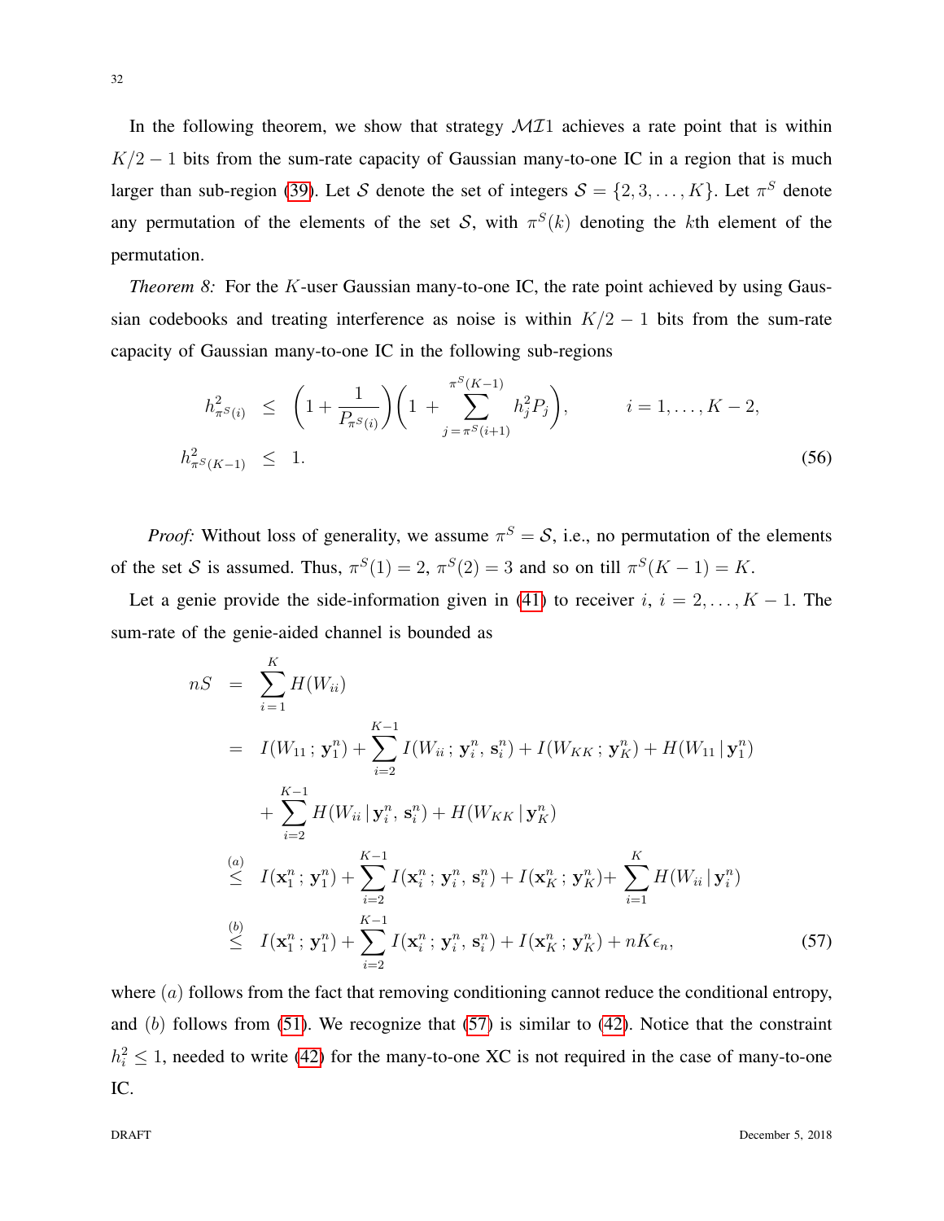In the following theorem, we show that strategy $\mathcal{MI}1$ achieves a rate point that is within $K/2-1$ bits from the sum-rate capacity of Gaussian many-to-one IC in a region that is much larger than sub-region (39). Let $\mathcal{S}$ denote the set of integers $\mathcal{S} = \{2, 3, \ldots, K\}$. Let $\pi^S$ denote any permutation of the elements of the set $\mathcal{S}$, with $\pi^S(k)$ denoting the $k$th element of the permutation.

*Theorem 8:* For the $K$-user Gaussian many-to-one IC, the rate point achieved by using Gaussian codebooks and treating interference as noise is within $K/2-1$ bits from the sum-rate capacity of Gaussian many-to-one IC in the following sub-regions

$$
\begin{aligned}
h^2_{\pi^S(i)} &\leq \left(1 + \frac{1}{P_{\pi^S(i)}}\right)\left(1 + \sum_{j=\pi^S(i+1)}^{\pi^S(K-1)} h_j^2 P_j\right), \qquad i = 1, \ldots, K-2, \\
h^2_{\pi^S(K-1)} &\leq 1.
\end{aligned} \tag{56}
$$

*Proof:* Without loss of generality, we assume $\pi^S = \mathcal{S}$, i.e., no permutation of the elements of the set $\mathcal{S}$ is assumed. Thus, $\pi^S(1) = 2$, $\pi^S(2) = 3$ and so on till $\pi^S(K-1) = K$.

Let a genie provide the side-information given in (41) to receiver $i$, $i = 2, \ldots, K-1$. The sum-rate of the genie-aided channel is bounded as

$$
\begin{aligned}
nS &= \sum_{i=1}^{K} H(W_{ii}) \\
&= I(W_{11}\,;\,\mathbf{y}_1^n) + \sum_{i=2}^{K-1} I(W_{ii}\,;\,\mathbf{y}_i^n,\,\mathbf{s}_i^n) + I(W_{KK}\,;\,\mathbf{y}_K^n) + H(W_{11}\,|\,\mathbf{y}_1^n) \\
&\quad + \sum_{i=2}^{K-1} H(W_{ii}\,|\,\mathbf{y}_i^n,\,\mathbf{s}_i^n) + H(W_{KK}\,|\,\mathbf{y}_K^n) \\
&\overset{(a)}{\leq} I(\mathbf{x}_1^n\,;\,\mathbf{y}_1^n) + \sum_{i=2}^{K-1} I(\mathbf{x}_i^n\,;\,\mathbf{y}_i^n,\,\mathbf{s}_i^n) + I(\mathbf{x}_K^n\,;\,\mathbf{y}_K^n) + \sum_{i=1}^{K} H(W_{ii}\,|\,\mathbf{y}_i^n) \\
&\overset{(b)}{\leq} I(\mathbf{x}_1^n\,;\,\mathbf{y}_1^n) + \sum_{i=2}^{K-1} I(\mathbf{x}_i^n\,;\,\mathbf{y}_i^n,\,\mathbf{s}_i^n) + I(\mathbf{x}_K^n\,;\,\mathbf{y}_K^n) + nK\epsilon_n,
\end{aligned} \tag{57}
$$

where $(a)$ follows from the fact that removing conditioning cannot reduce the conditional entropy, and $(b)$ follows from (51). We recognize that (57) is similar to (42). Notice that the constraint $h_i^2 \leq 1$, needed to write (42) for the many-to-one XC is not required in the case of many-to-one IC.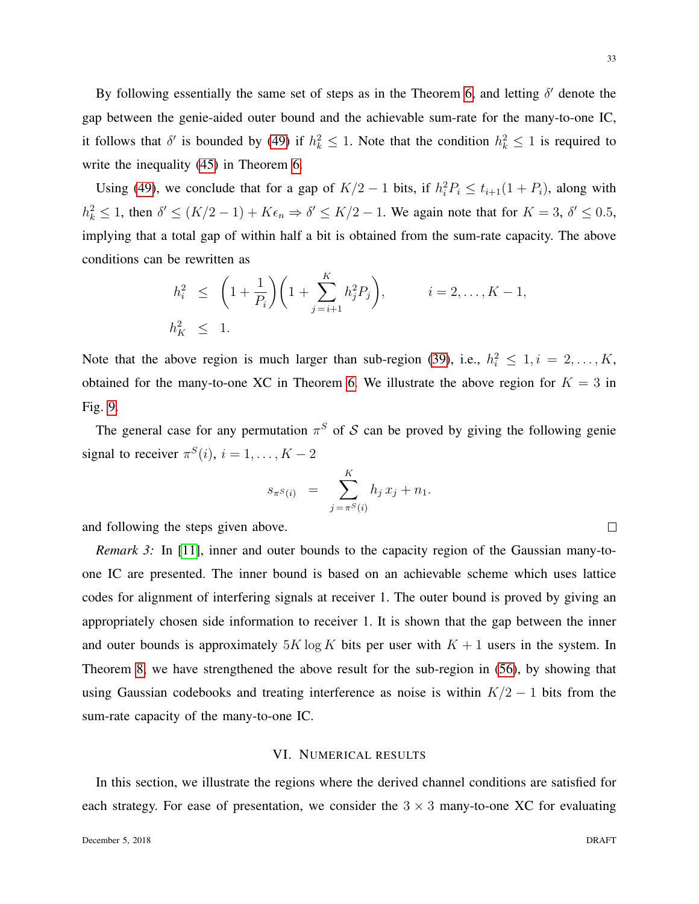By following essentially the same set of steps as in the Theorem 6, and letting $\delta'$ denote the gap between the genie-aided outer bound and the achievable sum-rate for the many-to-one IC, it follows that $\delta'$ is bounded by (49) if $h_k^2 \leq 1$. Note that the condition $h_k^2 \leq 1$ is required to write the inequality (45) in Theorem 6.

Using (49), we conclude that for a gap of $K/2 - 1$ bits, if $h_i^2 P_i \leq t_{i+1}(1 + P_i)$, along with $h_k^2 \leq 1$, then $\delta' \leq (K/2 - 1) + K\epsilon_n \Rightarrow \delta' \leq K/2 - 1$. We again note that for $K = 3$, $\delta' \leq 0.5$, implying that a total gap of within half a bit is obtained from the sum-rate capacity. The above conditions can be rewritten as

$$
\begin{aligned}
h_i^2 &\leq \left(1 + \frac{1}{P_i}\right)\left(1 + \sum_{j=i+1}^{K} h_j^2 P_j\right), \qquad i = 2, \ldots, K-1, \\
h_K^2 &\leq 1.
\end{aligned}
$$

Note that the above region is much larger than sub-region (39), i.e., $h_i^2 \leq 1, i = 2, \ldots, K$, obtained for the many-to-one XC in Theorem 6. We illustrate the above region for $K = 3$ in Fig. 9.

The general case for any permutation $\pi^S$ of $\mathcal{S}$ can be proved by giving the following genie signal to receiver $\pi^S(i)$, $i = 1, \ldots, K-2$

$$
s_{\pi^S(i)} = \sum_{j=\pi^S(i)}^{K} h_j x_j + n_1.
$$

and following the steps given above. □

*Remark 3:* In [11], inner and outer bounds to the capacity region of the Gaussian many-to-one IC are presented. The inner bound is based on an achievable scheme which uses lattice codes for alignment of interfering signals at receiver 1. The outer bound is proved by giving an appropriately chosen side information to receiver 1. It is shown that the gap between the inner and outer bounds is approximately $5K \log K$ bits per user with $K + 1$ users in the system. In Theorem 8, we have strengthened the above result for the sub-region in (56), by showing that using Gaussian codebooks and treating interference as noise is within $K/2 - 1$ bits from the sum-rate capacity of the many-to-one IC.

## VI. Numerical Results

In this section, we illustrate the regions where the derived channel conditions are satisfied for each strategy. For ease of presentation, we consider the $3 \times 3$ many-to-one XC for evaluating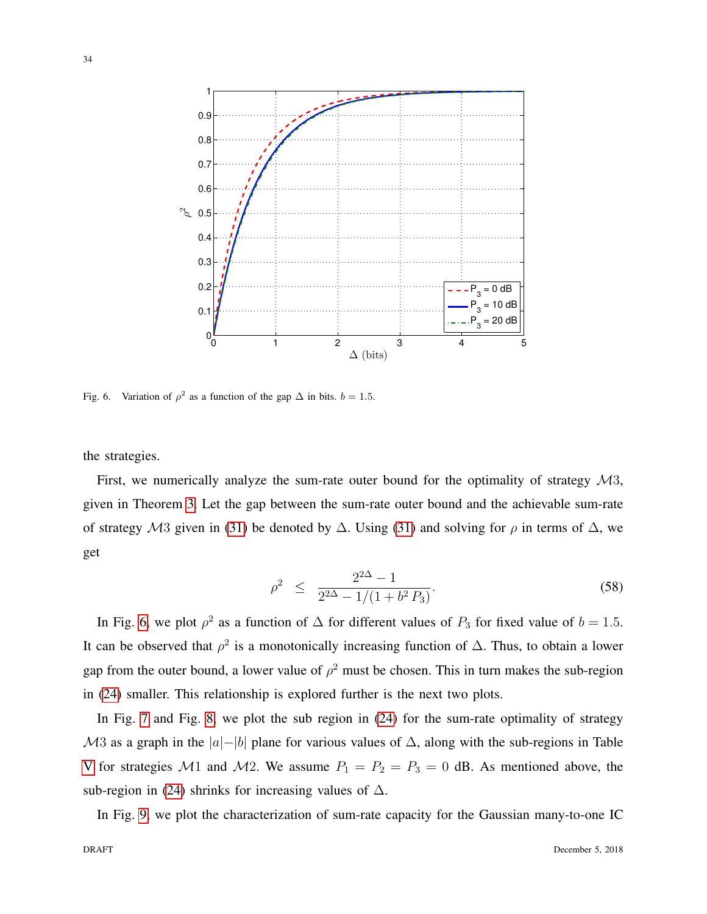Fig. 6. Variation of $\rho^2$ as a function of the gap $\Delta$ in bits. $b = 1.5$.

the strategies.

First, we numerically analyze the sum-rate outer bound for the optimality of strategy $\mathcal{M}3$, given in Theorem 3. Let the gap between the sum-rate outer bound and the achievable sum-rate of strategy $\mathcal{M}3$ given in (31) be denoted by $\Delta$. Using (31) and solving for $\rho$ in terms of $\Delta$, we get

$$\rho^2 \quad \leq \quad \frac{2^{2\Delta} - 1}{2^{2\Delta} - 1/(1 + b^2\, P_3)}. \tag{58}$$

In Fig. 6, we plot $\rho^2$ as a function of $\Delta$ for different values of $P_3$ for fixed value of $b = 1.5$. It can be observed that $\rho^2$ is a monotonically increasing function of $\Delta$. Thus, to obtain a lower gap from the outer bound, a lower value of $\rho^2$ must be chosen. This in turn makes the sub-region in (24) smaller. This relationship is explored further is the next two plots.

In Fig. 7 and Fig. 8, we plot the sub region in (24) for the sum-rate optimality of strategy $\mathcal{M}3$ as a graph in the $|a|$–$|b|$ plane for various values of $\Delta$, along with the sub-regions in Table V for strategies $\mathcal{M}1$ and $\mathcal{M}2$. We assume $P_1 = P_2 = P_3 = 0$ dB. As mentioned above, the sub-region in (24) shrinks for increasing values of $\Delta$.

In Fig. 9, we plot the characterization of sum-rate capacity for the Gaussian many-to-one IC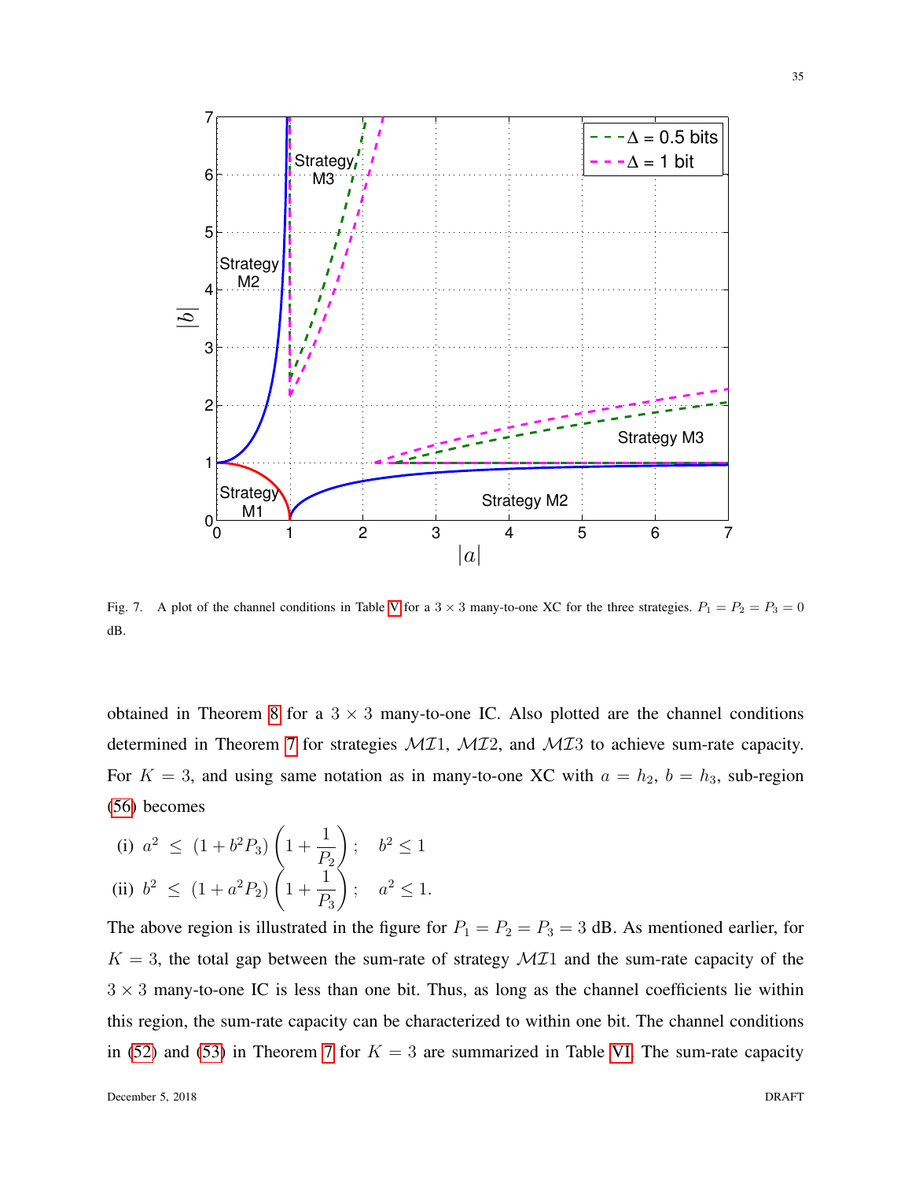Fig. 7. A plot of the channel conditions in Table V for a $3 \times 3$ many-to-one XC for the three strategies. $P_1 = P_2 = P_3 = 0$ dB.

obtained in Theorem 8 for a $3 \times 3$ many-to-one IC. Also plotted are the channel conditions determined in Theorem 7 for strategies $\mathcal{MI}1$, $\mathcal{MI}2$, and $\mathcal{MI}3$ to achieve sum-rate capacity. For $K = 3$, and using same notation as in many-to-one XC with $a = h_2$, $b = h_3$, sub-region (56) becomes

$$\text{(i)}\ a^2 \leq (1 + b^2 P_3)\left(1 + \frac{1}{P_2}\right); \quad b^2 \leq 1$$

$$\text{(ii)}\ b^2 \leq (1 + a^2 P_2)\left(1 + \frac{1}{P_3}\right); \quad a^2 \leq 1.$$

The above region is illustrated in the figure for $P_1 = P_2 = P_3 = 3$ dB. As mentioned earlier, for $K = 3$, the total gap between the sum-rate of strategy $\mathcal{MI}1$ and the sum-rate capacity of the $3 \times 3$ many-to-one IC is less than one bit. Thus, as long as the channel coefficients lie within this region, the sum-rate capacity can be characterized to within one bit. The channel conditions in (52) and (53) in Theorem 7 for $K = 3$ are summarized in Table VI. The sum-rate capacity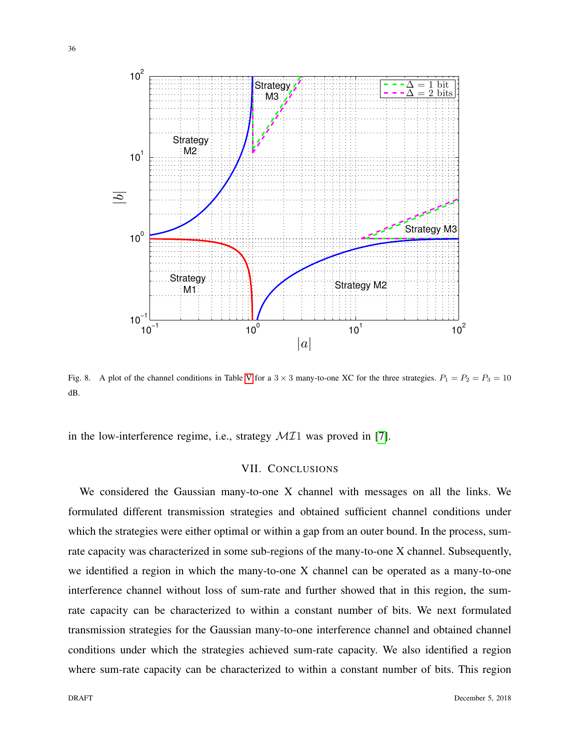Fig. 8. A plot of the channel conditions in Table V for a $3 \times 3$ many-to-one XC for the three strategies. $P_1 = P_2 = P_3 = 10$ dB.

in the low-interference regime, i.e., strategy $\mathcal{MI}1$ was proved in [7].

## VII. CONCLUSIONS

We considered the Gaussian many-to-one X channel with messages on all the links. We formulated different transmission strategies and obtained sufficient channel conditions under which the strategies were either optimal or within a gap from an outer bound. In the process, sum-rate capacity was characterized in some sub-regions of the many-to-one X channel. Subsequently, we identified a region in which the many-to-one X channel can be operated as a many-to-one interference channel without loss of sum-rate and further showed that in this region, the sum-rate capacity can be characterized to within a constant number of bits. We next formulated transmission strategies for the Gaussian many-to-one interference channel and obtained channel conditions under which the strategies achieved sum-rate capacity. We also identified a region where sum-rate capacity can be characterized to within a constant number of bits. This region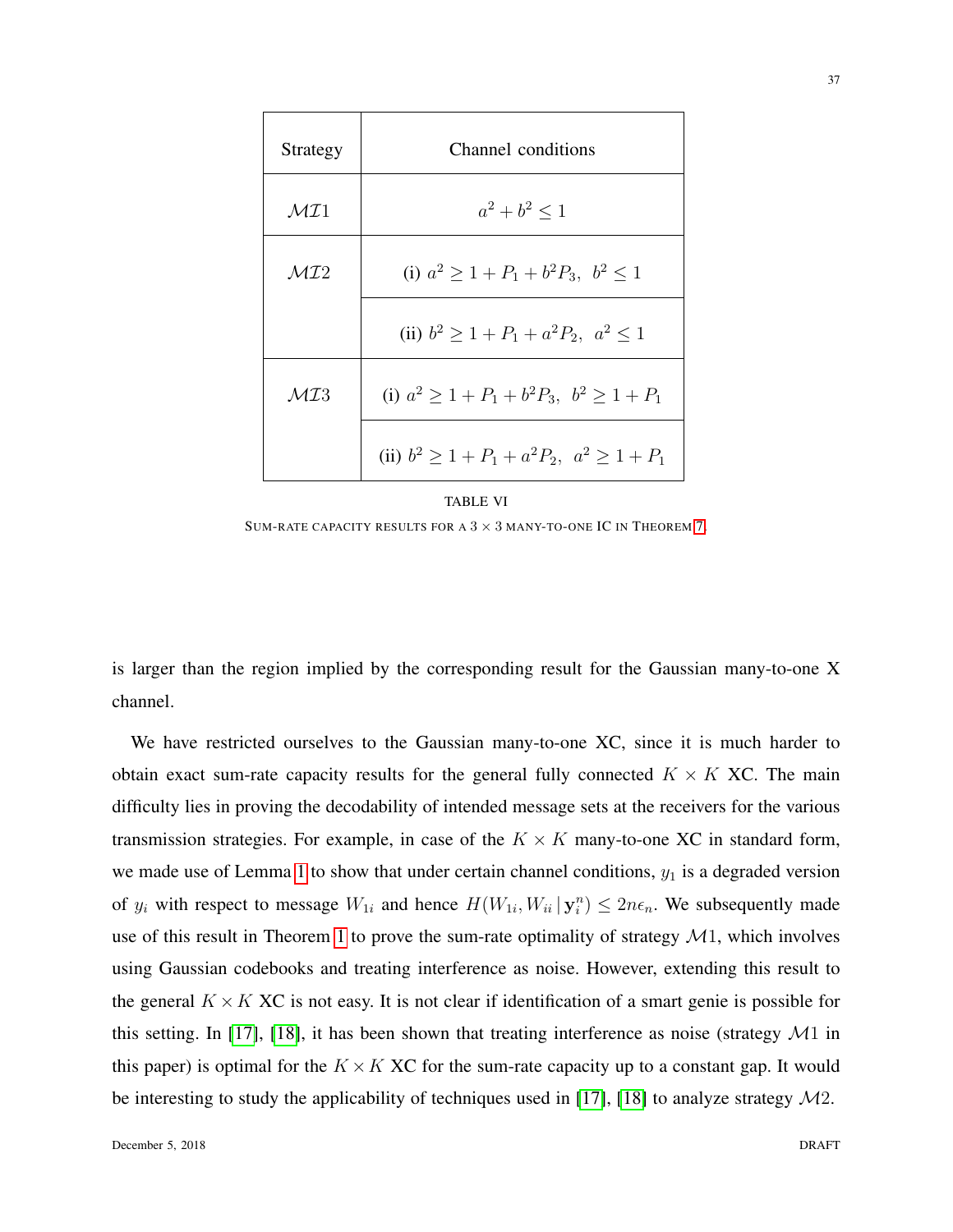| Strategy | Channel conditions |
|---|---|
| $\mathcal{MI}1$ | $a^2 + b^2 \leq 1$ |
| $\mathcal{MI}2$ | (i) $a^2 \geq 1 + P_1 + b^2 P_3,\ \ b^2 \leq 1$ |
| | (ii) $b^2 \geq 1 + P_1 + a^2 P_2,\ \ a^2 \leq 1$ |
| $\mathcal{MI}3$ | (i) $a^2 \geq 1 + P_1 + b^2 P_3,\ \ b^2 \geq 1 + P_1$ |
| | (ii) $b^2 \geq 1 + P_1 + a^2 P_2,\ \ a^2 \geq 1 + P_1$ |

TABLE VI

SUM-RATE CAPACITY RESULTS FOR A $3 \times 3$ MANY-TO-ONE IC IN THEOREM 7.

is larger than the region implied by the corresponding result for the Gaussian many-to-one X channel.

We have restricted ourselves to the Gaussian many-to-one XC, since it is much harder to obtain exact sum-rate capacity results for the general fully connected $K \times K$ XC. The main difficulty lies in proving the decodability of intended message sets at the receivers for the various transmission strategies. For example, in case of the $K \times K$ many-to-one XC in standard form, we made use of Lemma 1 to show that under certain channel conditions, $y_1$ is a degraded version of $y_i$ with respect to message $W_{1i}$ and hence $H(W_{1i}, W_{ii} \,|\, \mathbf{y}_i^n) \leq 2n\epsilon_n$. We subsequently made use of this result in Theorem 1 to prove the sum-rate optimality of strategy $\mathcal{M}1$, which involves using Gaussian codebooks and treating interference as noise. However, extending this result to the general $K \times K$ XC is not easy. It is not clear if identification of a smart genie is possible for this setting. In [17], [18], it has been shown that treating interference as noise (strategy $\mathcal{M}1$ in this paper) is optimal for the $K \times K$ XC for the sum-rate capacity up to a constant gap. It would be interesting to study the applicability of techniques used in [17], [18] to analyze strategy $\mathcal{M}2$.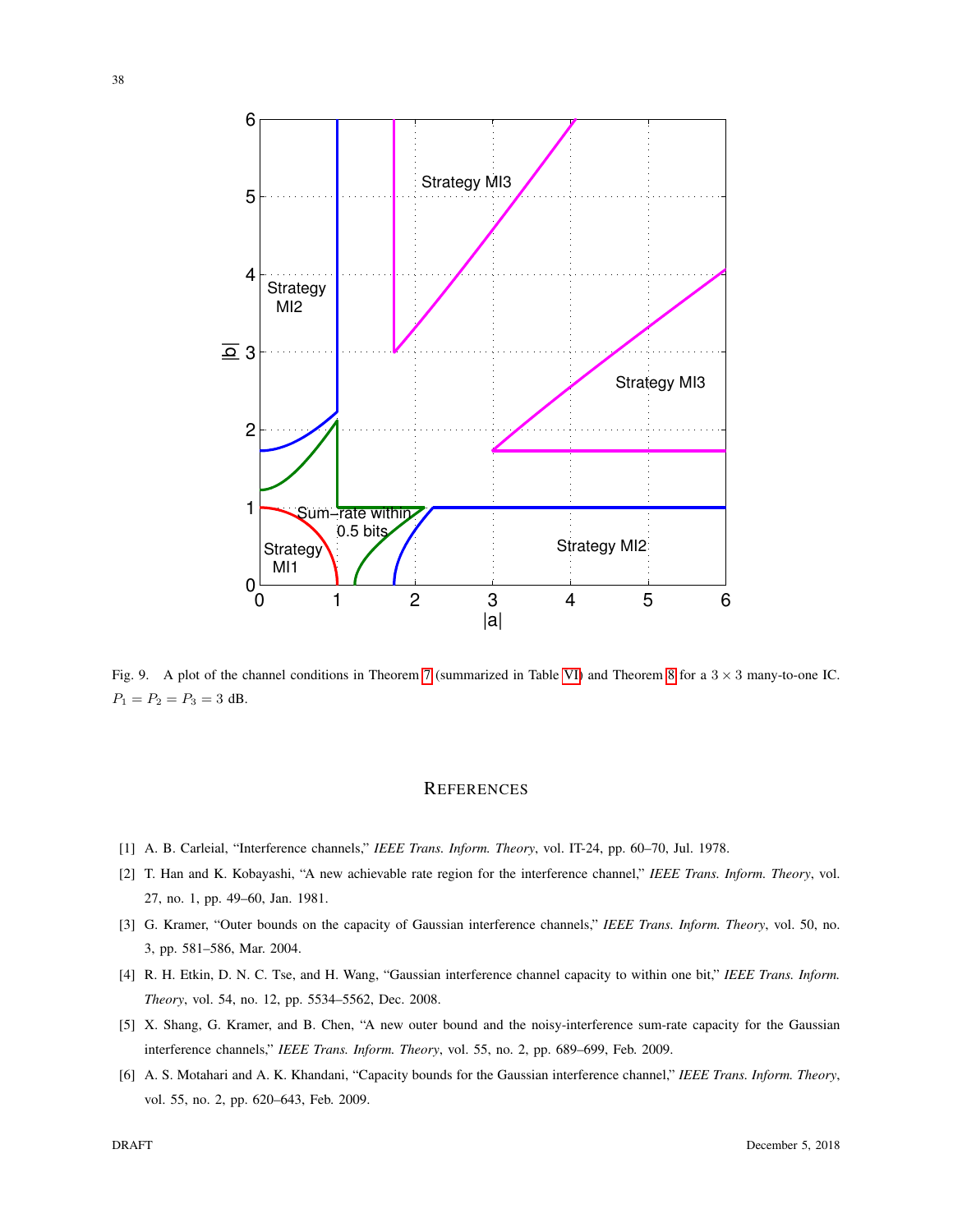Fig. 9. A plot of the channel conditions in Theorem 7 (summarized in Table VI) and Theorem 8 for a $3 \times 3$ many-to-one IC. $P_1 = P_2 = P_3 = 3$ dB.

## REFERENCES

[1] A. B. Carleial, "Interference channels," *IEEE Trans. Inform. Theory*, vol. IT-24, pp. 60–70, Jul. 1978.

[2] T. Han and K. Kobayashi, "A new achievable rate region for the interference channel," *IEEE Trans. Inform. Theory*, vol. 27, no. 1, pp. 49–60, Jan. 1981.

[3] G. Kramer, "Outer bounds on the capacity of Gaussian interference channels," *IEEE Trans. Inform. Theory*, vol. 50, no. 3, pp. 581–586, Mar. 2004.

[4] R. H. Etkin, D. N. C. Tse, and H. Wang, "Gaussian interference channel capacity to within one bit," *IEEE Trans. Inform. Theory*, vol. 54, no. 12, pp. 5534–5562, Dec. 2008.

[5] X. Shang, G. Kramer, and B. Chen, "A new outer bound and the noisy-interference sum-rate capacity for the Gaussian interference channels," *IEEE Trans. Inform. Theory*, vol. 55, no. 2, pp. 689–699, Feb. 2009.

[6] A. S. Motahari and A. K. Khandani, "Capacity bounds for the Gaussian interference channel," *IEEE Trans. Inform. Theory*, vol. 55, no. 2, pp. 620–643, Feb. 2009.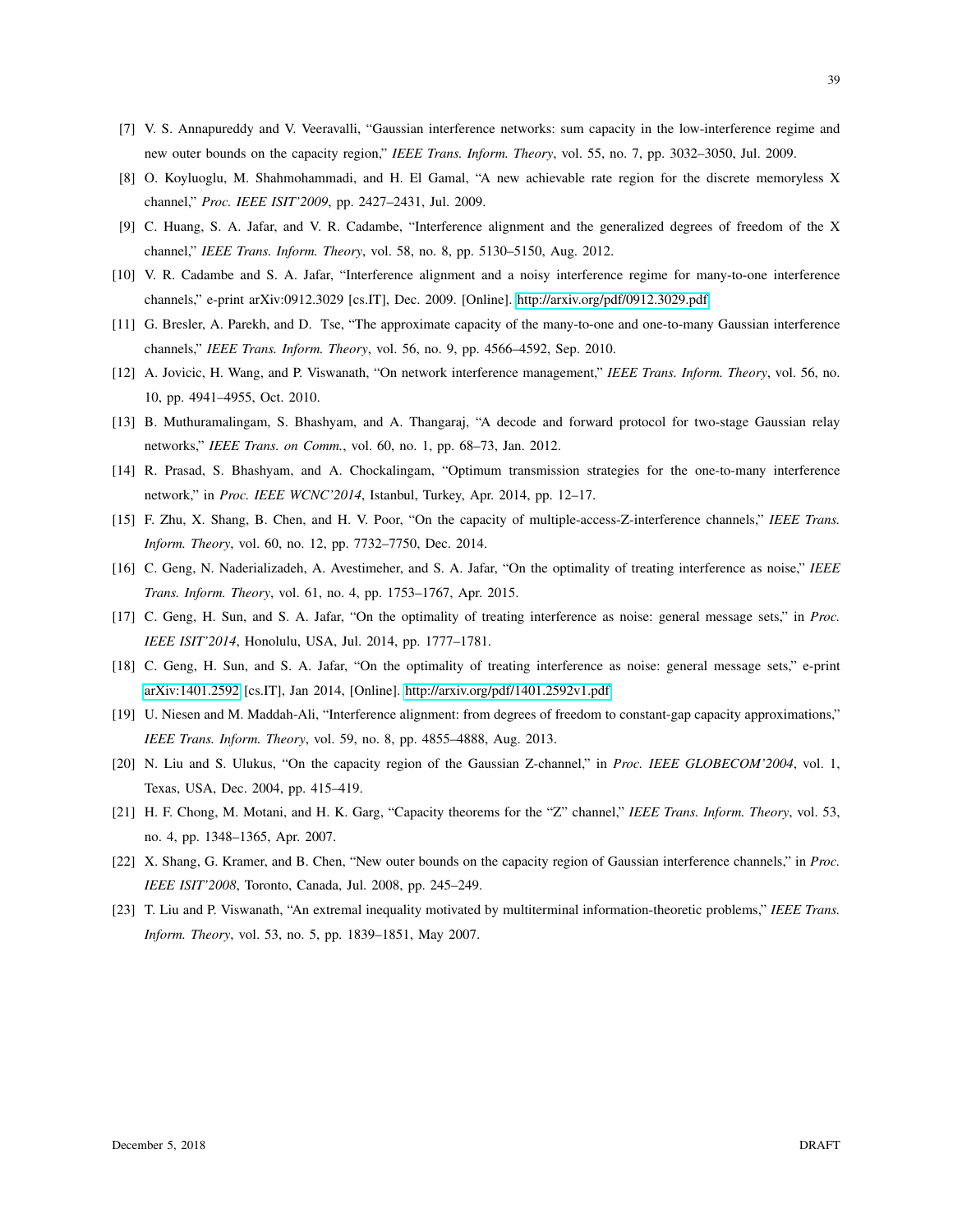[7] V. S. Annapureddy and V. Veeravalli, "Gaussian interference networks: sum capacity in the low-interference regime and new outer bounds on the capacity region," *IEEE Trans. Inform. Theory*, vol. 55, no. 7, pp. 3032–3050, Jul. 2009.

[8] O. Koyluoglu, M. Shahmohammadi, and H. El Gamal, "A new achievable rate region for the discrete memoryless X channel," *Proc. IEEE ISIT'2009*, pp. 2427–2431, Jul. 2009.

[9] C. Huang, S. A. Jafar, and V. R. Cadambe, "Interference alignment and the generalized degrees of freedom of the X channel," *IEEE Trans. Inform. Theory*, vol. 58, no. 8, pp. 5130–5150, Aug. 2012.

[10] V. R. Cadambe and S. A. Jafar, "Interference alignment and a noisy interference regime for many-to-one interference channels," e-print arXiv:0912.3029 [cs.IT], Dec. 2009. [Online]. http://arxiv.org/pdf/0912.3029.pdf

[11] G. Bresler, A. Parekh, and D. Tse, "The approximate capacity of the many-to-one and one-to-many Gaussian interference channels," *IEEE Trans. Inform. Theory*, vol. 56, no. 9, pp. 4566–4592, Sep. 2010.

[12] A. Jovicic, H. Wang, and P. Viswanath, "On network interference management," *IEEE Trans. Inform. Theory*, vol. 56, no. 10, pp. 4941–4955, Oct. 2010.

[13] B. Muthuramalingam, S. Bhashyam, and A. Thangaraj, "A decode and forward protocol for two-stage Gaussian relay networks," *IEEE Trans. on Comm.*, vol. 60, no. 1, pp. 68–73, Jan. 2012.

[14] R. Prasad, S. Bhashyam, and A. Chockalingam, "Optimum transmission strategies for the one-to-many interference network," in *Proc. IEEE WCNC'2014*, Istanbul, Turkey, Apr. 2014, pp. 12–17.

[15] F. Zhu, X. Shang, B. Chen, and H. V. Poor, "On the capacity of multiple-access-Z-interference channels," *IEEE Trans. Inform. Theory*, vol. 60, no. 12, pp. 7732–7750, Dec. 2014.

[16] C. Geng, N. Naderializadeh, A. Avestimeher, and S. A. Jafar, "On the optimality of treating interference as noise," *IEEE Trans. Inform. Theory*, vol. 61, no. 4, pp. 1753–1767, Apr. 2015.

[17] C. Geng, H. Sun, and S. A. Jafar, "On the optimality of treating interference as noise: general message sets," in *Proc. IEEE ISIT'2014*, Honolulu, USA, Jul. 2014, pp. 1777–1781.

[18] C. Geng, H. Sun, and S. A. Jafar, "On the optimality of treating interference as noise: general message sets," e-print arXiv:1401.2592 [cs.IT], Jan 2014, [Online]. http://arxiv.org/pdf/1401.2592v1.pdf

[19] U. Niesen and M. Maddah-Ali, "Interference alignment: from degrees of freedom to constant-gap capacity approximations," *IEEE Trans. Inform. Theory*, vol. 59, no. 8, pp. 4855–4888, Aug. 2013.

[20] N. Liu and S. Ulukus, "On the capacity region of the Gaussian Z-channel," in *Proc. IEEE GLOBECOM'2004*, vol. 1, Texas, USA, Dec. 2004, pp. 415–419.

[21] H. F. Chong, M. Motani, and H. K. Garg, "Capacity theorems for the "Z" channel," *IEEE Trans. Inform. Theory*, vol. 53, no. 4, pp. 1348–1365, Apr. 2007.

[22] X. Shang, G. Kramer, and B. Chen, "New outer bounds on the capacity region of Gaussian interference channels," in *Proc. IEEE ISIT'2008*, Toronto, Canada, Jul. 2008, pp. 245–249.

[23] T. Liu and P. Viswanath, "An extremal inequality motivated by multiterminal information-theoretic problems," *IEEE Trans. Inform. Theory*, vol. 53, no. 5, pp. 1839–1851, May 2007.